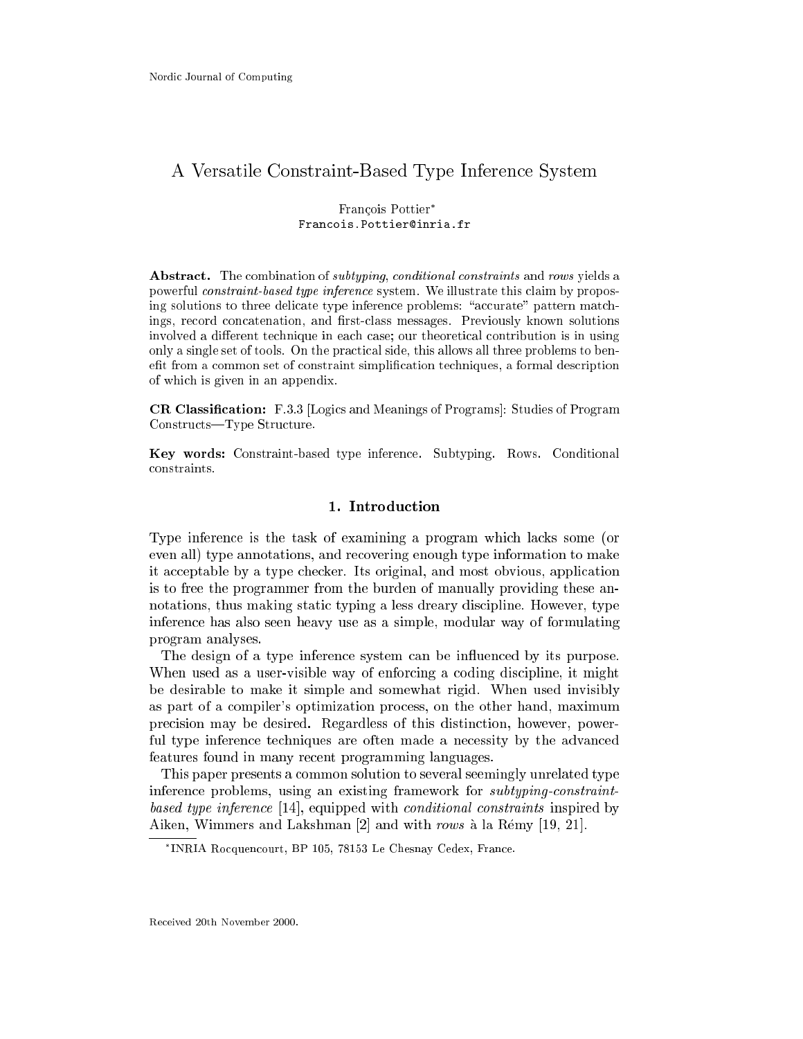# A Versatile Constraint-Based Type Inference System

François Pottier*
Francois.Pottier@inria.fr

**Abstract.** The combination of *subtyping*, *conditional constraints* and *rows* yields a powerful *constraint-based type inference* system. We illustrate this claim by proposing solutions to three delicate type inference problems: "accurate" pattern matchings, record concatenation, and first-class messages. Previously known solutions involved a different technique in each case; our theoretical contribution is in using only a single set of tools. On the practical side, this allows all three problems to benefit from a common set of constraint simplification techniques, a formal description of which is given in an appendix.

**CR Classification:** F.3.3 [Logics and Meanings of Programs]: Studies of Program Constructs—Type Structure.

**Key words:** Constraint-based type inference. Subtyping. Rows. Conditional constraints.

## 1. Introduction

Type inference is the task of examining a program which lacks some (or even all) type annotations, and recovering enough type information to make it acceptable by a type checker. Its original, and most obvious, application is to free the programmer from the burden of manually providing these annotations, thus making static typing a less dreary discipline. However, type inference has also seen heavy use as a simple, modular way of formulating program analyses.

The design of a type inference system can be influenced by its purpose. When used as a user-visible way of enforcing a coding discipline, it might be desirable to make it simple and somewhat rigid. When used invisibly as part of a compiler's optimization process, on the other hand, maximum precision may be desired. Regardless of this distinction, however, powerful type inference techniques are often made a necessity by the advanced features found in many recent programming languages.

This paper presents a common solution to several seemingly unrelated type inference problems, using an existing framework for *subtyping-constraint-based type inference* [14], equipped with *conditional constraints* inspired by Aiken, Wimmers and Lakshman [2] and with *rows* à la Rémy [19, 21].

*INRIA Rocquencourt, BP 105, 78153 Le Chesnay Cedex, France.

Received 20th November 2000.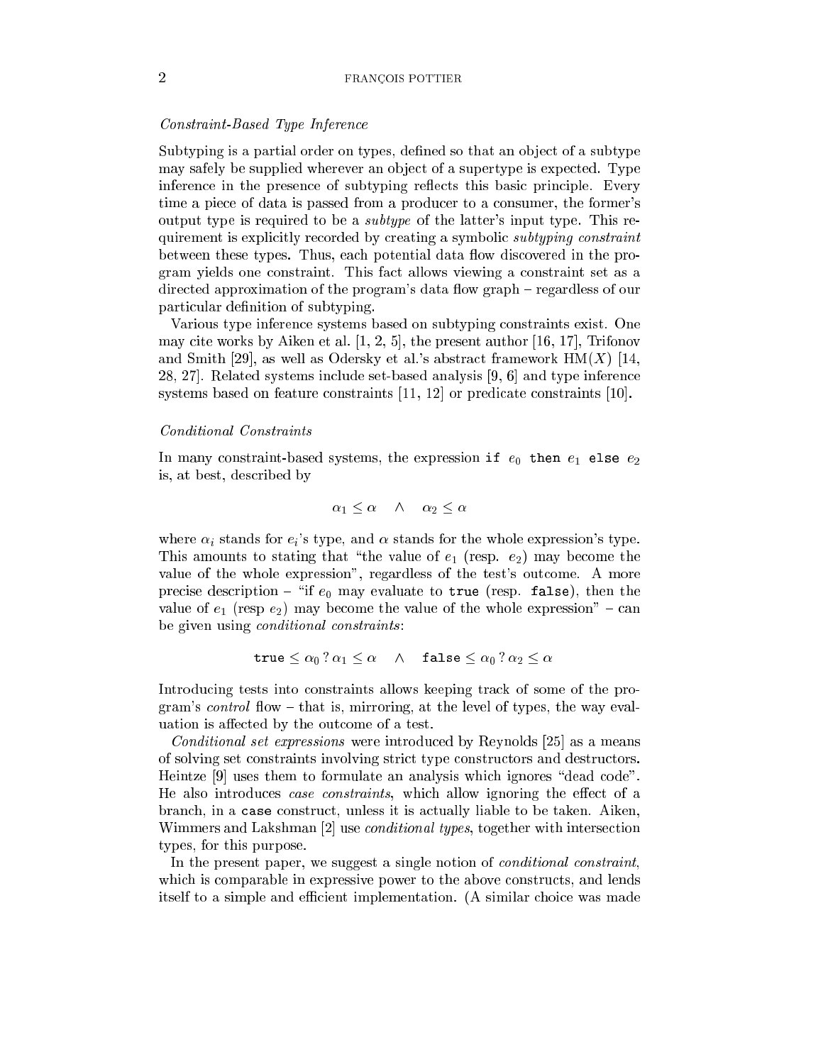*Constraint-Based Type Inference*

Subtyping is a partial order on types, defined so that an object of a subtype may safely be supplied wherever an object of a supertype is expected. Type inference in the presence of subtyping reflects this basic principle. Every time a piece of data is passed from a producer to a consumer, the former's output type is required to be a *subtype* of the latter's input type. This requirement is explicitly recorded by creating a symbolic *subtyping constraint* between these types. Thus, each potential data flow discovered in the program yields one constraint. This fact allows viewing a constraint set as a directed approximation of the program's data flow graph – regardless of our particular definition of subtyping.

Various type inference systems based on subtyping constraints exist. One may cite works by Aiken et al. [1, 2, 5], the present author [16, 17], Trifonov and Smith [29], as well as Odersky et al.'s abstract framework HM($X$) [14, 28, 27]. Related systems include set-based analysis [9, 6] and type inference systems based on feature constraints [11, 12] or predicate constraints [10].

*Conditional Constraints*

In many constraint-based systems, the expression `if` $e_0$ `then` $e_1$ `else` $e_2$ is, at best, described by

$$\alpha_1 \leq \alpha \quad \wedge \quad \alpha_2 \leq \alpha$$

where $\alpha_i$ stands for $e_i$'s type, and $\alpha$ stands for the whole expression's type. This amounts to stating that "the value of $e_1$ (resp. $e_2$) may become the value of the whole expression", regardless of the test's outcome. A more precise description – "if $e_0$ may evaluate to `true` (resp. `false`), then the value of $e_1$ (resp $e_2$) may become the value of the whole expression" – can be given using *conditional constraints*:

$$\texttt{true} \leq \alpha_0 \,?\, \alpha_1 \leq \alpha \quad \wedge \quad \texttt{false} \leq \alpha_0 \,?\, \alpha_2 \leq \alpha$$

Introducing tests into constraints allows keeping track of some of the program's *control* flow – that is, mirroring, at the level of types, the way evaluation is affected by the outcome of a test.

*Conditional set expressions* were introduced by Reynolds [25] as a means of solving set constraints involving strict type constructors and destructors. Heintze [9] uses them to formulate an analysis which ignores "dead code". He also introduces *case constraints*, which allow ignoring the effect of a branch, in a `case` construct, unless it is actually liable to be taken. Aiken, Wimmers and Lakshman [2] use *conditional types*, together with intersection types, for this purpose.

In the present paper, we suggest a single notion of *conditional constraint*, which is comparable in expressive power to the above constructs, and lends itself to a simple and efficient implementation. (A similar choice was made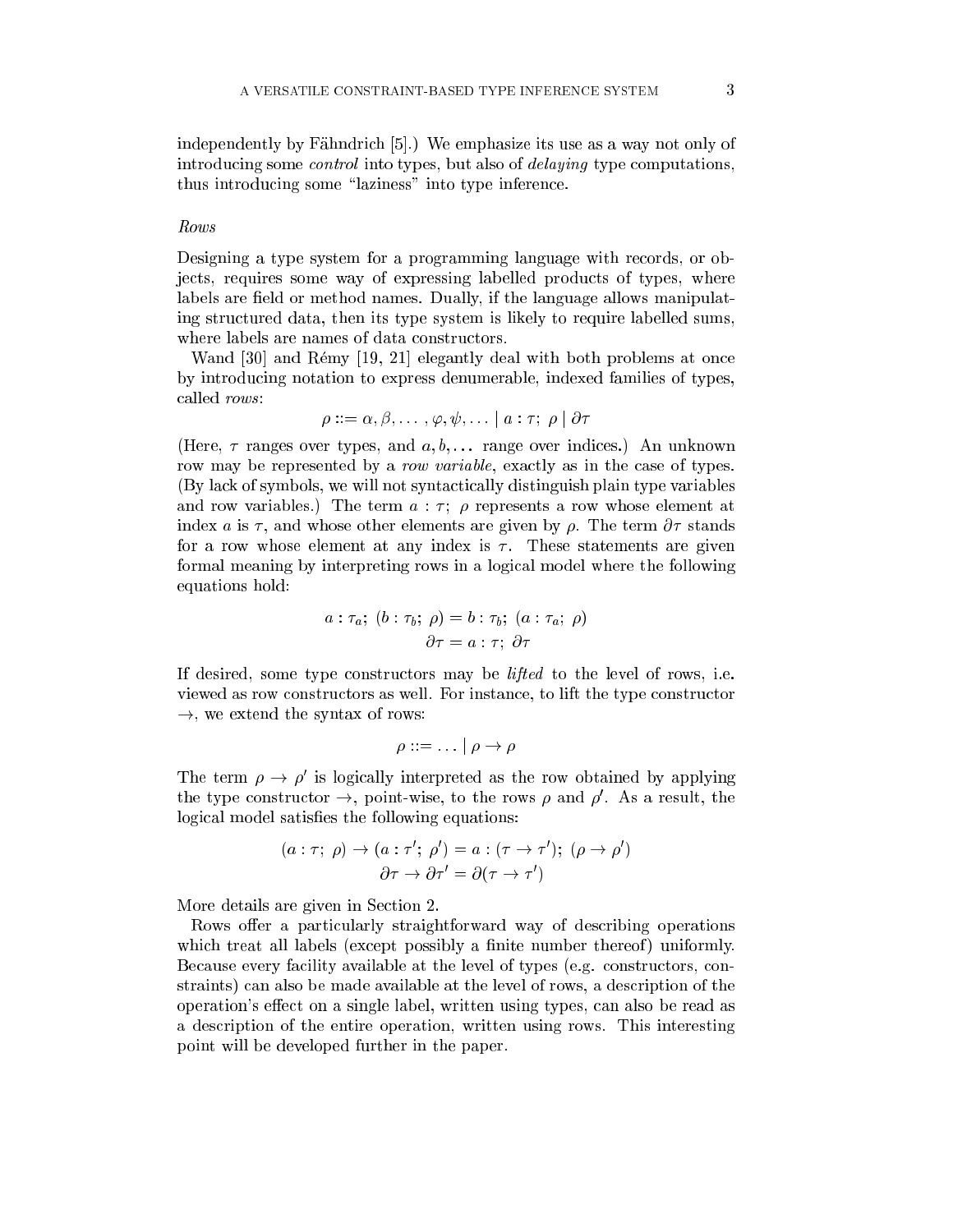independently by Fähndrich [5].) We emphasize its use as a way not only of introducing some *control* into types, but also of *delaying* type computations, thus introducing some "laziness" into type inference.

*Rows*

Designing a type system for a programming language with records, or objects, requires some way of expressing labelled products of types, where labels are field or method names. Dually, if the language allows manipulating structured data, then its type system is likely to require labelled sums, where labels are names of data constructors.

Wand [30] and Rémy [19, 21] elegantly deal with both problems at once by introducing notation to express denumerable, indexed families of types, called *rows*:

$$\rho ::= \alpha, \beta, \ldots, \varphi, \psi, \ldots \mid a : \tau;\ \rho \mid \partial\tau$$

(Here, $\tau$ ranges over types, and $a, b, \ldots$ range over indices.) An unknown row may be represented by a *row variable*, exactly as in the case of types. (By lack of symbols, we will not syntactically distinguish plain type variables and row variables.) The term $a : \tau;\ \rho$ represents a row whose element at index $a$ is $\tau$, and whose other elements are given by $\rho$. The term $\partial\tau$ stands for a row whose element at any index is $\tau$. These statements are given formal meaning by interpreting rows in a logical model where the following equations hold:

$$a : \tau_a;\ (b : \tau_b;\ \rho) = b : \tau_b;\ (a : \tau_a;\ \rho)$$
$$\partial\tau = a : \tau;\ \partial\tau$$

If desired, some type constructors may be *lifted* to the level of rows, i.e. viewed as row constructors as well. For instance, to lift the type constructor $\rightarrow$, we extend the syntax of rows:

$$\rho ::= \ldots \mid \rho \rightarrow \rho$$

The term $\rho \rightarrow \rho'$ is logically interpreted as the row obtained by applying the type constructor $\rightarrow$, point-wise, to the rows $\rho$ and $\rho'$. As a result, the logical model satisfies the following equations:

$$(a : \tau;\ \rho) \rightarrow (a : \tau';\ \rho') = a : (\tau \rightarrow \tau');\ (\rho \rightarrow \rho')$$
$$\partial\tau \rightarrow \partial\tau' = \partial(\tau \rightarrow \tau')$$

More details are given in Section 2.

Rows offer a particularly straightforward way of describing operations which treat all labels (except possibly a finite number thereof) uniformly. Because every facility available at the level of types (e.g. constructors, constraints) can also be made available at the level of rows, a description of the operation's effect on a single label, written using types, can also be read as a description of the entire operation, written using rows. This interesting point will be developed further in the paper.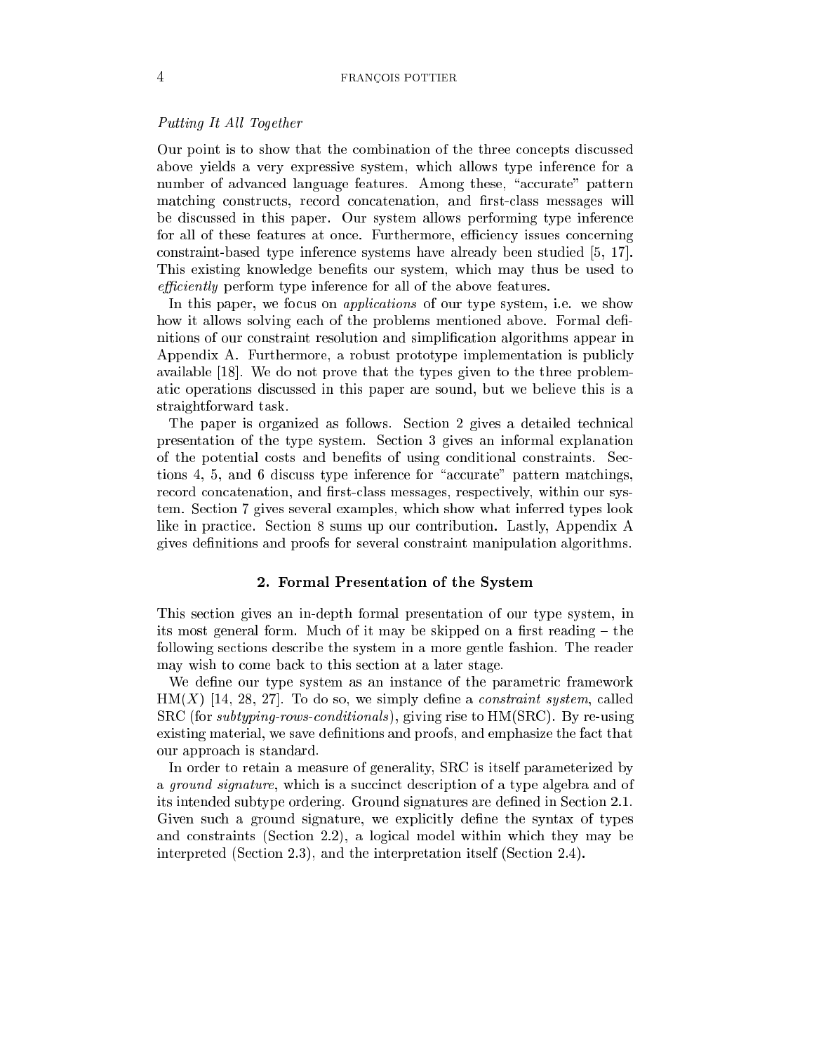*Putting It All Together*

Our point is to show that the combination of the three concepts discussed above yields a very expressive system, which allows type inference for a number of advanced language features. Among these, "accurate" pattern matching constructs, record concatenation, and first-class messages will be discussed in this paper. Our system allows performing type inference for all of these features at once. Furthermore, efficiency issues concerning constraint-based type inference systems have already been studied [5, 17]. This existing knowledge benefits our system, which may thus be used to *efficiently* perform type inference for all of the above features.

In this paper, we focus on *applications* of our type system, i.e. we show how it allows solving each of the problems mentioned above. Formal definitions of our constraint resolution and simplification algorithms appear in Appendix A. Furthermore, a robust prototype implementation is publicly available [18]. We do not prove that the types given to the three problematic operations discussed in this paper are sound, but we believe this is a straightforward task.

The paper is organized as follows. Section 2 gives a detailed technical presentation of the type system. Section 3 gives an informal explanation of the potential costs and benefits of using conditional constraints. Sections 4, 5, and 6 discuss type inference for "accurate" pattern matchings, record concatenation, and first-class messages, respectively, within our system. Section 7 gives several examples, which show what inferred types look like in practice. Section 8 sums up our contribution. Lastly, Appendix A gives definitions and proofs for several constraint manipulation algorithms.

## 2. Formal Presentation of the System

This section gives an in-depth formal presentation of our type system, in its most general form. Much of it may be skipped on a first reading – the following sections describe the system in a more gentle fashion. The reader may wish to come back to this section at a later stage.

We define our type system as an instance of the parametric framework HM($X$) [14, 28, 27]. To do so, we simply define a *constraint system*, called SRC (for *subtyping-rows-conditionals*), giving rise to HM(SRC). By re-using existing material, we save definitions and proofs, and emphasize the fact that our approach is standard.

In order to retain a measure of generality, SRC is itself parameterized by a *ground signature*, which is a succinct description of a type algebra and of its intended subtype ordering. Ground signatures are defined in Section 2.1. Given such a ground signature, we explicitly define the syntax of types and constraints (Section 2.2), a logical model within which they may be interpreted (Section 2.3), and the interpretation itself (Section 2.4).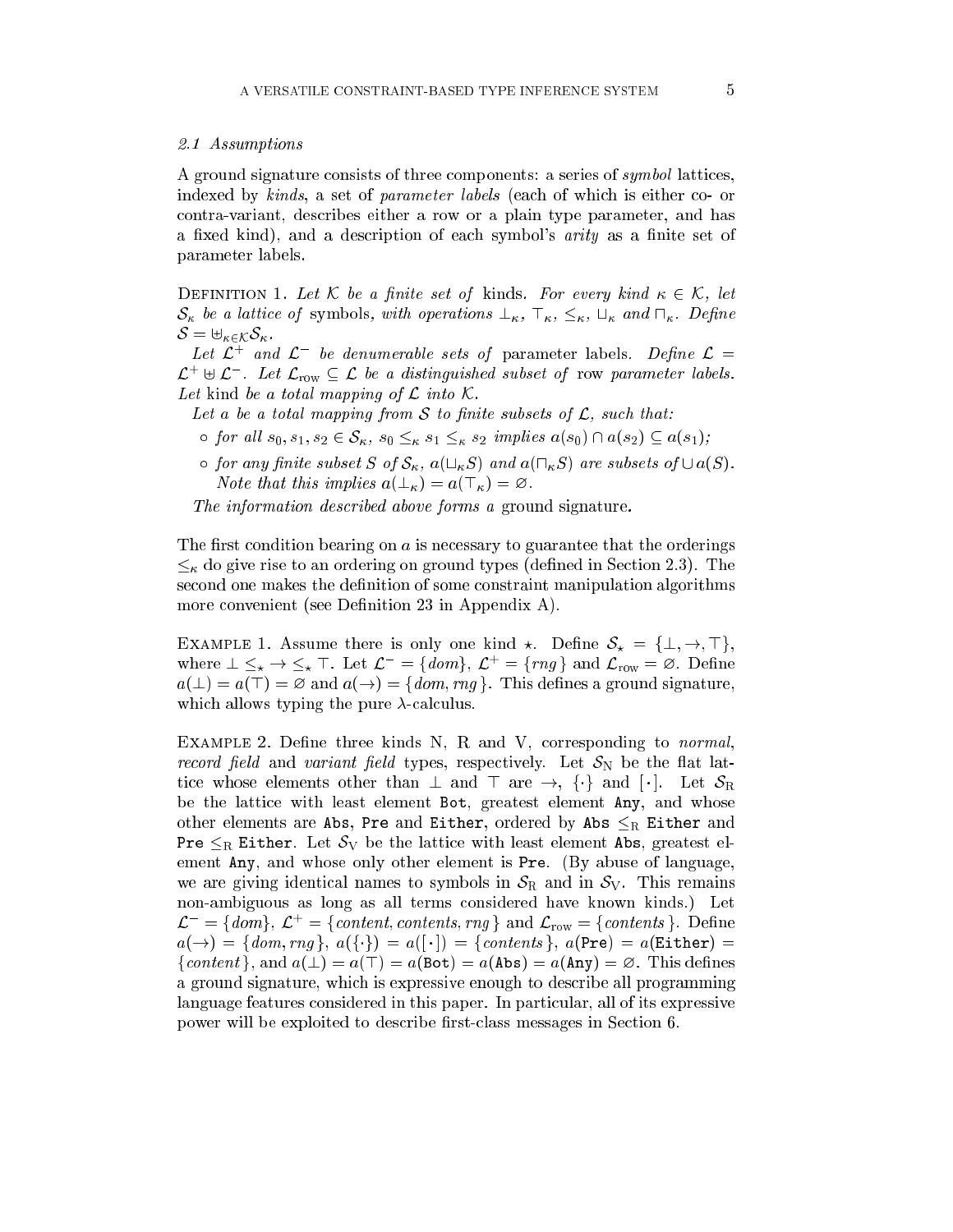### 2.1 Assumptions

A ground signature consists of three components: a series of *symbol* lattices, indexed by *kinds*, a set of *parameter labels* (each of which is either co- or contra-variant, describes either a row or a plain type parameter, and has a fixed kind), and a description of each symbol's *arity* as a finite set of parameter labels.

DEFINITION 1. *Let $\mathcal{K}$ be a finite set of* kinds. *For every kind $\kappa \in \mathcal{K}$, let $\mathcal{S}_\kappa$ be a lattice of* symbols, *with operations $\bot_\kappa$, $\top_\kappa$, $\leq_\kappa$, $\sqcup_\kappa$ and $\sqcap_\kappa$. Define $\mathcal{S} = \uplus_{\kappa \in \mathcal{K}} \mathcal{S}_\kappa$.*

*Let $\mathcal{L}^+$ and $\mathcal{L}^-$ be denumerable sets of* parameter labels. *Define $\mathcal{L} = \mathcal{L}^+ \uplus \mathcal{L}^-$. Let $\mathcal{L}_{\mathrm{row}} \subseteq \mathcal{L}$ be a distinguished subset of* row parameter labels. *Let* kind *be a total mapping of $\mathcal{L}$ into $\mathcal{K}$.*

*Let $a$ be a total mapping from $\mathcal{S}$ to finite subsets of $\mathcal{L}$, such that:*

- *for all $s_0, s_1, s_2 \in \mathcal{S}_\kappa$, $s_0 \leq_\kappa s_1 \leq_\kappa s_2$ implies $a(s_0) \cap a(s_2) \subseteq a(s_1)$;*
- *for any finite subset $S$ of $\mathcal{S}_\kappa$, $a(\sqcup_\kappa S)$ and $a(\sqcap_\kappa S)$ are subsets of $\cup a(S)$. Note that this implies $a(\bot_\kappa) = a(\top_\kappa) = \varnothing$.*

*The information described above forms a* ground signature.

The first condition bearing on $a$ is necessary to guarantee that the orderings $\leq_\kappa$ do give rise to an ordering on ground types (defined in Section 2.3). The second one makes the definition of some constraint manipulation algorithms more convenient (see Definition 23 in Appendix A).

EXAMPLE 1. Assume there is only one kind $\star$. Define $\mathcal{S}_\star = \{\bot, \rightarrow, \top\}$, where $\bot \leq_\star \rightarrow \leq_\star \top$. Let $\mathcal{L}^- = \{dom\}$, $\mathcal{L}^+ = \{rng\}$ and $\mathcal{L}_{\mathrm{row}} = \varnothing$. Define $a(\bot) = a(\top) = \varnothing$ and $a(\rightarrow) = \{dom, rng\}$. This defines a ground signature, which allows typing the pure $\lambda$-calculus.

EXAMPLE 2. Define three kinds N, R and V, corresponding to *normal*, *record field* and *variant field* types, respectively. Let $\mathcal{S}_{\mathrm{N}}$ be the flat lattice whose elements other than $\bot$ and $\top$ are $\rightarrow$, $\{\cdot\}$ and $[\cdot]$. Let $\mathcal{S}_{\mathrm{R}}$ be the lattice with least element `Bot`, greatest element `Any`, and whose other elements are `Abs`, `Pre` and `Either`, ordered by `Abs` $\leq_{\mathrm{R}}$ `Either` and `Pre` $\leq_{\mathrm{R}}$ `Either`. Let $\mathcal{S}_{\mathrm{V}}$ be the lattice with least element `Abs`, greatest element `Any`, and whose only other element is `Pre`. (By abuse of language, we are giving identical names to symbols in $\mathcal{S}_{\mathrm{R}}$ and in $\mathcal{S}_{\mathrm{V}}$. This remains non-ambiguous as long as all terms considered have known kinds.) Let $\mathcal{L}^- = \{dom\}$, $\mathcal{L}^+ = \{content, contents, rng\}$ and $\mathcal{L}_{\mathrm{row}} = \{contents\}$. Define $a(\rightarrow) = \{dom, rng\}$, $a(\{\cdot\}) = a([\cdot]) = \{contents\}$, $a($`Pre`$) = a($`Either`$) = \{content\}$, and $a(\bot) = a(\top) = a($`Bot`$) = a($`Abs`$) = a($`Any`$) = \varnothing$. This defines a ground signature, which is expressive enough to describe all programming language features considered in this paper. In particular, all of its expressive power will be exploited to describe first-class messages in Section 6.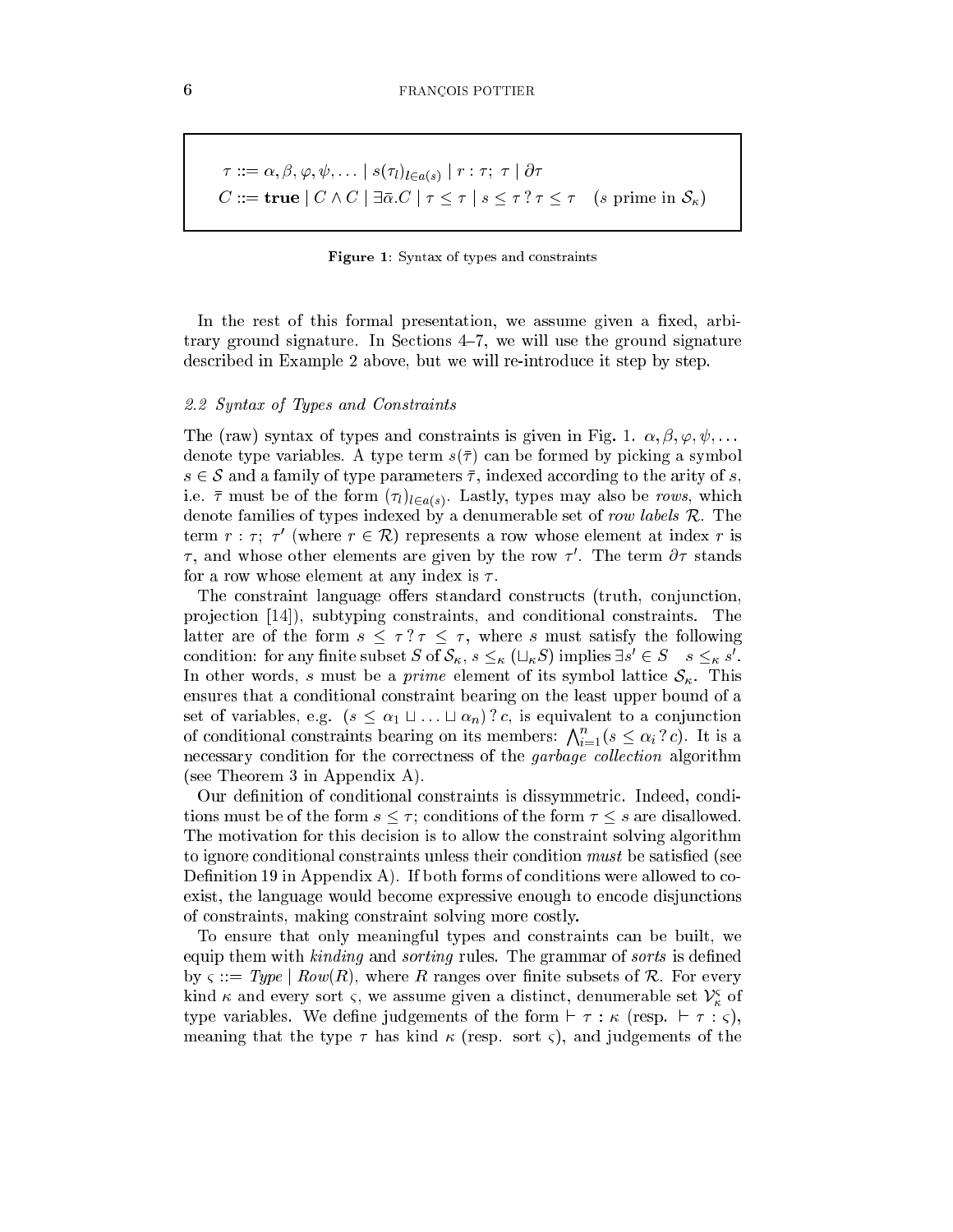$$\tau ::= \alpha, \beta, \varphi, \psi, \ldots \mid s(\tau_l)_{l \in a(s)} \mid r : \tau;\ \tau \mid \partial\tau$$

$$C ::= \mathbf{true} \mid C \wedge C \mid \exists\bar{\alpha}.C \mid \tau \leq \tau \mid s \leq \tau \mathrel{?} \tau \leq \tau \quad (s \text{ prime in } \mathcal{S}_\kappa)$$

**Figure 1**: Syntax of types and constraints

In the rest of this formal presentation, we assume given a fixed, arbitrary ground signature. In Sections 4–7, we will use the ground signature described in Example 2 above, but we will re-introduce it step by step.

### *2.2 Syntax of Types and Constraints*

The (raw) syntax of types and constraints is given in Fig. 1. $\alpha, \beta, \varphi, \psi, \ldots$ denote type variables. A type term $s(\bar{\tau})$ can be formed by picking a symbol $s \in \mathcal{S}$ and a family of type parameters $\bar{\tau}$, indexed according to the arity of $s$, i.e. $\bar{\tau}$ must be of the form $(\tau_l)_{l \in a(s)}$. Lastly, types may also be *rows*, which denote families of types indexed by a denumerable set of *row labels* $\mathcal{R}$. The term $r : \tau;\ \tau'$ (where $r \in \mathcal{R}$) represents a row whose element at index $r$ is $\tau$, and whose other elements are given by the row $\tau'$. The term $\partial\tau$ stands for a row whose element at any index is $\tau$.

The constraint language offers standard constructs (truth, conjunction, projection [14]), subtyping constraints, and conditional constraints. The latter are of the form $s \leq \tau \mathrel{?} \tau \leq \tau$, where $s$ must satisfy the following condition: for any finite subset $S$ of $\mathcal{S}_\kappa$, $s \leq_\kappa (\sqcup_\kappa S)$ implies $\exists s' \in S \quad s \leq_\kappa s'$. In other words, $s$ must be a *prime* element of its symbol lattice $\mathcal{S}_\kappa$. This ensures that a conditional constraint bearing on the least upper bound of a set of variables, e.g. $(s \leq \alpha_1 \sqcup \ldots \sqcup \alpha_n) \mathrel{?} c$, is equivalent to a conjunction of conditional constraints bearing on its members: $\bigwedge_{i=1}^{n}(s \leq \alpha_i \mathrel{?} c)$. It is a necessary condition for the correctness of the *garbage collection* algorithm (see Theorem 3 in Appendix A).

Our definition of conditional constraints is dissymmetric. Indeed, conditions must be of the form $s \leq \tau$; conditions of the form $\tau \leq s$ are disallowed. The motivation for this decision is to allow the constraint solving algorithm to ignore conditional constraints unless their condition *must* be satisfied (see Definition 19 in Appendix A). If both forms of conditions were allowed to co-exist, the language would become expressive enough to encode disjunctions of constraints, making constraint solving more costly.

To ensure that only meaningful types and constraints can be built, we equip them with *kinding* and *sorting* rules. The grammar of *sorts* is defined by $\varsigma ::= \mathit{Type} \mid \mathit{Row}(R)$, where $R$ ranges over finite subsets of $\mathcal{R}$. For every kind $\kappa$ and every sort $\varsigma$, we assume given a distinct, denumerable set $\mathcal{V}^{\varsigma}_{\kappa}$ of type variables. We define judgements of the form $\vdash \tau : \kappa$ (resp. $\vdash \tau : \varsigma$), meaning that the type $\tau$ has kind $\kappa$ (resp. sort $\varsigma$), and judgements of the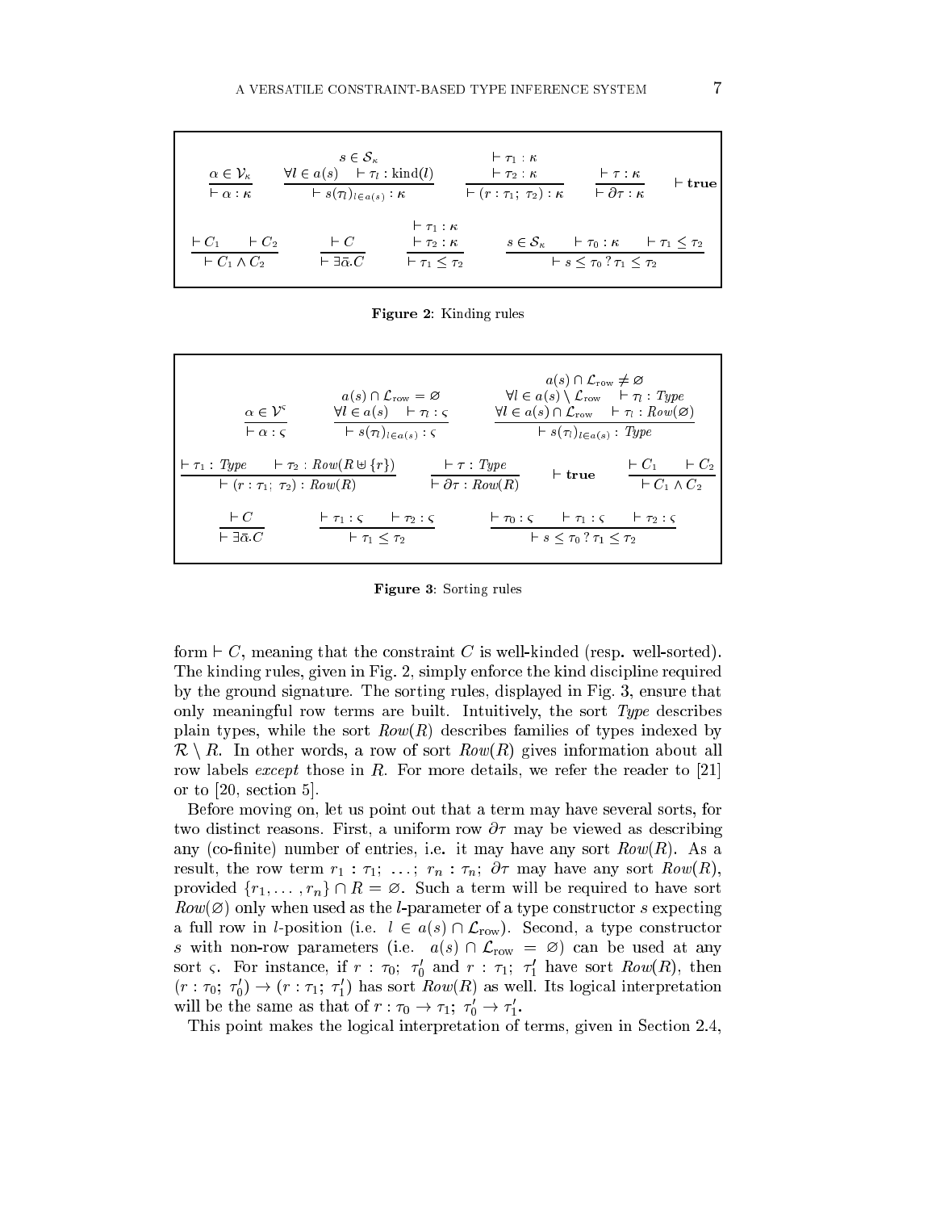$$
\frac{\alpha \in \mathcal{V}_\kappa}{\vdash \alpha : \kappa}
\qquad
\frac{s \in \mathcal{S}_\kappa \quad \forall l \in a(s) \quad \vdash \tau_l : \mathrm{kind}(l)}{\vdash s(\tau_l)_{l \in a(s)} : \kappa}
\qquad
\frac{\vdash \tau_1 : \kappa \quad \vdash \tau_2 : \kappa}{\vdash (r : \tau_1;\ \tau_2) : \kappa}
\qquad
\frac{\vdash \tau : \kappa}{\vdash \partial\tau : \kappa}
\qquad
\vdash \mathbf{true}
$$

$$
\frac{\vdash C_1 \quad \vdash C_2}{\vdash C_1 \wedge C_2}
\qquad
\frac{\vdash C}{\vdash \exists\bar{\alpha}.C}
\qquad
\frac{\vdash \tau_1 : \kappa \quad \vdash \tau_2 : \kappa}{\vdash \tau_1 \leq \tau_2}
\qquad
\frac{s \in \mathcal{S}_\kappa \quad \vdash \tau_0 : \kappa \quad \vdash \tau_1 \leq \tau_2}{\vdash s \leq \tau_0 \mathrel{?} \tau_1 \leq \tau_2}
$$

**Figure 2**: Kinding rules

$$
\frac{\alpha \in \mathcal{V}^\varsigma}{\vdash \alpha : \varsigma}
\qquad
\frac{a(s) \cap \mathcal{L}_{\mathrm{row}} = \varnothing \quad \forall l \in a(s) \quad \vdash \tau_l : \varsigma}{\vdash s(\tau_l)_{l \in a(s)} : \varsigma}
\qquad
\frac{a(s) \cap \mathcal{L}_{\mathrm{row}} \neq \varnothing \quad \forall l \in a(s) \setminus \mathcal{L}_{\mathrm{row}} \quad \vdash \tau_l : \mathit{Type} \quad \forall l \in a(s) \cap \mathcal{L}_{\mathrm{row}} \quad \vdash \tau_l : \mathit{Row}(\varnothing)}{\vdash s(\tau_l)_{l \in a(s)} : \mathit{Type}}
$$

$$
\frac{\vdash \tau_1 : \mathit{Type} \quad \vdash \tau_2 : \mathit{Row}(R \uplus \{r\})}{\vdash (r : \tau_1;\ \tau_2) : \mathit{Row}(R)}
\qquad
\frac{\vdash \tau : \mathit{Type}}{\vdash \partial\tau : \mathit{Row}(R)}
\qquad
\vdash \mathbf{true}
\qquad
\frac{\vdash C_1 \quad \vdash C_2}{\vdash C_1 \wedge C_2}
$$

$$
\frac{\vdash C}{\vdash \exists\bar{\alpha}.C}
\qquad
\frac{\vdash \tau_1 : \varsigma \quad \vdash \tau_2 : \varsigma}{\vdash \tau_1 \leq \tau_2}
\qquad
\frac{\vdash \tau_0 : \varsigma \quad \vdash \tau_1 : \varsigma \quad \vdash \tau_2 : \varsigma}{\vdash s \leq \tau_0 \mathrel{?} \tau_1 \leq \tau_2}
$$

**Figure 3**: Sorting rules

form $\vdash C$, meaning that the constraint $C$ is well-kinded (resp. well-sorted). The kinding rules, given in Fig. 2, simply enforce the kind discipline required by the ground signature. The sorting rules, displayed in Fig. 3, ensure that only meaningful row terms are built. Intuitively, the sort *Type* describes plain types, while the sort $\mathit{Row}(R)$ describes families of types indexed by $\mathcal{R} \setminus R$. In other words, a row of sort $\mathit{Row}(R)$ gives information about all row labels *except* those in $R$. For more details, we refer the reader to [21] or to [20, section 5].

Before moving on, let us point out that a term may have several sorts, for two distinct reasons. First, a uniform row $\partial\tau$ may be viewed as describing any (co-finite) number of entries, i.e. it may have any sort $\mathit{Row}(R)$. As a result, the row term $r_1 : \tau_1;\ \ldots;\ r_n : \tau_n;\ \partial\tau$ may have any sort $\mathit{Row}(R)$, provided $\{r_1, \ldots, r_n\} \cap R = \varnothing$. Such a term will be required to have sort $\mathit{Row}(\varnothing)$ only when used as the $l$-parameter of a type constructor $s$ expecting a full row in $l$-position (i.e. $l \in a(s) \cap \mathcal{L}_{\mathrm{row}}$). Second, a type constructor $s$ with non-row parameters (i.e. $a(s) \cap \mathcal{L}_{\mathrm{row}} = \varnothing$) can be used at any sort $\varsigma$. For instance, if $r : \tau_0;\ \tau_0'$ and $r : \tau_1;\ \tau_1'$ have sort $\mathit{Row}(R)$, then $(r : \tau_0;\ \tau_0') \rightarrow (r : \tau_1;\ \tau_1')$ has sort $\mathit{Row}(R)$ as well. Its logical interpretation will be the same as that of $r : \tau_0 \rightarrow \tau_1;\ \tau_0' \rightarrow \tau_1'$.

This point makes the logical interpretation of terms, given in Section 2.4,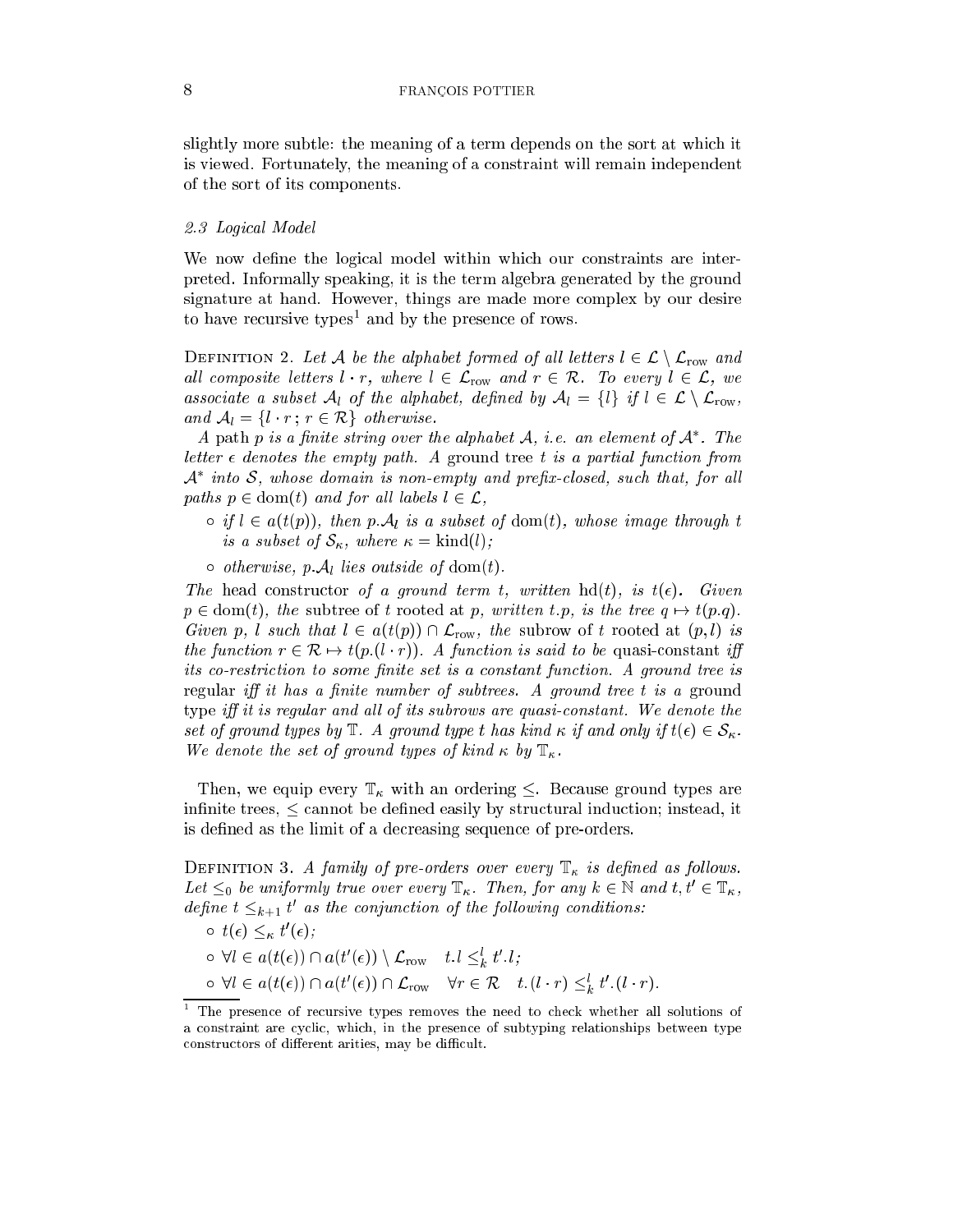slightly more subtle: the meaning of a term depends on the sort at which it is viewed. Fortunately, the meaning of a constraint will remain independent of the sort of its components.

### 2.3 Logical Model

We now define the logical model within which our constraints are interpreted. Informally speaking, it is the term algebra generated by the ground signature at hand. However, things are made more complex by our desire to have recursive types[1] and by the presence of rows.

Definition 2. *Let $\mathcal{A}$ be the alphabet formed of all letters $l \in \mathcal{L} \setminus \mathcal{L}_{\mathrm{row}}$ and all composite letters $l \cdot r$, where $l \in \mathcal{L}_{\mathrm{row}}$ and $r \in \mathcal{R}$. To every $l \in \mathcal{L}$, we associate a subset $\mathcal{A}_l$ of the alphabet, defined by $\mathcal{A}_l = \{l\}$ if $l \in \mathcal{L} \setminus \mathcal{L}_{\mathrm{row}}$, and $\mathcal{A}_l = \{l \cdot r \,;\, r \in \mathcal{R}\}$ otherwise.*

*A* path *$p$ is a finite string over the alphabet $\mathcal{A}$, i.e. an element of $\mathcal{A}^*$. The letter $\epsilon$ denotes the empty path. A* ground tree *$t$ is a partial function from $\mathcal{A}^*$ into $\mathcal{S}$, whose domain is non-empty and prefix-closed, such that, for all paths $p \in \mathrm{dom}(t)$ and for all labels $l \in \mathcal{L}$,*

- *if $l \in a(t(p))$, then $p.\mathcal{A}_l$ is a subset of $\mathrm{dom}(t)$, whose image through $t$ is a subset of $\mathcal{S}_\kappa$, where $\kappa = \mathrm{kind}(l)$;*
- *otherwise, $p.\mathcal{A}_l$ lies outside of $\mathrm{dom}(t)$.*

*The* head constructor *of a ground term $t$, written $\mathrm{hd}(t)$, is $t(\epsilon)$. Given $p \in \mathrm{dom}(t)$, the* subtree of $t$ rooted at $p$, *written $t.p$, is the tree $q \mapsto t(p.q)$. Given $p$, $l$ such that $l \in a(t(p)) \cap \mathcal{L}_{\mathrm{row}}$, the* subrow of $t$ rooted at $(p, l)$ *is the function $r \in \mathcal{R} \mapsto t(p.(l \cdot r))$. A function is said to be* quasi-constant *iff its co-restriction to some finite set is a constant function. A ground tree is* regular *iff it has a finite number of subtrees. A ground tree $t$ is a* ground type *iff it is regular and all of its subrows are quasi-constant. We denote the set of ground types by $\mathbb{T}$. A ground type $t$ has kind $\kappa$ if and only if $t(\epsilon) \in \mathcal{S}_\kappa$. We denote the set of ground types of kind $\kappa$ by $\mathbb{T}_\kappa$.*

Then, we equip every $\mathbb{T}_\kappa$ with an ordering $\leq$. Because ground types are infinite trees, $\leq$ cannot be defined easily by structural induction; instead, it is defined as the limit of a decreasing sequence of pre-orders.

Definition 3. *A family of pre-orders over every $\mathbb{T}_\kappa$ is defined as follows. Let $\leq_0$ be uniformly true over every $\mathbb{T}_\kappa$. Then, for any $k \in \mathbb{N}$ and $t, t' \in \mathbb{T}_\kappa$, define $t \leq_{k+1} t'$ as the conjunction of the following conditions:*

- *$t(\epsilon) \leq_\kappa t'(\epsilon)$;*
- *$\forall l \in a(t(\epsilon)) \cap a(t'(\epsilon)) \setminus \mathcal{L}_{\mathrm{row}} \quad t.l \leq^l_k t'.l$;*
- *$\forall l \in a(t(\epsilon)) \cap a(t'(\epsilon)) \cap \mathcal{L}_{\mathrm{row}} \quad \forall r \in \mathcal{R} \quad t.(l \cdot r) \leq^l_k t'.(l \cdot r)$.*

[1] The presence of recursive types removes the need to check whether all solutions of a constraint are cyclic, which, in the presence of subtyping relationships between type constructors of different arities, may be difficult.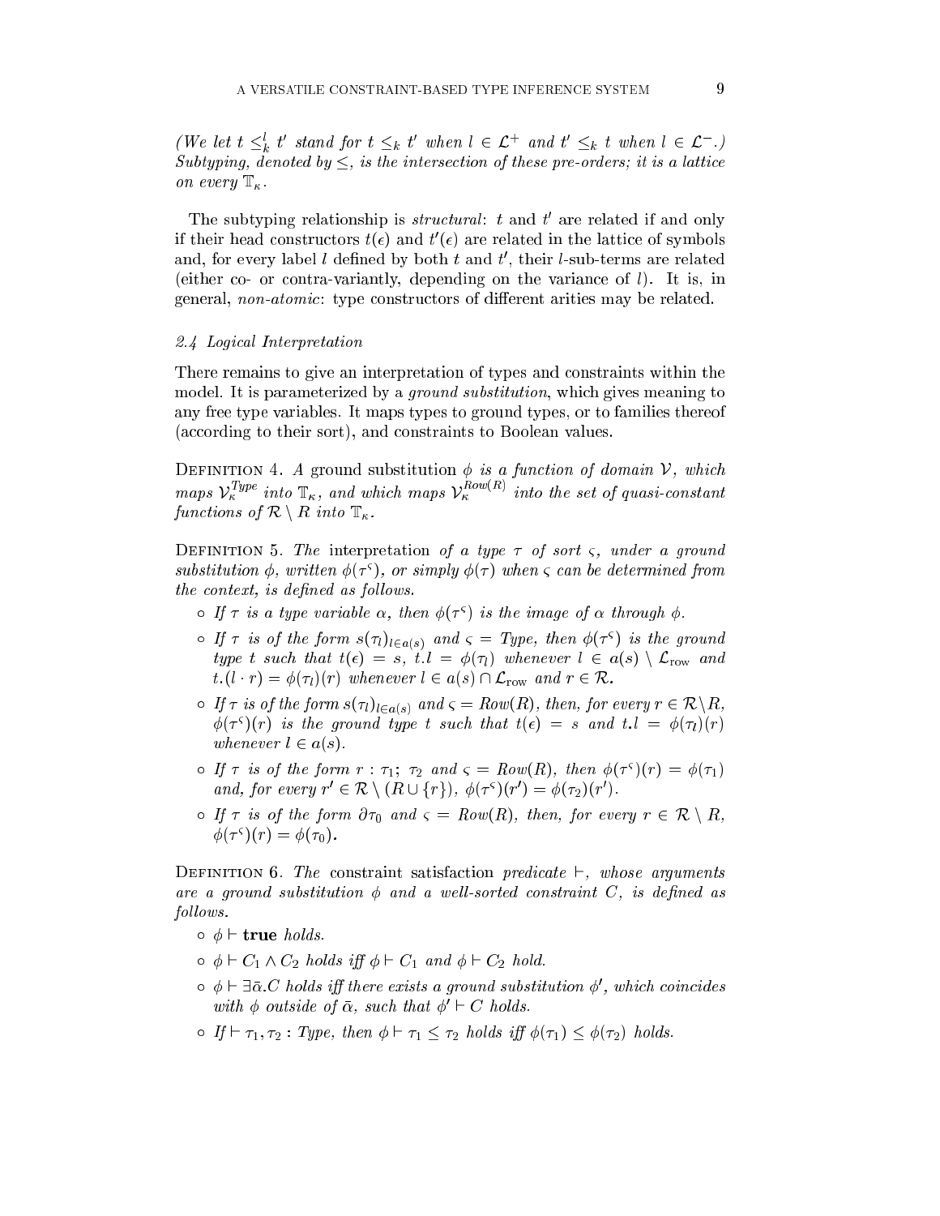(We let $t \leq_k^l t'$ stand for $t \leq_k t'$ when $l \in \mathcal{L}^+$ and $t' \leq_k t$ when $l \in \mathcal{L}^-$.) Subtyping, denoted by $\leq$, is the intersection of these pre-orders; it is a lattice on every $\mathbb{T}_\kappa$.

The subtyping relationship is *structural*: $t$ and $t'$ are related if and only if their head constructors $t(\epsilon)$ and $t'(\epsilon)$ are related in the lattice of symbols and, for every label $l$ defined by both $t$ and $t'$, their $l$-sub-terms are related (either co- or contra-variantly, depending on the variance of $l$). It is, in general, *non-atomic*: type constructors of different arities may be related.

### 2.4 Logical Interpretation

There remains to give an interpretation of types and constraints within the model. It is parameterized by a *ground substitution*, which gives meaning to any free type variables. It maps types to ground types, or to families thereof (according to their sort), and constraints to Boolean values.

Definition 4. *A* ground substitution $\phi$ *is a function of domain $\mathcal{V}$, which maps $\mathcal{V}_\kappa^{Type}$ into $\mathbb{T}_\kappa$, and which maps $\mathcal{V}_\kappa^{Row(R)}$ into the set of quasi-constant functions of $\mathcal{R} \setminus R$ into $\mathbb{T}_\kappa$.*

Definition 5. *The* interpretation *of a type $\tau$ of sort $\varsigma$, under a ground substitution $\phi$, written $\phi(\tau^\varsigma)$, or simply $\phi(\tau)$ when $\varsigma$ can be determined from the context, is defined as follows.*

- *If $\tau$ is a type variable $\alpha$, then $\phi(\tau^\varsigma)$ is the image of $\alpha$ through $\phi$.*
- *If $\tau$ is of the form $s(\tau_l)_{l \in a(s)}$ and $\varsigma = Type$, then $\phi(\tau^\varsigma)$ is the ground type $t$ such that $t(\epsilon) = s$, $t.l = \phi(\tau_l)$ whenever $l \in a(s) \setminus \mathcal{L}_{\text{row}}$ and $t.(l \cdot r) = \phi(\tau_l)(r)$ whenever $l \in a(s) \cap \mathcal{L}_{\text{row}}$ and $r \in \mathcal{R}$.*
- *If $\tau$ is of the form $s(\tau_l)_{l \in a(s)}$ and $\varsigma = Row(R)$, then, for every $r \in \mathcal{R} \setminus R$, $\phi(\tau^\varsigma)(r)$ is the ground type $t$ such that $t(\epsilon) = s$ and $t.l = \phi(\tau_l)(r)$ whenever $l \in a(s)$.*
- *If $\tau$ is of the form $r : \tau_1;\ \tau_2$ and $\varsigma = Row(R)$, then $\phi(\tau^\varsigma)(r) = \phi(\tau_1)$ and, for every $r' \in \mathcal{R} \setminus (R \cup \{r\})$, $\phi(\tau^\varsigma)(r') = \phi(\tau_2)(r')$.*
- *If $\tau$ is of the form $\partial\tau_0$ and $\varsigma = Row(R)$, then, for every $r \in \mathcal{R} \setminus R$, $\phi(\tau^\varsigma)(r) = \phi(\tau_0)$.*

Definition 6. *The* constraint satisfaction *predicate $\vdash$, whose arguments are a ground substitution $\phi$ and a well-sorted constraint $C$, is defined as follows.*

- *$\phi \vdash$ **true** holds.*
- *$\phi \vdash C_1 \wedge C_2$ holds iff $\phi \vdash C_1$ and $\phi \vdash C_2$ hold.*
- *$\phi \vdash \exists\bar{\alpha}.C$ holds iff there exists a ground substitution $\phi'$, which coincides with $\phi$ outside of $\bar{\alpha}$, such that $\phi' \vdash C$ holds.*
- *If $\vdash \tau_1, \tau_2 : Type$, then $\phi \vdash \tau_1 \leq \tau_2$ holds iff $\phi(\tau_1) \leq \phi(\tau_2)$ holds.*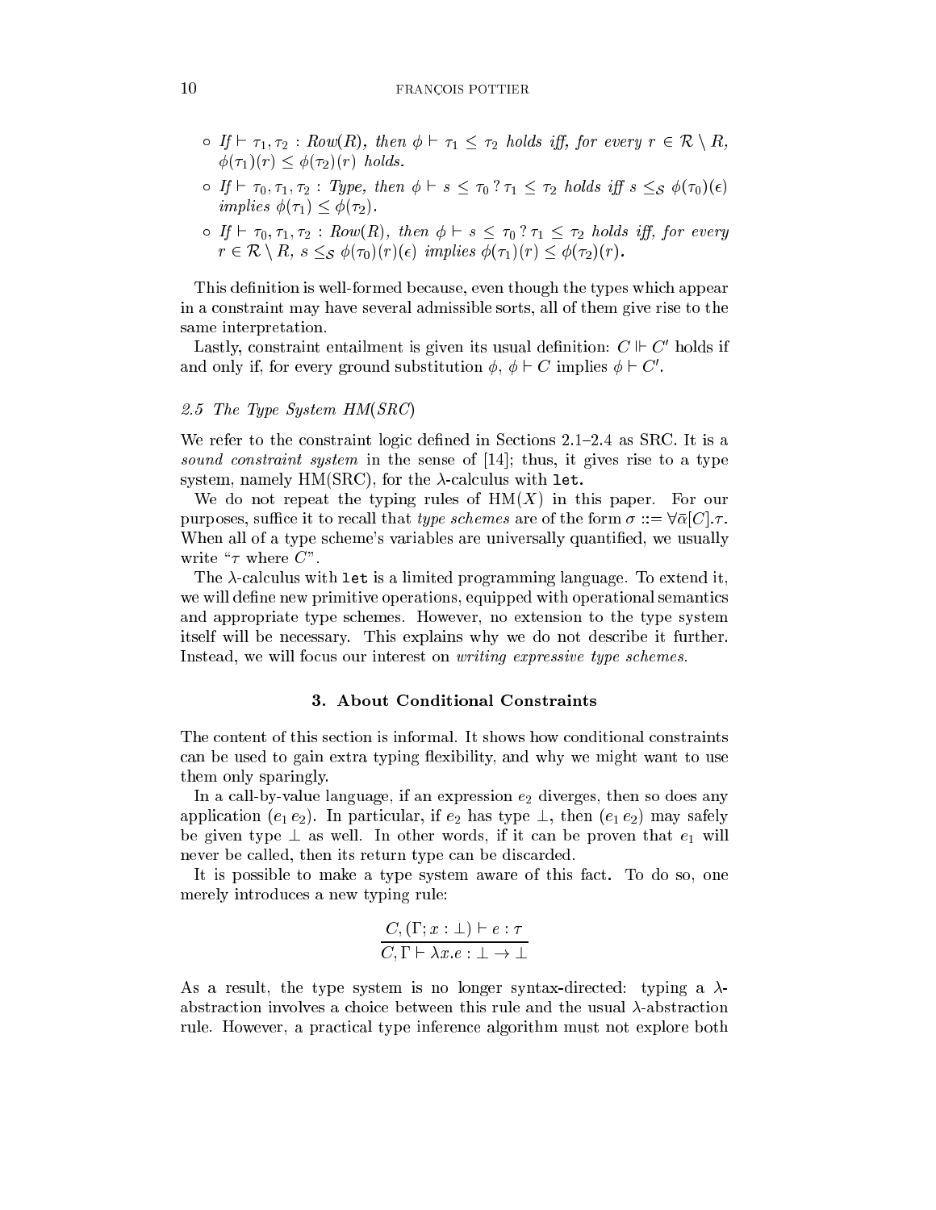- If $\vdash \tau_1, \tau_2 : \mathit{Row}(R)$, then $\phi \vdash \tau_1 \leq \tau_2$ holds iff, for every $r \in \mathcal{R} \setminus R$, $\phi(\tau_1)(r) \leq \phi(\tau_2)(r)$ holds.
- If $\vdash \tau_0, \tau_1, \tau_2 : \mathit{Type}$, then $\phi \vdash s \leq \tau_0 \,?\, \tau_1 \leq \tau_2$ holds iff $s \leq_{\mathcal{S}} \phi(\tau_0)(\epsilon)$ implies $\phi(\tau_1) \leq \phi(\tau_2)$.
- If $\vdash \tau_0, \tau_1, \tau_2 : \mathit{Row}(R)$, then $\phi \vdash s \leq \tau_0 \,?\, \tau_1 \leq \tau_2$ holds iff, for every $r \in \mathcal{R} \setminus R$, $s \leq_{\mathcal{S}} \phi(\tau_0)(r)(\epsilon)$ implies $\phi(\tau_1)(r) \leq \phi(\tau_2)(r)$.

This definition is well-formed because, even though the types which appear in a constraint may have several admissible sorts, all of them give rise to the same interpretation.

Lastly, constraint entailment is given its usual definition: $C \Vdash C'$ holds if and only if, for every ground substitution $\phi$, $\phi \vdash C$ implies $\phi \vdash C'$.

### 2.5 The Type System HM(*SRC*)

We refer to the constraint logic defined in Sections 2.1–2.4 as SRC. It is a *sound constraint system* in the sense of [14]; thus, it gives rise to a type system, namely HM(SRC), for the $\lambda$-calculus with `let`.

We do not repeat the typing rules of HM($X$) in this paper. For our purposes, suffice it to recall that *type schemes* are of the form $\sigma ::= \forall\bar{\alpha}[C].\tau$. When all of a type scheme's variables are universally quantified, we usually write "$\tau$ where $C$".

The $\lambda$-calculus with `let` is a limited programming language. To extend it, we will define new primitive operations, equipped with operational semantics and appropriate type schemes. However, no extension to the type system itself will be necessary. This explains why we do not describe it further. Instead, we will focus our interest on *writing expressive type schemes*.

## 3. About Conditional Constraints

The content of this section is informal. It shows how conditional constraints can be used to gain extra typing flexibility, and why we might want to use them only sparingly.

In a call-by-value language, if an expression $e_2$ diverges, then so does any application $(e_1\, e_2)$. In particular, if $e_2$ has type $\bot$, then $(e_1\, e_2)$ may safely be given type $\bot$ as well. In other words, if it can be proven that $e_1$ will never be called, then its return type can be discarded.

It is possible to make a type system aware of this fact. To do so, one merely introduces a new typing rule:

$$\frac{C, (\Gamma; x : \bot) \vdash e : \tau}{C, \Gamma \vdash \lambda x.e : \bot \rightarrow \bot}$$

As a result, the type system is no longer syntax-directed: typing a $\lambda$-abstraction involves a choice between this rule and the usual $\lambda$-abstraction rule. However, a practical type inference algorithm must not explore both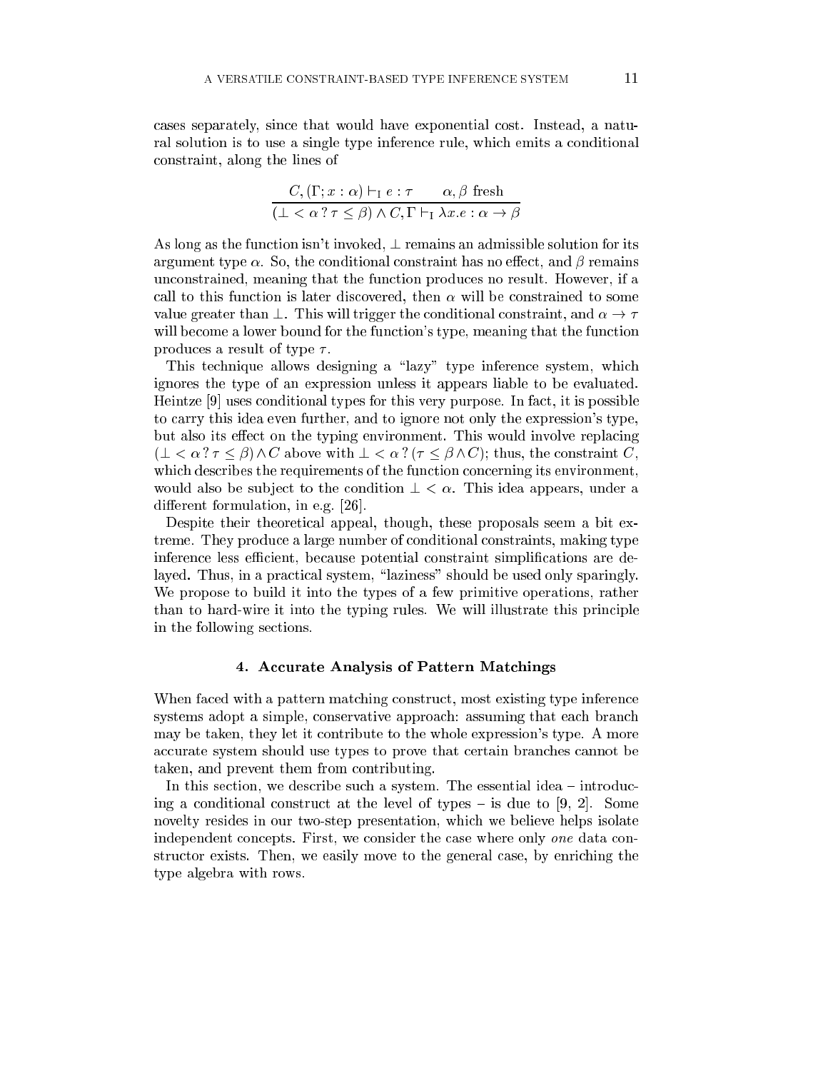cases separately, since that would have exponential cost. Instead, a natural solution is to use a single type inference rule, which emits a conditional constraint, along the lines of

$$\frac{C, (\Gamma; x : \alpha) \vdash_{\mathrm{I}} e : \tau \qquad \alpha, \beta \text{ fresh}}{(\bot < \alpha \,?\, \tau \leq \beta) \wedge C, \Gamma \vdash_{\mathrm{I}} \lambda x.e : \alpha \rightarrow \beta}$$

As long as the function isn't invoked, $\bot$ remains an admissible solution for its argument type $\alpha$. So, the conditional constraint has no effect, and $\beta$ remains unconstrained, meaning that the function produces no result. However, if a call to this function is later discovered, then $\alpha$ will be constrained to some value greater than $\bot$. This will trigger the conditional constraint, and $\alpha \rightarrow \tau$ will become a lower bound for the function's type, meaning that the function produces a result of type $\tau$.

This technique allows designing a "lazy" type inference system, which ignores the type of an expression unless it appears liable to be evaluated. Heintze [9] uses conditional types for this very purpose. In fact, it is possible to carry this idea even further, and to ignore not only the expression's type, but also its effect on the typing environment. This would involve replacing $(\bot < \alpha \,?\, \tau \leq \beta) \wedge C$ above with $\bot < \alpha \,?\, (\tau \leq \beta \wedge C)$; thus, the constraint $C$, which describes the requirements of the function concerning its environment, would also be subject to the condition $\bot < \alpha$. This idea appears, under a different formulation, in e.g. [26].

Despite their theoretical appeal, though, these proposals seem a bit extreme. They produce a large number of conditional constraints, making type inference less efficient, because potential constraint simplifications are delayed. Thus, in a practical system, "laziness" should be used only sparingly. We propose to build it into the types of a few primitive operations, rather than to hard-wire it into the typing rules. We will illustrate this principle in the following sections.

## 4. Accurate Analysis of Pattern Matchings

When faced with a pattern matching construct, most existing type inference systems adopt a simple, conservative approach: assuming that each branch may be taken, they let it contribute to the whole expression's type. A more accurate system should use types to prove that certain branches cannot be taken, and prevent them from contributing.

In this section, we describe such a system. The essential idea – introducing a conditional construct at the level of types – is due to [9, 2]. Some novelty resides in our two-step presentation, which we believe helps isolate independent concepts. First, we consider the case where only *one* data constructor exists. Then, we easily move to the general case, by enriching the type algebra with rows.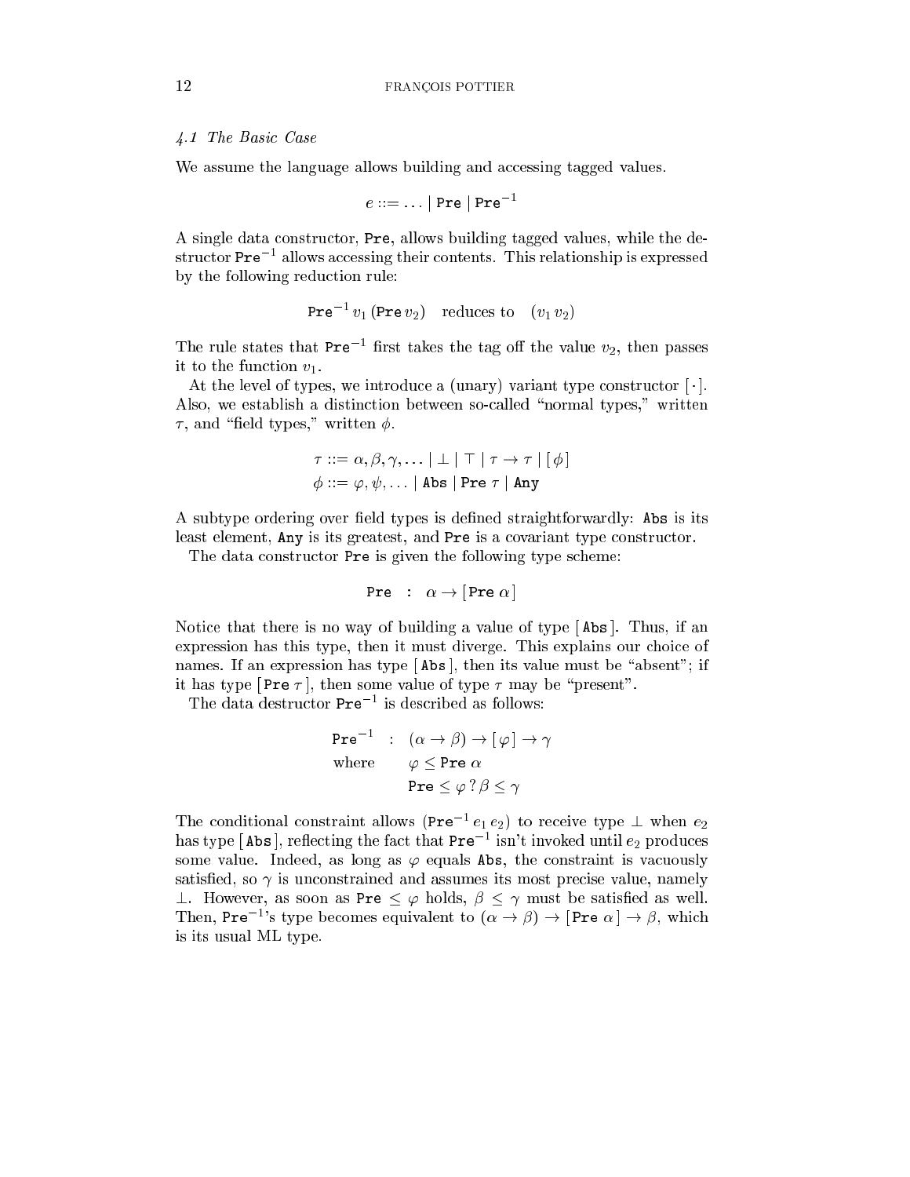### 4.1 The Basic Case

We assume the language allows building and accessing tagged values.

$$e ::= \ldots \mid \texttt{Pre} \mid \texttt{Pre}^{-1}$$

A single data constructor, `Pre`, allows building tagged values, while the destructor $\texttt{Pre}^{-1}$ allows accessing their contents. This relationship is expressed by the following reduction rule:

$$\texttt{Pre}^{-1}\, v_1\, (\texttt{Pre}\, v_2) \quad \text{reduces to} \quad (v_1\, v_2)$$

The rule states that $\texttt{Pre}^{-1}$ first takes the tag off the value $v_2$, then passes it to the function $v_1$.

At the level of types, we introduce a (unary) variant type constructor $[\,\cdot\,]$. Also, we establish a distinction between so-called "normal types," written $\tau$, and "field types," written $\phi$.

$$\tau ::= \alpha, \beta, \gamma, \ldots \mid \bot \mid \top \mid \tau \rightarrow \tau \mid [\,\phi\,]$$
$$\phi ::= \varphi, \psi, \ldots \mid \texttt{Abs} \mid \texttt{Pre}\ \tau \mid \texttt{Any}$$

A subtype ordering over field types is defined straightforwardly: `Abs` is its least element, `Any` is its greatest, and `Pre` is a covariant type constructor.

The data constructor `Pre` is given the following type scheme:

$$\texttt{Pre} \quad : \quad \alpha \rightarrow [\,\texttt{Pre}\ \alpha\,]$$

Notice that there is no way of building a value of type $[\,\texttt{Abs}\,]$. Thus, if an expression has this type, then it must diverge. This explains our choice of names. If an expression has type $[\,\texttt{Abs}\,]$, then its value must be "absent"; if it has type $[\,\texttt{Pre}\ \tau\,]$, then some value of type $\tau$ may be "present".

The data destructor $\texttt{Pre}^{-1}$ is described as follows:

$$\begin{array}{lll} \texttt{Pre}^{-1} & : & (\alpha \rightarrow \beta) \rightarrow [\,\varphi\,] \rightarrow \gamma \\ \text{where} & & \varphi \leq \texttt{Pre}\ \alpha \\ & & \texttt{Pre} \leq \varphi\ ?\ \beta \leq \gamma \end{array}$$

The conditional constraint allows $(\texttt{Pre}^{-1}\, e_1\, e_2)$ to receive type $\bot$ when $e_2$ has type $[\,\texttt{Abs}\,]$, reflecting the fact that $\texttt{Pre}^{-1}$ isn't invoked until $e_2$ produces some value. Indeed, as long as $\varphi$ equals `Abs`, the constraint is vacuously satisfied, so $\gamma$ is unconstrained and assumes its most precise value, namely $\bot$. However, as soon as $\texttt{Pre} \leq \varphi$ holds, $\beta \leq \gamma$ must be satisfied as well. Then, $\texttt{Pre}^{-1}$'s type becomes equivalent to $(\alpha \rightarrow \beta) \rightarrow [\,\texttt{Pre}\ \alpha\,] \rightarrow \beta$, which is its usual ML type.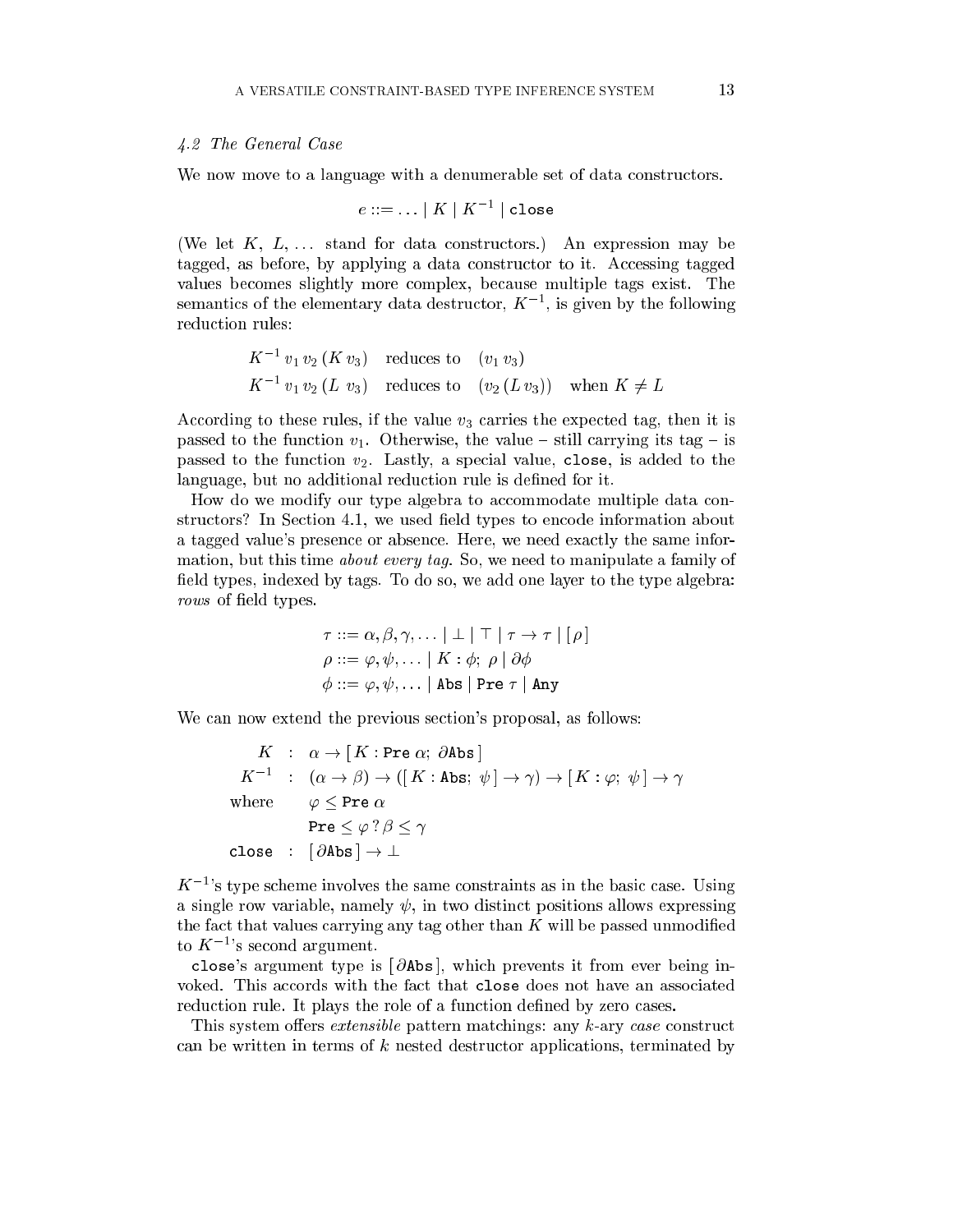### 4.2 The General Case

We now move to a language with a denumerable set of data constructors.

$$e ::= \ldots \mid K \mid K^{-1} \mid \texttt{close}$$

(We let $K$, $L$, ... stand for data constructors.) An expression may be tagged, as before, by applying a data constructor to it. Accessing tagged values becomes slightly more complex, because multiple tags exist. The semantics of the elementary data destructor, $K^{-1}$, is given by the following reduction rules:

$$\begin{array}{lll} K^{-1}\, v_1\, v_2\, (K\, v_3) & \text{reduces to} & (v_1\, v_3) \\ K^{-1}\, v_1\, v_2\, (L\ \, v_3) & \text{reduces to} & (v_2\, (L\, v_3)) \quad \text{when } K \neq L \end{array}$$

According to these rules, if the value $v_3$ carries the expected tag, then it is passed to the function $v_1$. Otherwise, the value – still carrying its tag – is passed to the function $v_2$. Lastly, a special value, `close`, is added to the language, but no additional reduction rule is defined for it.

How do we modify our type algebra to accommodate multiple data constructors? In Section 4.1, we used field types to encode information about a tagged value's presence or absence. Here, we need exactly the same information, but this time *about every tag*. So, we need to manipulate a family of field types, indexed by tags. To do so, we add one layer to the type algebra: *rows* of field types.

$$\begin{array}{l} \tau ::= \alpha, \beta, \gamma, \ldots \mid \bot \mid \top \mid \tau \rightarrow \tau \mid [\,\rho\,] \\ \rho ::= \varphi, \psi, \ldots \mid K : \phi;\ \rho \mid \partial\phi \\ \phi ::= \varphi, \psi, \ldots \mid \texttt{Abs} \mid \texttt{Pre}\ \tau \mid \texttt{Any} \end{array}$$

We can now extend the previous section's proposal, as follows:

$$\begin{array}{rcl} K & : & \alpha \rightarrow [\, K : \texttt{Pre}\ \alpha;\ \partial\texttt{Abs}\,] \\ K^{-1} & : & (\alpha \rightarrow \beta) \rightarrow ([\, K : \texttt{Abs};\ \psi\,] \rightarrow \gamma) \rightarrow [\, K : \varphi;\ \psi\,] \rightarrow \gamma \\ \text{where} & & \varphi \leq \texttt{Pre}\ \alpha \\ & & \texttt{Pre} \leq \varphi\ ?\, \beta \leq \gamma \\ \texttt{close} & : & [\,\partial\texttt{Abs}\,] \rightarrow \bot \end{array}$$

$K^{-1}$'s type scheme involves the same constraints as in the basic case. Using a single row variable, namely $\psi$, in two distinct positions allows expressing the fact that values carrying any tag other than $K$ will be passed unmodified to $K^{-1}$'s second argument.

`close`'s argument type is $[\,\partial\texttt{Abs}\,]$, which prevents it from ever being invoked. This accords with the fact that `close` does not have an associated reduction rule. It plays the role of a function defined by zero cases.

This system offers *extensible* pattern matchings: any $k$-ary *case* construct can be written in terms of $k$ nested destructor applications, terminated by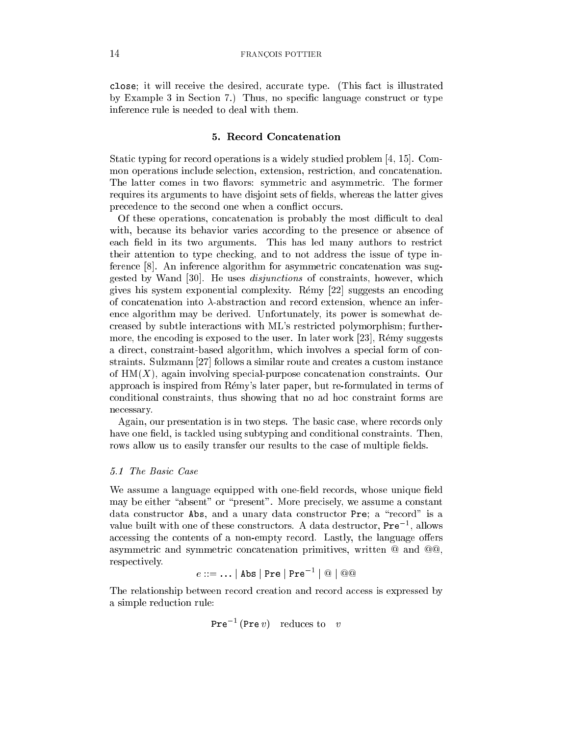close; it will receive the desired, accurate type. (This fact is illustrated by Example 3 in Section 7.) Thus, no specific language construct or type inference rule is needed to deal with them.

## 5. Record Concatenation

Static typing for record operations is a widely studied problem [4, 15]. Common operations include selection, extension, restriction, and concatenation. The latter comes in two flavors: symmetric and asymmetric. The former requires its arguments to have disjoint sets of fields, whereas the latter gives precedence to the second one when a conflict occurs.

Of these operations, concatenation is probably the most difficult to deal with, because its behavior varies according to the presence or absence of each field in its two arguments. This has led many authors to restrict their attention to type checking, and to not address the issue of type inference [8]. An inference algorithm for asymmetric concatenation was suggested by Wand [30]. He uses *disjunctions* of constraints, however, which gives his system exponential complexity. Rémy [22] suggests an encoding of concatenation into $\lambda$-abstraction and record extension, whence an inference algorithm may be derived. Unfortunately, its power is somewhat decreased by subtle interactions with ML's restricted polymorphism; furthermore, the encoding is exposed to the user. In later work [23], Rémy suggests a direct, constraint-based algorithm, which involves a special form of constraints. Sulzmann [27] follows a similar route and creates a custom instance of HM($X$), again involving special-purpose concatenation constraints. Our approach is inspired from Rémy's later paper, but re-formulated in terms of conditional constraints, thus showing that no ad hoc constraint forms are necessary.

Again, our presentation is in two steps. The basic case, where records only have one field, is tackled using subtyping and conditional constraints. Then, rows allow us to easily transfer our results to the case of multiple fields.

### 5.1 The Basic Case

We assume a language equipped with one-field records, whose unique field may be either "absent" or "present". More precisely, we assume a constant data constructor Abs, and a unary data constructor Pre; a "record" is a value built with one of these constructors. A data destructor, $\texttt{Pre}^{-1}$, allows accessing the contents of a non-empty record. Lastly, the language offers asymmetric and symmetric concatenation primitives, written @ and @@, respectively.

$$e ::= \ldots \mid \texttt{Abs} \mid \texttt{Pre} \mid \texttt{Pre}^{-1} \mid @ \mid @@$$

The relationship between record creation and record access is expressed by a simple reduction rule:

$$\texttt{Pre}^{-1}\,(\texttt{Pre}\,v) \quad \text{reduces to} \quad v$$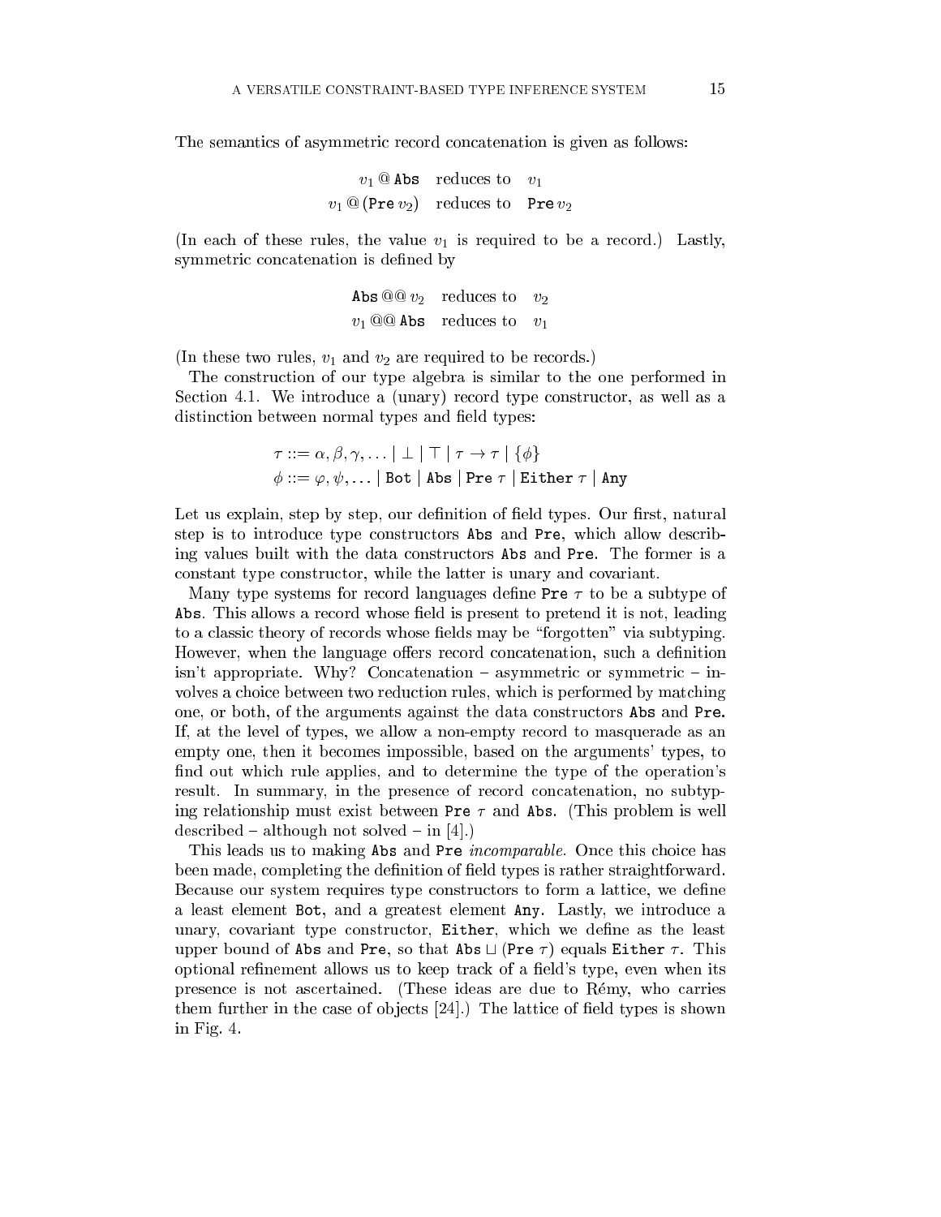The semantics of asymmetric record concatenation is given as follows:

$$\begin{array}{rl} v_1 \mathbin{@} \texttt{Abs} & \text{reduces to} \quad v_1 \\ v_1 \mathbin{@} (\texttt{Pre}\, v_2) & \text{reduces to} \quad \texttt{Pre}\, v_2 \end{array}$$

(In each of these rules, the value $v_1$ is required to be a record.) Lastly, symmetric concatenation is defined by

$$\begin{array}{rl} \texttt{Abs} \mathbin{@@} v_2 & \text{reduces to} \quad v_2 \\ v_1 \mathbin{@@} \texttt{Abs} & \text{reduces to} \quad v_1 \end{array}$$

(In these two rules, $v_1$ and $v_2$ are required to be records.)

The construction of our type algebra is similar to the one performed in Section 4.1. We introduce a (unary) record type constructor, as well as a distinction between normal types and field types:

$$\begin{array}{l} \tau ::= \alpha, \beta, \gamma, \ldots \mid \bot \mid \top \mid \tau \rightarrow \tau \mid \{\phi\} \\ \phi ::= \varphi, \psi, \ldots \mid \texttt{Bot} \mid \texttt{Abs} \mid \texttt{Pre}\ \tau \mid \texttt{Either}\ \tau \mid \texttt{Any} \end{array}$$

Let us explain, step by step, our definition of field types. Our first, natural step is to introduce type constructors `Abs` and `Pre`, which allow describing values built with the data constructors `Abs` and `Pre`. The former is a constant type constructor, while the latter is unary and covariant.

Many type systems for record languages define `Pre` $\tau$ to be a subtype of `Abs`. This allows a record whose field is present to pretend it is not, leading to a classic theory of records whose fields may be "forgotten" via subtyping. However, when the language offers record concatenation, such a definition isn't appropriate. Why? Concatenation – asymmetric or symmetric – involves a choice between two reduction rules, which is performed by matching one, or both, of the arguments against the data constructors `Abs` and `Pre`. If, at the level of types, we allow a non-empty record to masquerade as an empty one, then it becomes impossible, based on the arguments' types, to find out which rule applies, and to determine the type of the operation's result. In summary, in the presence of record concatenation, no subtyping relationship must exist between `Pre` $\tau$ and `Abs`. (This problem is well described – although not solved – in [4].)

This leads us to making `Abs` and `Pre` *incomparable*. Once this choice has been made, completing the definition of field types is rather straightforward. Because our system requires type constructors to form a lattice, we define a least element `Bot`, and a greatest element `Any`. Lastly, we introduce a unary, covariant type constructor, `Either`, which we define as the least upper bound of `Abs` and `Pre`, so that `Abs` $\sqcup$ (`Pre` $\tau$) equals `Either` $\tau$. This optional refinement allows us to keep track of a field's type, even when its presence is not ascertained. (These ideas are due to Rémy, who carries them further in the case of objects [24].) The lattice of field types is shown in Fig. 4.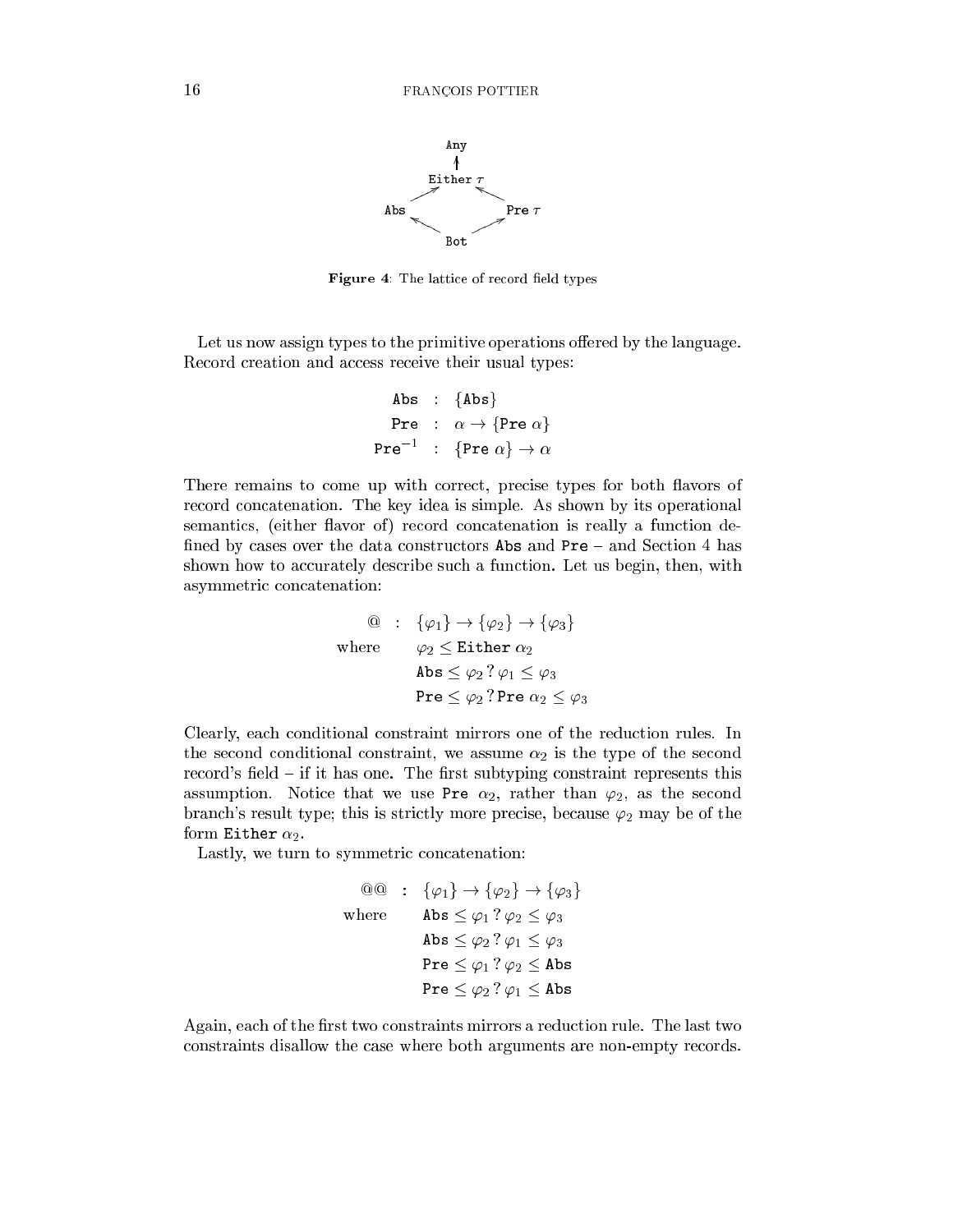Figure 4: The lattice of record field types

Let us now assign types to the primitive operations offered by the language. Record creation and access receive their usual types:

$$
\begin{aligned}
\texttt{Abs} &: \{\texttt{Abs}\} \\
\texttt{Pre} &: \alpha \rightarrow \{\texttt{Pre}\ \alpha\} \\
\texttt{Pre}^{-1} &: \{\texttt{Pre}\ \alpha\} \rightarrow \alpha
\end{aligned}
$$

There remains to come up with correct, precise types for both flavors of record concatenation. The key idea is simple. As shown by its operational semantics, (either flavor of) record concatenation is really a function defined by cases over the data constructors Abs and Pre – and Section 4 has shown how to accurately describe such a function. Let us begin, then, with asymmetric concatenation:

$$
\begin{aligned}
@ &: \{\varphi_1\} \rightarrow \{\varphi_2\} \rightarrow \{\varphi_3\} \\
\text{where} \quad & \varphi_2 \leq \texttt{Either}\ \alpha_2 \\
& \texttt{Abs} \leq \varphi_2\ ?\ \varphi_1 \leq \varphi_3 \\
& \texttt{Pre} \leq \varphi_2\ ?\ \texttt{Pre}\ \alpha_2 \leq \varphi_3
\end{aligned}
$$

Clearly, each conditional constraint mirrors one of the reduction rules. In the second conditional constraint, we assume $\alpha_2$ is the type of the second record's field – if it has one. The first subtyping constraint represents this assumption. Notice that we use Pre $\alpha_2$, rather than $\varphi_2$, as the second branch's result type; this is strictly more precise, because $\varphi_2$ may be of the form Either $\alpha_2$.

Lastly, we turn to symmetric concatenation:

$$
\begin{aligned}
@@ &: \{\varphi_1\} \rightarrow \{\varphi_2\} \rightarrow \{\varphi_3\} \\
\text{where} \quad & \texttt{Abs} \leq \varphi_1\ ?\ \varphi_2 \leq \varphi_3 \\
& \texttt{Abs} \leq \varphi_2\ ?\ \varphi_1 \leq \varphi_3 \\
& \texttt{Pre} \leq \varphi_1\ ?\ \varphi_2 \leq \texttt{Abs} \\
& \texttt{Pre} \leq \varphi_2\ ?\ \varphi_1 \leq \texttt{Abs}
\end{aligned}
$$

Again, each of the first two constraints mirrors a reduction rule. The last two constraints disallow the case where both arguments are non-empty records.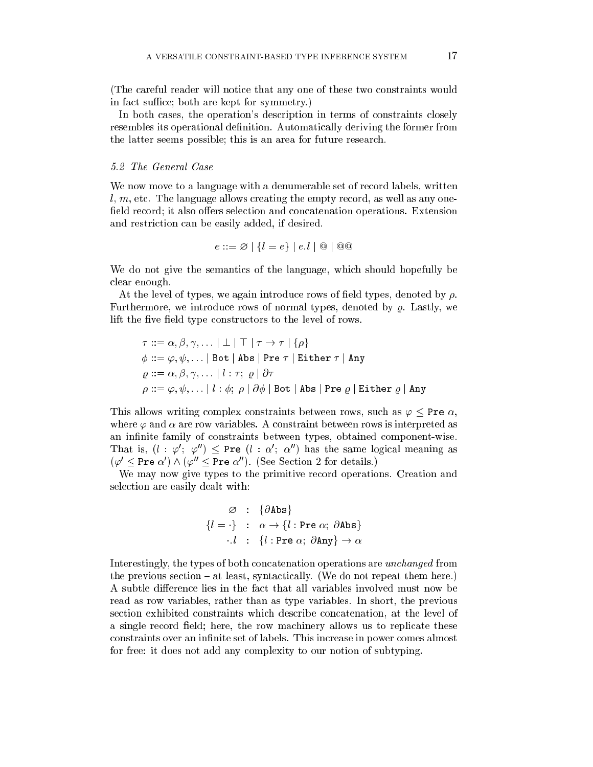(The careful reader will notice that any one of these two constraints would in fact suffice; both are kept for symmetry.)

In both cases, the operation's description in terms of constraints closely resembles its operational definition. Automatically deriving the former from the latter seems possible; this is an area for future research.

### 5.2 *The General Case*

We now move to a language with a denumerable set of record labels, written $l$, $m$, etc. The language allows creating the empty record, as well as any one-field record; it also offers selection and concatenation operations. Extension and restriction can be easily added, if desired.

$$e ::= \varnothing \mid \{l = e\} \mid e.l \mid @ \mid @@$$

We do not give the semantics of the language, which should hopefully be clear enough.

At the level of types, we again introduce rows of field types, denoted by $\rho$. Furthermore, we introduce rows of normal types, denoted by $\varrho$. Lastly, we lift the five field type constructors to the level of rows.

$$\begin{aligned}
\tau &::= \alpha, \beta, \gamma, \ldots \mid \bot \mid \top \mid \tau \rightarrow \tau \mid \{\rho\} \\
\phi &::= \varphi, \psi, \ldots \mid \texttt{Bot} \mid \texttt{Abs} \mid \texttt{Pre}\ \tau \mid \texttt{Either}\ \tau \mid \texttt{Any} \\
\varrho &::= \alpha, \beta, \gamma, \ldots \mid l : \tau;\ \varrho \mid \partial\tau \\
\rho &::= \varphi, \psi, \ldots \mid l : \phi;\ \rho \mid \partial\phi \mid \texttt{Bot} \mid \texttt{Abs} \mid \texttt{Pre}\ \varrho \mid \texttt{Either}\ \varrho \mid \texttt{Any}
\end{aligned}$$

This allows writing complex constraints between rows, such as $\varphi \leq \texttt{Pre}\ \alpha$, where $\varphi$ and $\alpha$ are row variables. A constraint between rows is interpreted as an infinite family of constraints between types, obtained component-wise. That is, $(l : \varphi';\ \varphi'') \leq \texttt{Pre}\ (l : \alpha';\ \alpha'')$ has the same logical meaning as $(\varphi' \leq \texttt{Pre}\ \alpha') \wedge (\varphi'' \leq \texttt{Pre}\ \alpha'')$. (See Section 2 for details.)

We may now give types to the primitive record operations. Creation and selection are easily dealt with:

$$\begin{aligned}
\varnothing &: \{\partial\texttt{Abs}\} \\
\{l = \cdot\} &: \alpha \rightarrow \{l : \texttt{Pre}\ \alpha;\ \partial\texttt{Abs}\} \\
\cdot.l &: \{l : \texttt{Pre}\ \alpha;\ \partial\texttt{Any}\} \rightarrow \alpha
\end{aligned}$$

Interestingly, the types of both concatenation operations are *unchanged* from the previous section – at least, syntactically. (We do not repeat them here.) A subtle difference lies in the fact that all variables involved must now be read as row variables, rather than as type variables. In short, the previous section exhibited constraints which describe concatenation, at the level of a single record field; here, the row machinery allows us to replicate these constraints over an infinite set of labels. This increase in power comes almost for free: it does not add any complexity to our notion of subtyping.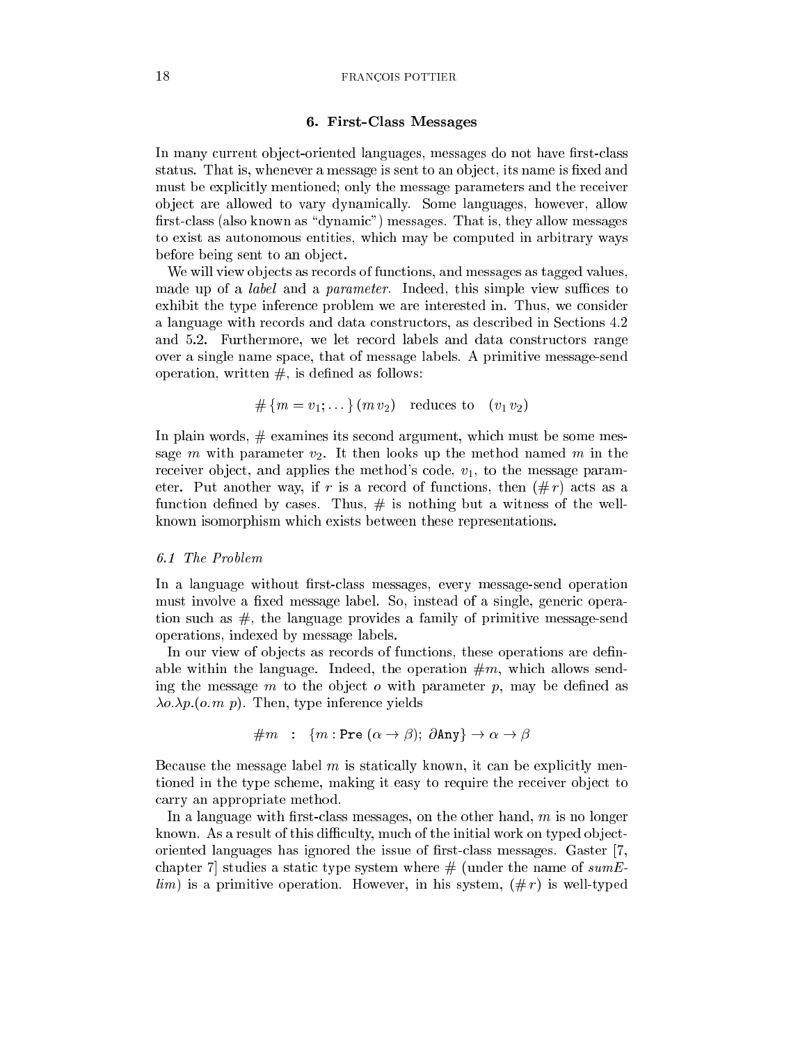## 6. First-Class Messages

In many current object-oriented languages, messages do not have first-class status. That is, whenever a message is sent to an object, its name is fixed and must be explicitly mentioned; only the message parameters and the receiver object are allowed to vary dynamically. Some languages, however, allow first-class (also known as "dynamic") messages. That is, they allow messages to exist as autonomous entities, which may be computed in arbitrary ways before being sent to an object.

We will view objects as records of functions, and messages as tagged values, made up of a *label* and a *parameter*. Indeed, this simple view suffices to exhibit the type inference problem we are interested in. Thus, we consider a language with records and data constructors, as described in Sections 4.2 and 5.2. Furthermore, we let record labels and data constructors range over a single name space, that of message labels. A primitive message-send operation, written $\#$, is defined as follows:

$$\# \{m = v_1; \dots\} \, (m \, v_2) \quad \text{reduces to} \quad (v_1 \, v_2)$$

In plain words, $\#$ examines its second argument, which must be some message $m$ with parameter $v_2$. It then looks up the method named $m$ in the receiver object, and applies the method's code, $v_1$, to the message parameter. Put another way, if $r$ is a record of functions, then $(\# \, r)$ acts as a function defined by cases. Thus, $\#$ is nothing but a witness of the well-known isomorphism which exists between these representations.

### 6.1 The Problem

In a language without first-class messages, every message-send operation must involve a fixed message label. So, instead of a single, generic operation such as $\#$, the language provides a family of primitive message-send operations, indexed by message labels.

In our view of objects as records of functions, these operations are definable within the language. Indeed, the operation $\#m$, which allows sending the message $m$ to the object $o$ with parameter $p$, may be defined as $\lambda o.\lambda p.(o.m \; p)$. Then, type inference yields

$$\#m \quad : \quad \{m : \texttt{Pre} \; (\alpha \rightarrow \beta); \; \partial\texttt{Any}\} \rightarrow \alpha \rightarrow \beta$$

Because the message label $m$ is statically known, it can be explicitly mentioned in the type scheme, making it easy to require the receiver object to carry an appropriate method.

In a language with first-class messages, on the other hand, $m$ is no longer known. As a result of this difficulty, much of the initial work on typed object-oriented languages has ignored the issue of first-class messages. Gaster [7, chapter 7] studies a static type system where $\#$ (under the name of *sumElim*) is a primitive operation. However, in his system, $(\# \, r)$ is well-typed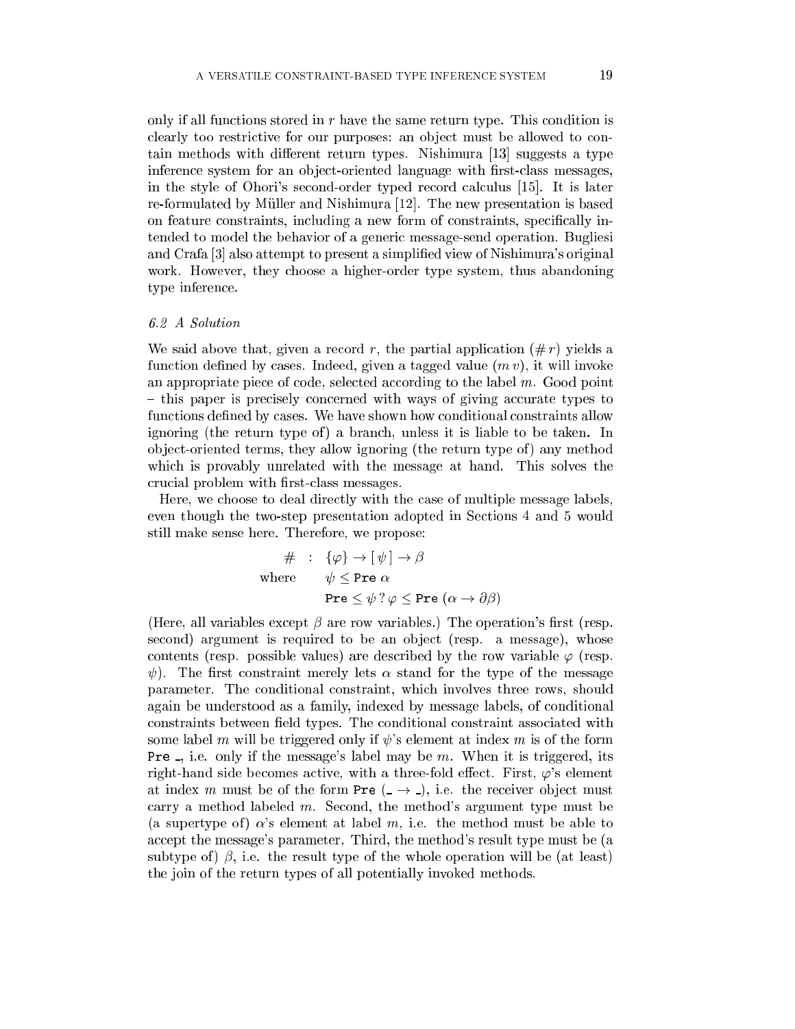only if all functions stored in $r$ have the same return type. This condition is clearly too restrictive for our purposes: an object must be allowed to contain methods with different return types. Nishimura [13] suggests a type inference system for an object-oriented language with first-class messages, in the style of Ohori's second-order typed record calculus [15]. It is later re-formulated by Müller and Nishimura [12]. The new presentation is based on feature constraints, including a new form of constraints, specifically intended to model the behavior of a generic message-send operation. Bugliesi and Crafa [3] also attempt to present a simplified view of Nishimura's original work. However, they choose a higher-order type system, thus abandoning type inference.

### *6.2 A Solution*

We said above that, given a record $r$, the partial application $(\# \, r)$ yields a function defined by cases. Indeed, given a tagged value $(m\,v)$, it will invoke an appropriate piece of code, selected according to the label $m$. Good point – this paper is precisely concerned with ways of giving accurate types to functions defined by cases. We have shown how conditional constraints allow ignoring (the return type of) a branch, unless it is liable to be taken. In object-oriented terms, they allow ignoring (the return type of) any method which is provably unrelated with the message at hand. This solves the crucial problem with first-class messages.

Here, we choose to deal directly with the case of multiple message labels, even though the two-step presentation adopted in Sections 4 and 5 would still make sense here. Therefore, we propose:

$$
\begin{array}{rl}
\# & : \ \{\varphi\} \rightarrow [\,\psi\,] \rightarrow \beta \\
\text{where} & \psi \leq \mathtt{Pre}\ \alpha \\
& \mathtt{Pre} \leq \psi \,?\, \varphi \leq \mathtt{Pre}\ (\alpha \rightarrow \partial\beta)
\end{array}
$$

(Here, all variables except $\beta$ are row variables.) The operation's first (resp. second) argument is required to be an object (resp. a message), whose contents (resp. possible values) are described by the row variable $\varphi$ (resp. $\psi$). The first constraint merely lets $\alpha$ stand for the type of the message parameter. The conditional constraint, which involves three rows, should again be understood as a family, indexed by message labels, of conditional constraints between field types. The conditional constraint associated with some label $m$ will be triggered only if $\psi$'s element at index $m$ is of the form $\mathtt{Pre}$ _, i.e. only if the message's label may be $m$. When it is triggered, its right-hand side becomes active, with a three-fold effect. First, $\varphi$'s element at index $m$ must be of the form $\mathtt{Pre}$ (_ $\rightarrow$ _), i.e. the receiver object must carry a method labeled $m$. Second, the method's argument type must be (a supertype of) $\alpha$'s element at label $m$, i.e. the method must be able to accept the message's parameter. Third, the method's result type must be (a subtype of) $\beta$, i.e. the result type of the whole operation will be (at least) the join of the return types of all potentially invoked methods.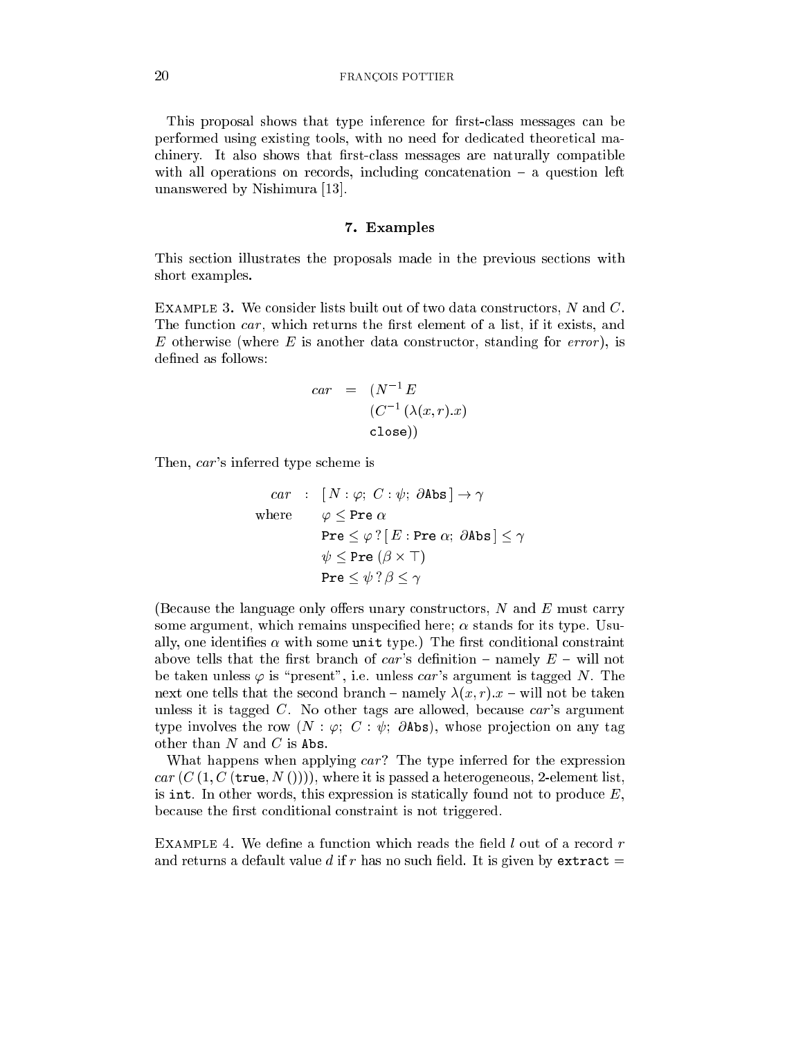This proposal shows that type inference for first-class messages can be performed using existing tools, with no need for dedicated theoretical machinery. It also shows that first-class messages are naturally compatible with all operations on records, including concatenation – a question left unanswered by Nishimura [13].

## 7. Examples

This section illustrates the proposals made in the previous sections with short examples.

EXAMPLE 3. We consider lists built out of two data constructors, $N$ and $C$. The function *car*, which returns the first element of a list, if it exists, and $E$ otherwise (where $E$ is another data constructor, standing for *error*), is defined as follows:

$$
\begin{aligned}
car \;\; = \;\; & (N^{-1}\, E \\
& (C^{-1}\, (\lambda(x, r).x) \\
& \texttt{close}))
\end{aligned}
$$

Then, *car*'s inferred type scheme is

$$
\begin{array}{rl}
car \;\; : & [\, N : \varphi;\; C : \psi;\; \partial\texttt{Abs}\,] \rightarrow \gamma \\
\text{where} & \varphi \leq \texttt{Pre}\ \alpha \\
& \texttt{Pre} \leq \varphi\, ?\, [\, E : \texttt{Pre}\ \alpha;\; \partial\texttt{Abs}\,] \leq \gamma \\
& \psi \leq \texttt{Pre}\ (\beta \times \top) \\
& \texttt{Pre} \leq \psi\, ?\, \beta \leq \gamma
\end{array}
$$

(Because the language only offers unary constructors, $N$ and $E$ must carry some argument, which remains unspecified here; $\alpha$ stands for its type. Usually, one identifies $\alpha$ with some `unit` type.) The first conditional constraint above tells that the first branch of *car*'s definition – namely $E$ – will not be taken unless $\varphi$ is "present", i.e. unless *car*'s argument is tagged $N$. The next one tells that the second branch – namely $\lambda(x, r).x$ – will not be taken unless it is tagged $C$. No other tags are allowed, because *car*'s argument type involves the row $(N : \varphi;\; C : \psi;\; \partial\texttt{Abs})$, whose projection on any tag other than $N$ and $C$ is `Abs`.

What happens when applying *car*? The type inferred for the expression $car\, (C\, (1, C\, (\texttt{true}, N\, ())))$, where it is passed a heterogeneous, 2-element list, is `int`. In other words, this expression is statically found not to produce $E$, because the first conditional constraint is not triggered.

EXAMPLE 4. We define a function which reads the field $l$ out of a record $r$ and returns a default value $d$ if $r$ has no such field. It is given by `extract` =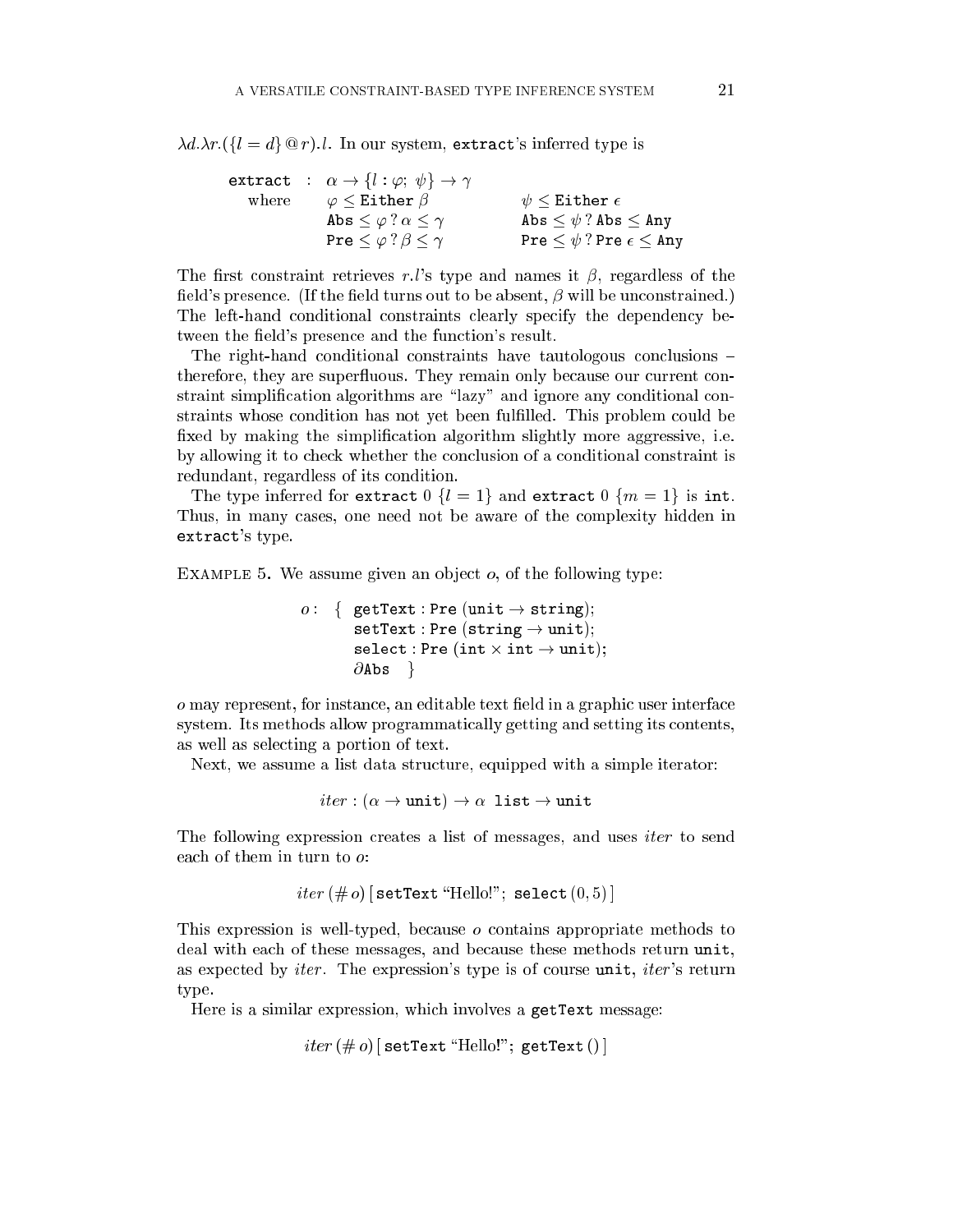$\lambda d.\lambda r.(\{l = d\} @ r).l$. In our system, `extract`'s inferred type is

$$
\begin{array}{lll}
\texttt{extract} & : & \alpha \rightarrow \{l : \varphi;\ \psi\} \rightarrow \gamma \\
\text{where} & & \varphi \leq \texttt{Either}\ \beta \qquad\qquad\qquad \psi \leq \texttt{Either}\ \epsilon \\
& & \texttt{Abs} \leq \varphi\ ?\ \alpha \leq \gamma \qquad\qquad \texttt{Abs} \leq \psi\ ?\ \texttt{Abs} \leq \texttt{Any} \\
& & \texttt{Pre} \leq \varphi\ ?\ \beta \leq \gamma \qquad\qquad \texttt{Pre} \leq \psi\ ?\ \texttt{Pre}\ \epsilon \leq \texttt{Any}
\end{array}
$$

The first constraint retrieves $r.l$'s type and names it $\beta$, regardless of the field's presence. (If the field turns out to be absent, $\beta$ will be unconstrained.) The left-hand conditional constraints clearly specify the dependency between the field's presence and the function's result.

The right-hand conditional constraints have tautologous conclusions – therefore, they are superfluous. They remain only because our current constraint simplification algorithms are "lazy" and ignore any conditional constraints whose condition has not yet been fulfilled. This problem could be fixed by making the simplification algorithm slightly more aggressive, i.e. by allowing it to check whether the conclusion of a conditional constraint is redundant, regardless of its condition.

The type inferred for `extract` $0$ $\{l = 1\}$ and `extract` $0$ $\{m = 1\}$ is `int`. Thus, in many cases, one need not be aware of the complexity hidden in `extract`'s type.

EXAMPLE 5. We assume given an object $o$, of the following type:

$$
\begin{array}{ll}
o: & \{\ \texttt{getText} : \texttt{Pre}\ (\texttt{unit} \rightarrow \texttt{string}); \\
& \quad \texttt{setText} : \texttt{Pre}\ (\texttt{string} \rightarrow \texttt{unit}); \\
& \quad \texttt{select} : \texttt{Pre}\ (\texttt{int} \times \texttt{int} \rightarrow \texttt{unit}); \\
& \quad \partial\texttt{Abs}\quad \}
\end{array}
$$

$o$ may represent, for instance, an editable text field in a graphic user interface system. Its methods allow programmatically getting and setting its contents, as well as selecting a portion of text.

Next, we assume a list data structure, equipped with a simple iterator:

$$iter : (\alpha \rightarrow \texttt{unit}) \rightarrow \alpha\ \ \texttt{list} \rightarrow \texttt{unit}$$

The following expression creates a list of messages, and uses *iter* to send each of them in turn to $o$:

$$iter\ (\#\, o)\ [\,\texttt{setText}\ \text{“Hello!”};\ \texttt{select}\ (0, 5)\,]$$

This expression is well-typed, because $o$ contains appropriate methods to deal with each of these messages, and because these methods return `unit`, as expected by *iter*. The expression's type is of course `unit`, *iter*'s return type.

Here is a similar expression, which involves a `getText` message:

$$iter\ (\#\, o)\ [\,\texttt{setText}\ \text{“Hello!”};\ \texttt{getText}\ ()\,]$$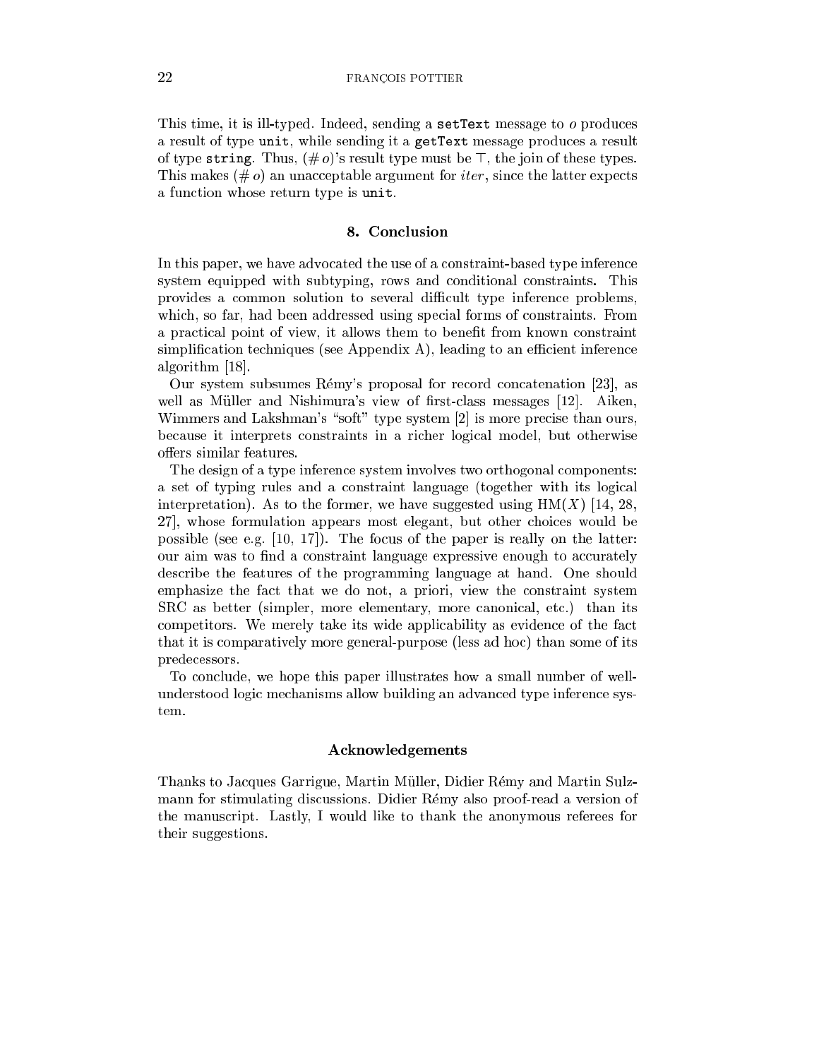This time, it is ill-typed. Indeed, sending a `setText` message to $o$ produces a result of type `unit`, while sending it a `getText` message produces a result of type `string`. Thus, $(\# \, o)$'s result type must be $\top$, the join of these types. This makes $(\# \, o)$ an unacceptable argument for *iter*, since the latter expects a function whose return type is `unit`.

## 8. Conclusion

In this paper, we have advocated the use of a constraint-based type inference system equipped with subtyping, rows and conditional constraints. This provides a common solution to several difficult type inference problems, which, so far, had been addressed using special forms of constraints. From a practical point of view, it allows them to benefit from known constraint simplification techniques (see Appendix A), leading to an efficient inference algorithm [18].

Our system subsumes Rémy's proposal for record concatenation [23], as well as Müller and Nishimura's view of first-class messages [12]. Aiken, Wimmers and Lakshman's "soft" type system [2] is more precise than ours, because it interprets constraints in a richer logical model, but otherwise offers similar features.

The design of a type inference system involves two orthogonal components: a set of typing rules and a constraint language (together with its logical interpretation). As to the former, we have suggested using $\mathrm{HM}(X)$ [14, 28, 27], whose formulation appears most elegant, but other choices would be possible (see e.g. [10, 17]). The focus of the paper is really on the latter: our aim was to find a constraint language expressive enough to accurately describe the features of the programming language at hand. One should emphasize the fact that we do not, a priori, view the constraint system SRC as better (simpler, more elementary, more canonical, etc.) than its competitors. We merely take its wide applicability as evidence of the fact that it is comparatively more general-purpose (less ad hoc) than some of its predecessors.

To conclude, we hope this paper illustrates how a small number of well-understood logic mechanisms allow building an advanced type inference system.

### Acknowledgements

Thanks to Jacques Garrigue, Martin Müller, Didier Rémy and Martin Sulzmann for stimulating discussions. Didier Rémy also proof-read a version of the manuscript. Lastly, I would like to thank the anonymous referees for their suggestions.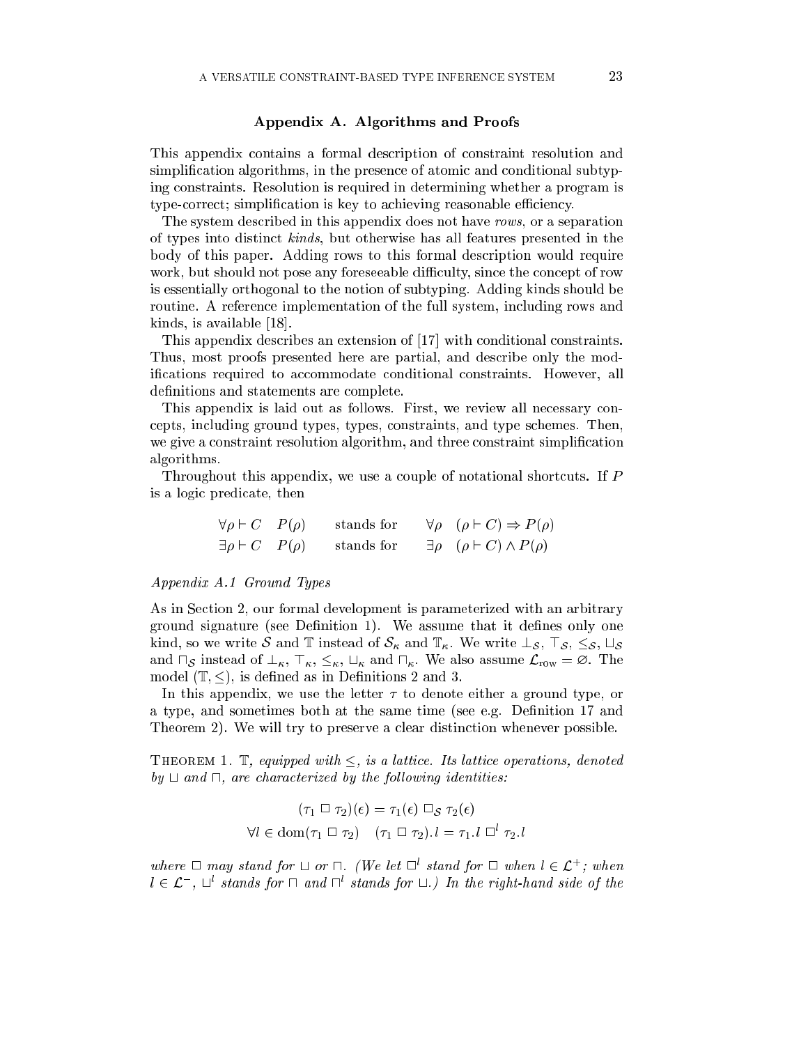## Appendix A. Algorithms and Proofs

This appendix contains a formal description of constraint resolution and simplification algorithms, in the presence of atomic and conditional subtyping constraints. Resolution is required in determining whether a program is type-correct; simplification is key to achieving reasonable efficiency.

The system described in this appendix does not have *rows*, or a separation of types into distinct *kinds*, but otherwise has all features presented in the body of this paper. Adding rows to this formal description would require work, but should not pose any foreseeable difficulty, since the concept of row is essentially orthogonal to the notion of subtyping. Adding kinds should be routine. A reference implementation of the full system, including rows and kinds, is available [18].

This appendix describes an extension of [17] with conditional constraints. Thus, most proofs presented here are partial, and describe only the modifications required to accommodate conditional constraints. However, all definitions and statements are complete.

This appendix is laid out as follows. First, we review all necessary concepts, including ground types, types, constraints, and type schemes. Then, we give a constraint resolution algorithm, and three constraint simplification algorithms.

Throughout this appendix, we use a couple of notational shortcuts. If $P$ is a logic predicate, then

$$
\begin{array}{lll}
\forall \rho \vdash C \quad P(\rho) & \text{stands for} & \forall \rho \quad (\rho \vdash C) \Rightarrow P(\rho) \\
\exists \rho \vdash C \quad P(\rho) & \text{stands for} & \exists \rho \quad (\rho \vdash C) \wedge P(\rho)
\end{array}
$$

### *Appendix A.1 Ground Types*

As in Section 2, our formal development is parameterized with an arbitrary ground signature (see Definition 1). We assume that it defines only one kind, so we write $\mathcal{S}$ and $\mathbb{T}$ instead of $\mathcal{S}_\kappa$ and $\mathbb{T}_\kappa$. We write $\bot_\mathcal{S}$, $\top_\mathcal{S}$, $\leq_\mathcal{S}$, $\sqcup_\mathcal{S}$ and $\sqcap_\mathcal{S}$ instead of $\bot_\kappa$, $\top_\kappa$, $\leq_\kappa$, $\sqcup_\kappa$ and $\sqcap_\kappa$. We also assume $\mathcal{L}_{\text{row}} = \varnothing$. The model $(\mathbb{T}, \leq)$, is defined as in Definitions 2 and 3.

In this appendix, we use the letter $\tau$ to denote either a ground type, or a type, and sometimes both at the same time (see e.g. Definition 17 and Theorem 2). We will try to preserve a clear distinction whenever possible.

THEOREM 1. *$\mathbb{T}$, equipped with $\leq$, is a lattice. Its lattice operations, denoted by $\sqcup$ and $\sqcap$, are characterized by the following identities:*

$$
(\tau_1 \mathbin{\square} \tau_2)(\epsilon) = \tau_1(\epsilon) \mathbin{\square_\mathcal{S}} \tau_2(\epsilon)
$$

$$
\forall l \in \operatorname{dom}(\tau_1 \mathbin{\square} \tau_2) \quad (\tau_1 \mathbin{\square} \tau_2).l = \tau_1.l \mathbin{\square^l} \tau_2.l
$$

*where $\square$ may stand for $\sqcup$ or $\sqcap$. (We let $\square^l$ stand for $\square$ when $l \in \mathcal{L}^+$; when $l \in \mathcal{L}^-$, $\sqcup^l$ stands for $\sqcap$ and $\sqcap^l$ stands for $\sqcup$.) In the right-hand side of the*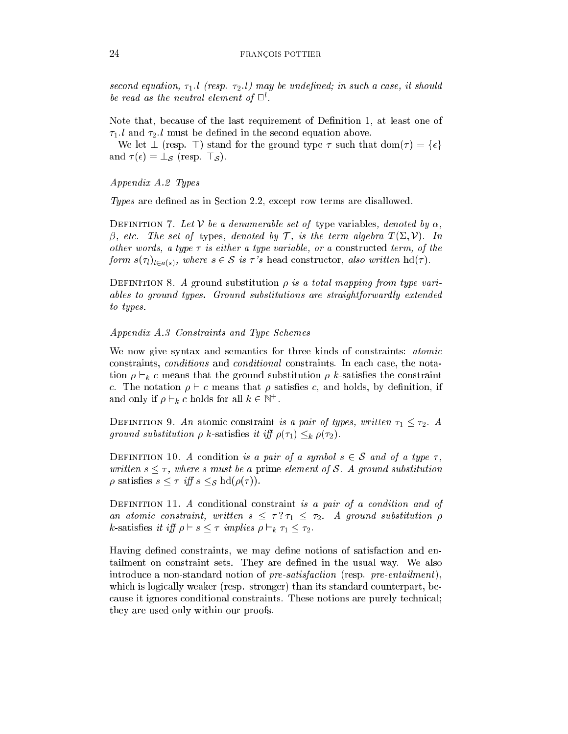*second equation, $\tau_1.l$ (resp. $\tau_2.l$) may be undefined; in such a case, it should be read as the neutral element of $\Box^l$.*

Note that, because of the last requirement of Definition 1, at least one of $\tau_1.l$ and $\tau_2.l$ must be defined in the second equation above.

We let $\bot$ (resp. $\top$) stand for the ground type $\tau$ such that $\mathrm{dom}(\tau) = \{\epsilon\}$ and $\tau(\epsilon) = \bot_{\mathcal{S}}$ (resp. $\top_{\mathcal{S}}$).

### *Appendix A.2 Types*

*Types* are defined as in Section 2.2, except row terms are disallowed.

Definition 7. *Let $\mathcal{V}$ be a denumerable set of* type variables*, denoted by $\alpha$, $\beta$, etc. The set of* types*, denoted by $\mathcal{T}$, is the term algebra $T(\Sigma, \mathcal{V})$. In other words, a type $\tau$ is either a type variable, or a* constructed *term, of the form $s(\tau_l)_{l \in a(s)}$, where $s \in \mathcal{S}$ is $\tau$'s* head constructor*, also written* $\mathrm{hd}(\tau)$.

Definition 8. *A* ground substitution *$\rho$ is a total mapping from type variables to ground types. Ground substitutions are straightforwardly extended to types.*

### *Appendix A.3 Constraints and Type Schemes*

We now give syntax and semantics for three kinds of constraints: *atomic* constraints, *conditions* and *conditional* constraints. In each case, the notation $\rho \vdash_k c$ means that the ground substitution $\rho$ $k$-satisfies the constraint $c$. The notation $\rho \vdash c$ means that $\rho$ satisfies $c$, and holds, by definition, if and only if $\rho \vdash_k c$ holds for all $k \in \mathbb{N}^+$.

Definition 9. *An* atomic constraint *is a pair of types, written $\tau_1 \leq \tau_2$. A ground substitution $\rho$* $k$-satisfies *it iff $\rho(\tau_1) \leq_k \rho(\tau_2)$.*

Definition 10. *A* condition *is a pair of a symbol $s \in \mathcal{S}$ and of a type $\tau$, written $s \leq \tau$, where $s$ must be a* prime *element of $\mathcal{S}$. A ground substitution $\rho$* satisfies *$s \leq \tau$ iff $s \leq_{\mathcal{S}} \mathrm{hd}(\rho(\tau))$.*

Definition 11. *A* conditional constraint *is a pair of a condition and of an atomic constraint, written $s \leq \tau \,?\, \tau_1 \leq \tau_2$. A ground substitution $\rho$* $k$-satisfies *it iff $\rho \vdash s \leq \tau$ implies $\rho \vdash_k \tau_1 \leq \tau_2$.*

Having defined constraints, we may define notions of satisfaction and entailment on constraint sets. They are defined in the usual way. We also introduce a non-standard notion of *pre-satisfaction* (resp. *pre-entailment*), which is logically weaker (resp. stronger) than its standard counterpart, because it ignores conditional constraints. These notions are purely technical; they are used only within our proofs.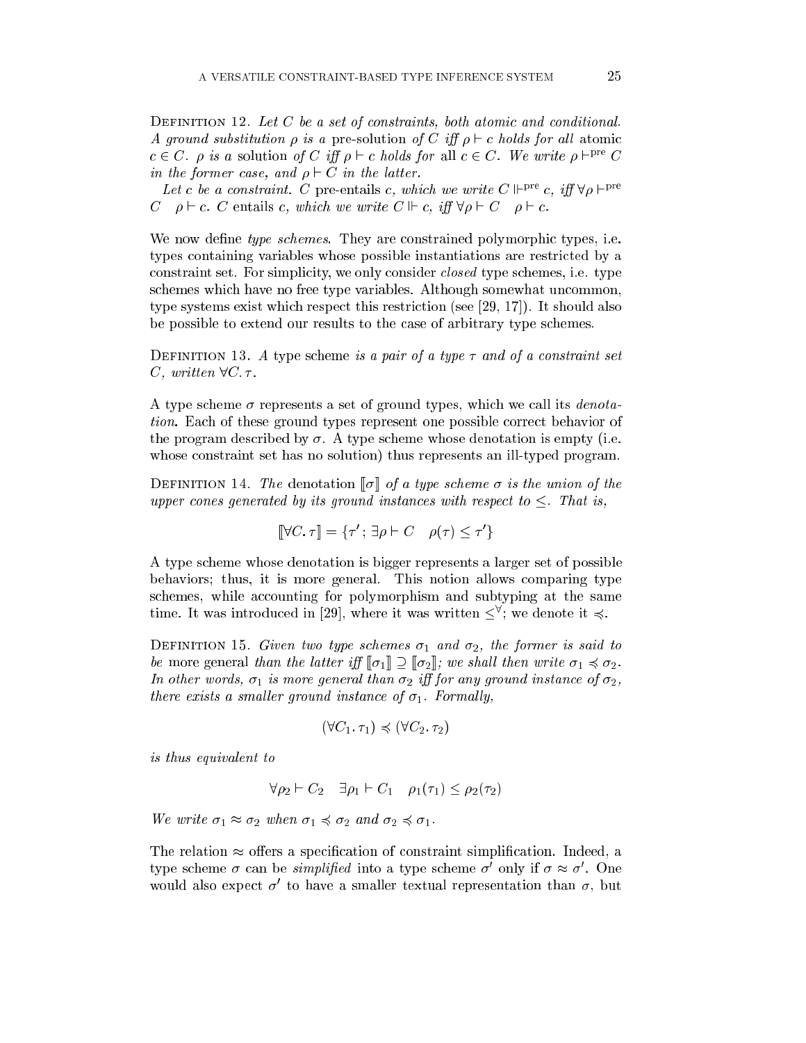**Definition 12.** *Let $C$ be a set of constraints, both atomic and conditional. A ground substitution $\rho$ is a* pre-solution *of $C$ iff $\rho \vdash c$ holds for all* atomic *$c \in C$. $\rho$ is a* solution *of $C$ iff $\rho \vdash c$ holds for* all *$c \in C$. We write $\rho \vdash^{\text{pre}} C$ in the former case, and $\rho \vdash C$ in the latter.*

*Let $c$ be a constraint. $C$* pre-entails *$c$, which we write $C \Vdash^{\text{pre}} c$, iff $\forall \rho \vdash^{\text{pre}} C \quad \rho \vdash c$. $C$* entails *$c$, which we write $C \Vdash c$, iff $\forall \rho \vdash C \quad \rho \vdash c$.*

We now define *type schemes*. They are constrained polymorphic types, i.e. types containing variables whose possible instantiations are restricted by a constraint set. For simplicity, we only consider *closed* type schemes, i.e. type schemes which have no free type variables. Although somewhat uncommon, type systems exist which respect this restriction (see [29, 17]). It should also be possible to extend our results to the case of arbitrary type schemes.

**Definition 13.** *A* type scheme *is a pair of a type $\tau$ and of a constraint set $C$, written $\forall C. \tau$.*

A type scheme $\sigma$ represents a set of ground types, which we call its *denotation*. Each of these ground types represent one possible correct behavior of the program described by $\sigma$. A type scheme whose denotation is empty (i.e. whose constraint set has no solution) thus represents an ill-typed program.

**Definition 14.** *The* denotation *$[\![\sigma]\!]$ of a type scheme $\sigma$ is the union of the upper cones generated by its ground instances with respect to $\leq$. That is,*

$$[\![\forall C. \tau]\!] = \{\tau' \,;\, \exists \rho \vdash C \quad \rho(\tau) \leq \tau'\}$$

A type scheme whose denotation is bigger represents a larger set of possible behaviors; thus, it is more general. This notion allows comparing type schemes, while accounting for polymorphism and subtyping at the same time. It was introduced in [29], where it was written $\leq^{\forall}$; we denote it $\preccurlyeq$.

**Definition 15.** *Given two type schemes $\sigma_1$ and $\sigma_2$, the former is said to be* more general *than the latter iff $[\![\sigma_1]\!] \supseteq [\![\sigma_2]\!]$; we shall then write $\sigma_1 \preccurlyeq \sigma_2$. In other words, $\sigma_1$ is more general than $\sigma_2$ iff for any ground instance of $\sigma_2$, there exists a smaller ground instance of $\sigma_1$. Formally,*

$$(\forall C_1. \tau_1) \preccurlyeq (\forall C_2. \tau_2)$$

*is thus equivalent to*

$$\forall \rho_2 \vdash C_2 \quad \exists \rho_1 \vdash C_1 \quad \rho_1(\tau_1) \leq \rho_2(\tau_2)$$

*We write $\sigma_1 \approx \sigma_2$ when $\sigma_1 \preccurlyeq \sigma_2$ and $\sigma_2 \preccurlyeq \sigma_1$.*

The relation $\approx$ offers a specification of constraint simplification. Indeed, a type scheme $\sigma$ can be *simplified* into a type scheme $\sigma'$ only if $\sigma \approx \sigma'$. One would also expect $\sigma'$ to have a smaller textual representation than $\sigma$, but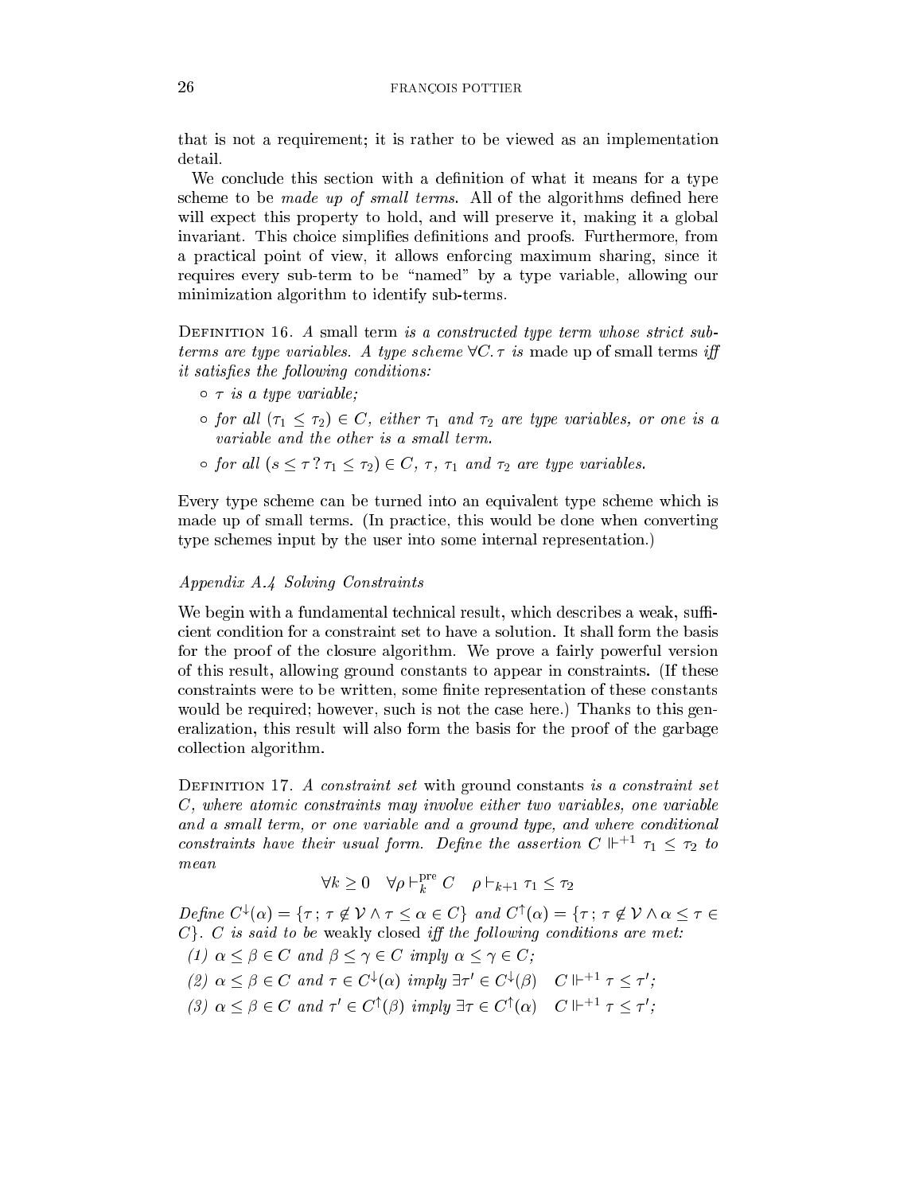that is not a requirement; it is rather to be viewed as an implementation detail.

We conclude this section with a definition of what it means for a type scheme to be *made up of small terms*. All of the algorithms defined here will expect this property to hold, and will preserve it, making it a global invariant. This choice simplifies definitions and proofs. Furthermore, from a practical point of view, it allows enforcing maximum sharing, since it requires every sub-term to be "named" by a type variable, allowing our minimization algorithm to identify sub-terms.

DEFINITION 16. *A* small term *is a constructed type term whose strict sub-terms are type variables. A type scheme $\forall C.\tau$ is* made up of small terms *iff it satisfies the following conditions:*

- *$\tau$ is a type variable;*
- *for all $(\tau_1 \leq \tau_2) \in C$, either $\tau_1$ and $\tau_2$ are type variables, or one is a variable and the other is a small term.*
- *for all $(s \leq \tau \mathbin{?} \tau_1 \leq \tau_2) \in C$, $\tau$, $\tau_1$ and $\tau_2$ are type variables.*

Every type scheme can be turned into an equivalent type scheme which is made up of small terms. (In practice, this would be done when converting type schemes input by the user into some internal representation.)

### *Appendix A.4 Solving Constraints*

We begin with a fundamental technical result, which describes a weak, sufficient condition for a constraint set to have a solution. It shall form the basis for the proof of the closure algorithm. We prove a fairly powerful version of this result, allowing ground constants to appear in constraints. (If these constraints were to be written, some finite representation of these constants would be required; however, such is not the case here.) Thanks to this generalization, this result will also form the basis for the proof of the garbage collection algorithm.

DEFINITION 17. *A constraint set* with ground constants *is a constraint set $C$, where atomic constraints may involve either two variables, one variable and a small term, or one variable and a ground type, and where conditional constraints have their usual form. Define the assertion $C \Vdash^{+1} \tau_1 \leq \tau_2$ to mean*

$$\forall k \geq 0 \quad \forall \rho \vdash_k^{\text{pre}} C \quad \rho \vdash_{k+1} \tau_1 \leq \tau_2$$

*Define $C^{\downarrow}(\alpha) = \{\tau \,;\, \tau \notin \mathcal{V} \wedge \tau \leq \alpha \in C\}$ and $C^{\uparrow}(\alpha) = \{\tau \,;\, \tau \notin \mathcal{V} \wedge \alpha \leq \tau \in C\}$. $C$ is said to be* weakly closed *iff the following conditions are met:*

*(1) $\alpha \leq \beta \in C$ and $\beta \leq \gamma \in C$ imply $\alpha \leq \gamma \in C$;*

*(2) $\alpha \leq \beta \in C$ and $\tau \in C^{\downarrow}(\alpha)$ imply $\exists \tau' \in C^{\downarrow}(\beta) \quad C \Vdash^{+1} \tau \leq \tau'$;*

*(3) $\alpha \leq \beta \in C$ and $\tau' \in C^{\uparrow}(\beta)$ imply $\exists \tau \in C^{\uparrow}(\alpha) \quad C \Vdash^{+1} \tau \leq \tau'$;*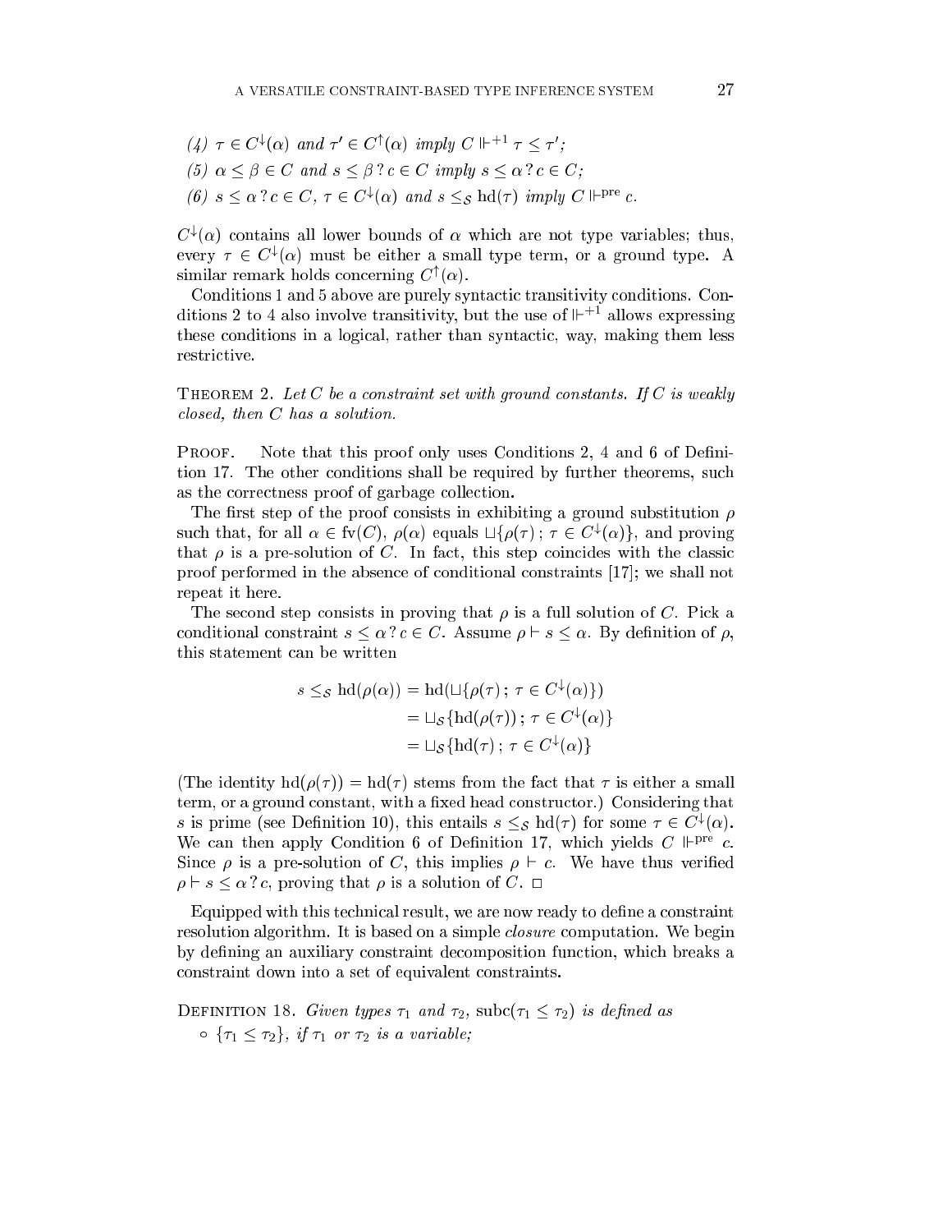*(4)* $\tau \in C^{\downarrow}(\alpha)$ *and* $\tau' \in C^{\uparrow}(\alpha)$ *imply* $C \Vdash^{+1} \tau \leq \tau'$*;*

*(5)* $\alpha \leq \beta \in C$ *and* $s \leq \beta \,?\, c \in C$ *imply* $s \leq \alpha \,?\, c \in C$*;*

*(6)* $s \leq \alpha \,?\, c \in C$*,* $\tau \in C^{\downarrow}(\alpha)$ *and* $s \leq_{\mathcal{S}} \mathrm{hd}(\tau)$ *imply* $C \Vdash^{\mathrm{pre}} c$*.*

$C^{\downarrow}(\alpha)$ contains all lower bounds of $\alpha$ which are not type variables; thus, every $\tau \in C^{\downarrow}(\alpha)$ must be either a small type term, or a ground type. A similar remark holds concerning $C^{\uparrow}(\alpha)$.

Conditions 1 and 5 above are purely syntactic transitivity conditions. Conditions 2 to 4 also involve transitivity, but the use of $\Vdash^{+1}$ allows expressing these conditions in a logical, rather than syntactic, way, making them less restrictive.

THEOREM 2. *Let $C$ be a constraint set with ground constants. If $C$ is weakly closed, then $C$ has a solution.*

PROOF. Note that this proof only uses Conditions 2, 4 and 6 of Definition 17. The other conditions shall be required by further theorems, such as the correctness proof of garbage collection.

The first step of the proof consists in exhibiting a ground substitution $\rho$ such that, for all $\alpha \in \mathrm{fv}(C)$, $\rho(\alpha)$ equals $\sqcup\{\rho(\tau)\,;\, \tau \in C^{\downarrow}(\alpha)\}$, and proving that $\rho$ is a pre-solution of $C$. In fact, this step coincides with the classic proof performed in the absence of conditional constraints [17]; we shall not repeat it here.

The second step consists in proving that $\rho$ is a full solution of $C$. Pick a conditional constraint $s \leq \alpha \,?\, c \in C$. Assume $\rho \vdash s \leq \alpha$. By definition of $\rho$, this statement can be written

$$
\begin{aligned}
s \leq_{\mathcal{S}} \mathrm{hd}(\rho(\alpha)) &= \mathrm{hd}(\sqcup\{\rho(\tau)\,;\, \tau \in C^{\downarrow}(\alpha)\}) \\
&= \sqcup_{\mathcal{S}}\{\mathrm{hd}(\rho(\tau))\,;\, \tau \in C^{\downarrow}(\alpha)\} \\
&= \sqcup_{\mathcal{S}}\{\mathrm{hd}(\tau)\,;\, \tau \in C^{\downarrow}(\alpha)\}
\end{aligned}
$$

(The identity $\mathrm{hd}(\rho(\tau)) = \mathrm{hd}(\tau)$ stems from the fact that $\tau$ is either a small term, or a ground constant, with a fixed head constructor.) Considering that $s$ is prime (see Definition 10), this entails $s \leq_{\mathcal{S}} \mathrm{hd}(\tau)$ for some $\tau \in C^{\downarrow}(\alpha)$. We can then apply Condition 6 of Definition 17, which yields $C \Vdash^{\mathrm{pre}} c$. Since $\rho$ is a pre-solution of $C$, this implies $\rho \vdash c$. We have thus verified $\rho \vdash s \leq \alpha \,?\, c$, proving that $\rho$ is a solution of $C$. □

Equipped with this technical result, we are now ready to define a constraint resolution algorithm. It is based on a simple *closure* computation. We begin by defining an auxiliary constraint decomposition function, which breaks a constraint down into a set of equivalent constraints.

DEFINITION 18. *Given types $\tau_1$ and $\tau_2$, $\mathrm{subc}(\tau_1 \leq \tau_2)$ is defined as*

- $\{\tau_1 \leq \tau_2\}$*, if $\tau_1$ or $\tau_2$ is a variable;*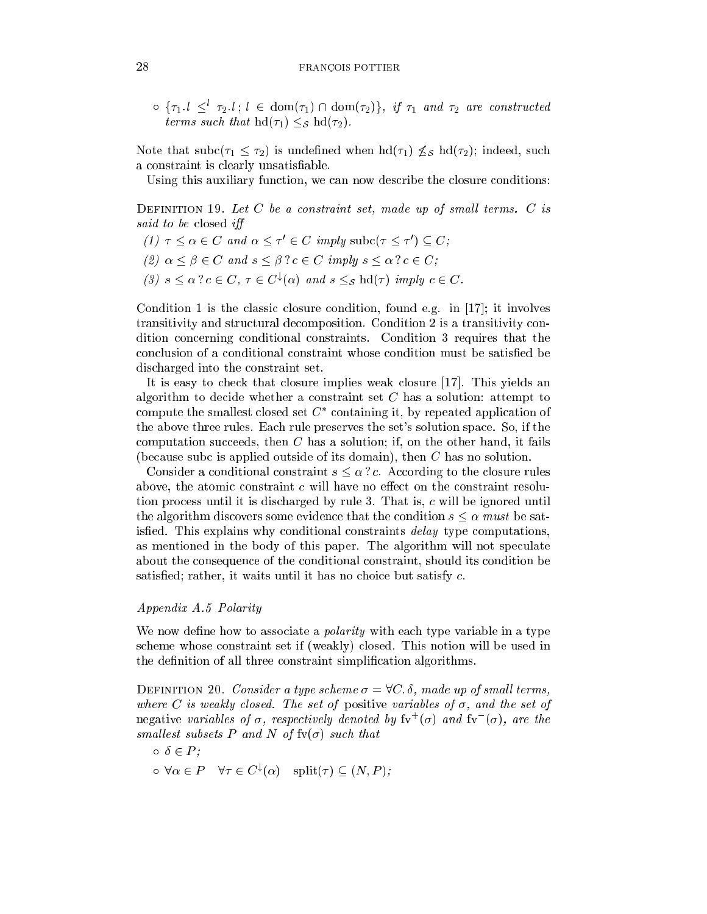- $\{\tau_1.l \leq^l \tau_2.l \,;\, l \in \mathrm{dom}(\tau_1) \cap \mathrm{dom}(\tau_2)\}$, *if* $\tau_1$ *and* $\tau_2$ *are constructed terms such that* $\mathrm{hd}(\tau_1) \leq_{\mathcal{S}} \mathrm{hd}(\tau_2)$.

Note that $\mathrm{subc}(\tau_1 \leq \tau_2)$ is undefined when $\mathrm{hd}(\tau_1) \not\leq_{\mathcal{S}} \mathrm{hd}(\tau_2)$; indeed, such a constraint is clearly unsatisfiable.

Using this auxiliary function, we can now describe the closure conditions:

DEFINITION 19. *Let $C$ be a constraint set, made up of small terms. $C$ is said to be* closed *iff*

*(1)* $\tau \leq \alpha \in C$ *and* $\alpha \leq \tau' \in C$ *imply* $\mathrm{subc}(\tau \leq \tau') \subseteq C$;

*(2)* $\alpha \leq \beta \in C$ *and* $s \leq \beta \,?\, c \in C$ *imply* $s \leq \alpha \,?\, c \in C$;

*(3)* $s \leq \alpha \,?\, c \in C$, $\tau \in C^{\downarrow}(\alpha)$ *and* $s \leq_{\mathcal{S}} \mathrm{hd}(\tau)$ *imply* $c \in C$.

Condition 1 is the classic closure condition, found e.g. in [17]; it involves transitivity and structural decomposition. Condition 2 is a transitivity condition concerning conditional constraints. Condition 3 requires that the conclusion of a conditional constraint whose condition must be satisfied be discharged into the constraint set.

It is easy to check that closure implies weak closure [17]. This yields an algorithm to decide whether a constraint set $C$ has a solution: attempt to compute the smallest closed set $C^*$ containing it, by repeated application of the above three rules. Each rule preserves the set's solution space. So, if the computation succeeds, then $C$ has a solution; if, on the other hand, it fails (because subc is applied outside of its domain), then $C$ has no solution.

Consider a conditional constraint $s \leq \alpha \,?\, c$. According to the closure rules above, the atomic constraint $c$ will have no effect on the constraint resolution process until it is discharged by rule 3. That is, $c$ will be ignored until the algorithm discovers some evidence that the condition $s \leq \alpha$ *must* be satisfied. This explains why conditional constraints *delay* type computations, as mentioned in the body of this paper. The algorithm will not speculate about the consequence of the conditional constraint, should its condition be satisfied; rather, it waits until it has no choice but satisfy $c$.

### *Appendix A.5 Polarity*

We now define how to associate a *polarity* with each type variable in a type scheme whose constraint set if (weakly) closed. This notion will be used in the definition of all three constraint simplification algorithms.

DEFINITION 20. *Consider a type scheme $\sigma = \forall C.\,\delta$, made up of small terms, where $C$ is weakly closed. The set of* positive *variables of $\sigma$, and the set of* negative *variables of $\sigma$, respectively denoted by $\mathrm{fv}^+(\sigma)$ and $\mathrm{fv}^-(\sigma)$, are the smallest subsets $P$ and $N$ of $\mathrm{fv}(\sigma)$ such that*

- $\delta \in P$;
- $\forall \alpha \in P \quad \forall \tau \in C^{\downarrow}(\alpha) \quad \mathrm{split}(\tau) \subseteq (N, P)$;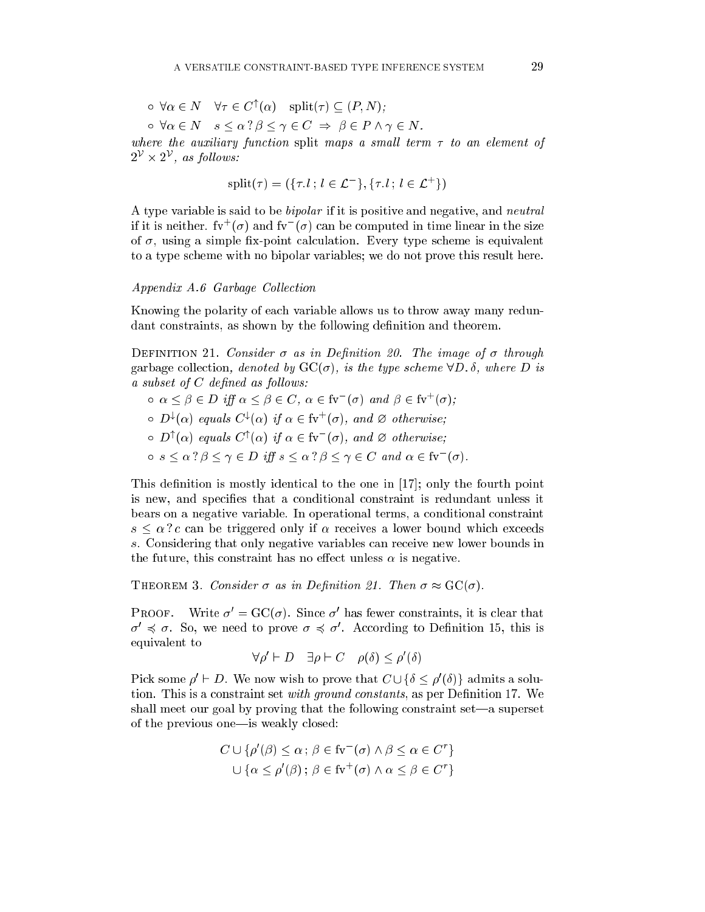- $\forall \alpha \in N \quad \forall \tau \in C^{\uparrow}(\alpha) \quad \mathrm{split}(\tau) \subseteq (P, N)$;
- $\forall \alpha \in N \quad s \leq \alpha\,?\,\beta \leq \gamma \in C \;\Rightarrow\; \beta \in P \wedge \gamma \in N$.

*where the auxiliary function* split *maps a small term $\tau$ to an element of $2^{\mathcal{V}} \times 2^{\mathcal{V}}$, as follows:*

$$\mathrm{split}(\tau) = (\{\tau.l\,;\, l \in \mathcal{L}^-\}, \{\tau.l\,;\, l \in \mathcal{L}^+\})$$

A type variable is said to be *bipolar* if it is positive and negative, and *neutral* if it is neither. $\mathrm{fv}^+(\sigma)$ and $\mathrm{fv}^-(\sigma)$ can be computed in time linear in the size of $\sigma$, using a simple fix-point calculation. Every type scheme is equivalent to a type scheme with no bipolar variables; we do not prove this result here.

### *Appendix A.6 Garbage Collection*

Knowing the polarity of each variable allows us to throw away many redundant constraints, as shown by the following definition and theorem.

Definition 21. *Consider $\sigma$ as in Definition 20. The image of $\sigma$ through* garbage collection*, denoted by $\mathrm{GC}(\sigma)$, is the type scheme $\forall D.\, \delta$, where $D$ is a subset of $C$ defined as follows:*

- *$\alpha \leq \beta \in D$ iff $\alpha \leq \beta \in C$, $\alpha \in \mathrm{fv}^-(\sigma)$ and $\beta \in \mathrm{fv}^+(\sigma)$;*
- *$D^{\downarrow}(\alpha)$ equals $C^{\downarrow}(\alpha)$ if $\alpha \in \mathrm{fv}^+(\sigma)$, and $\varnothing$ otherwise;*
- *$D^{\uparrow}(\alpha)$ equals $C^{\uparrow}(\alpha)$ if $\alpha \in \mathrm{fv}^-(\sigma)$, and $\varnothing$ otherwise;*
- *$s \leq \alpha\,?\,\beta \leq \gamma \in D$ iff $s \leq \alpha\,?\,\beta \leq \gamma \in C$ and $\alpha \in \mathrm{fv}^-(\sigma)$.*

This definition is mostly identical to the one in [17]; only the fourth point is new, and specifies that a conditional constraint is redundant unless it bears on a negative variable. In operational terms, a conditional constraint $s \leq \alpha\,?\,c$ can be triggered only if $\alpha$ receives a lower bound which exceeds $s$. Considering that only negative variables can receive new lower bounds in the future, this constraint has no effect unless $\alpha$ is negative.

Theorem 3. *Consider $\sigma$ as in Definition 21. Then $\sigma \approx \mathrm{GC}(\sigma)$.*

Proof. Write $\sigma' = \mathrm{GC}(\sigma)$. Since $\sigma'$ has fewer constraints, it is clear that $\sigma' \preccurlyeq \sigma$. So, we need to prove $\sigma \preccurlyeq \sigma'$. According to Definition 15, this is equivalent to

$$\forall \rho' \vdash D \quad \exists \rho \vdash C \quad \rho(\delta) \leq \rho'(\delta)$$

Pick some $\rho' \vdash D$. We now wish to prove that $C \cup \{\delta \leq \rho'(\delta)\}$ admits a solution. This is a constraint set *with ground constants*, as per Definition 17. We shall meet our goal by proving that the following constraint set—a superset of the previous one—is weakly closed:

$$\begin{aligned} C &\cup \{\rho'(\beta) \leq \alpha\,;\, \beta \in \mathrm{fv}^-(\sigma) \wedge \beta \leq \alpha \in C^r\} \\ &\cup \{\alpha \leq \rho'(\beta)\,;\, \beta \in \mathrm{fv}^+(\sigma) \wedge \alpha \leq \beta \in C^r\} \end{aligned}$$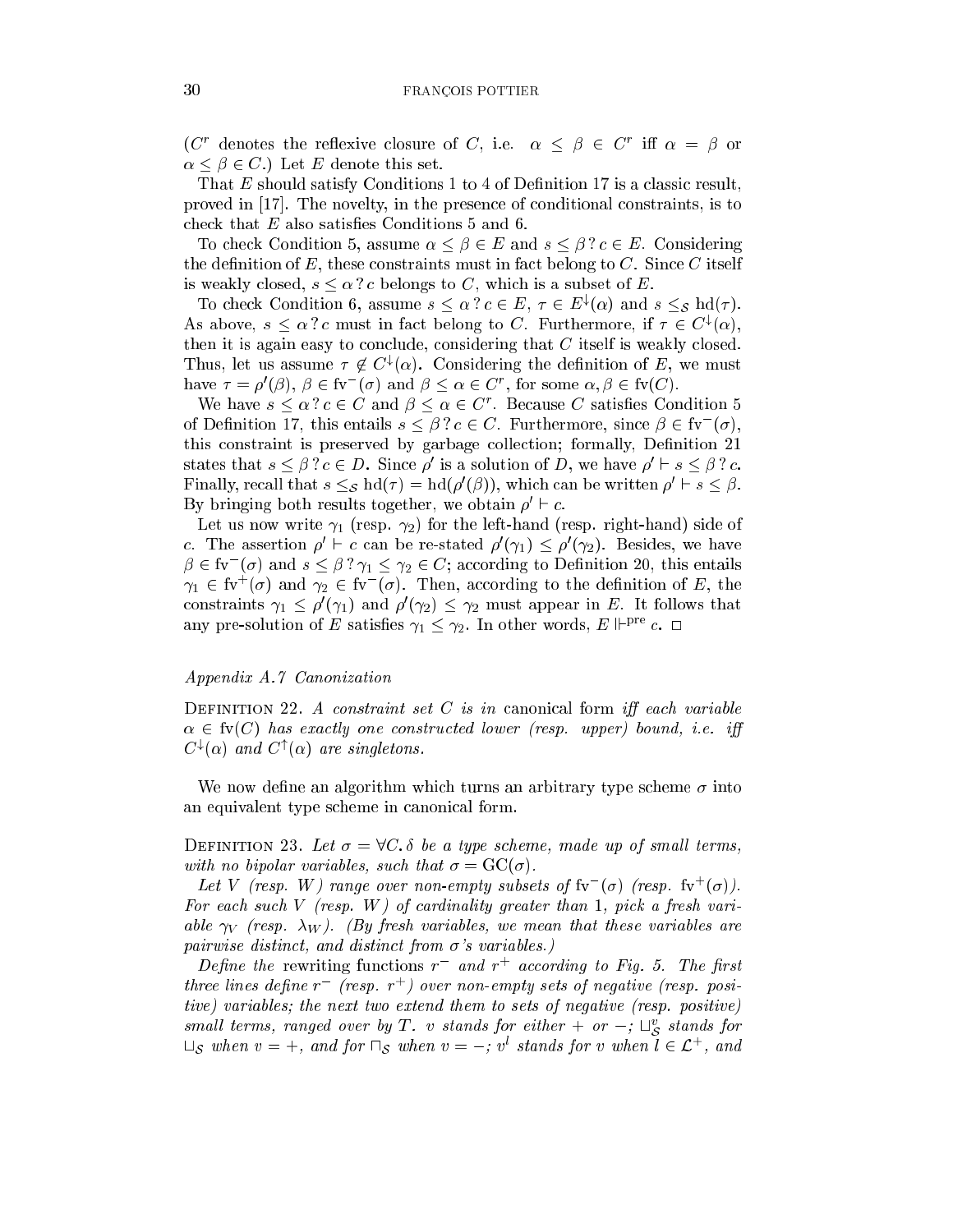($C^r$ denotes the reflexive closure of $C$, i.e. $\alpha \leq \beta \in C^r$ iff $\alpha = \beta$ or $\alpha \leq \beta \in C$.) Let $E$ denote this set.

That $E$ should satisfy Conditions 1 to 4 of Definition 17 is a classic result, proved in [17]. The novelty, in the presence of conditional constraints, is to check that $E$ also satisfies Conditions 5 and 6.

To check Condition 5, assume $\alpha \leq \beta \in E$ and $s \leq \beta \, ? \, c \in E$. Considering the definition of $E$, these constraints must in fact belong to $C$. Since $C$ itself is weakly closed, $s \leq \alpha \, ? \, c$ belongs to $C$, which is a subset of $E$.

To check Condition 6, assume $s \leq \alpha \, ? \, c \in E$, $\tau \in E^{\downarrow}(\alpha)$ and $s \leq_{\mathcal{S}} \mathrm{hd}(\tau)$. As above, $s \leq \alpha \, ? \, c$ must in fact belong to $C$. Furthermore, if $\tau \in C^{\downarrow}(\alpha)$, then it is again easy to conclude, considering that $C$ itself is weakly closed. Thus, let us assume $\tau \notin C^{\downarrow}(\alpha)$. Considering the definition of $E$, we must have $\tau = \rho'(\beta)$, $\beta \in \mathrm{fv}^-(\sigma)$ and $\beta \leq \alpha \in C^r$, for some $\alpha, \beta \in \mathrm{fv}(C)$.

We have $s \leq \alpha \, ? \, c \in C$ and $\beta \leq \alpha \in C^r$. Because $C$ satisfies Condition 5 of Definition 17, this entails $s \leq \beta \, ? \, c \in C$. Furthermore, since $\beta \in \mathrm{fv}^-(\sigma)$, this constraint is preserved by garbage collection; formally, Definition 21 states that $s \leq \beta \, ? \, c \in D$. Since $\rho'$ is a solution of $D$, we have $\rho' \vdash s \leq \beta \, ? \, c$. Finally, recall that $s \leq_{\mathcal{S}} \mathrm{hd}(\tau) = \mathrm{hd}(\rho'(\beta))$, which can be written $\rho' \vdash s \leq \beta$. By bringing both results together, we obtain $\rho' \vdash c$.

Let us now write $\gamma_1$ (resp. $\gamma_2$) for the left-hand (resp. right-hand) side of $c$. The assertion $\rho' \vdash c$ can be re-stated $\rho'(\gamma_1) \leq \rho'(\gamma_2)$. Besides, we have $\beta \in \mathrm{fv}^-(\sigma)$ and $s \leq \beta \, ? \, \gamma_1 \leq \gamma_2 \in C$; according to Definition 20, this entails $\gamma_1 \in \mathrm{fv}^+(\sigma)$ and $\gamma_2 \in \mathrm{fv}^-(\sigma)$. Then, according to the definition of $E$, the constraints $\gamma_1 \leq \rho'(\gamma_1)$ and $\rho'(\gamma_2) \leq \gamma_2$ must appear in $E$. It follows that any pre-solution of $E$ satisfies $\gamma_1 \leq \gamma_2$. In other words, $E \Vdash^{\mathrm{pre}} c$. □

### Appendix A.7 Canonization

**Definition 22.** *A constraint set $C$ is in* canonical form *iff each variable $\alpha \in \mathrm{fv}(C)$ has exactly one constructed lower (resp. upper) bound, i.e. iff $C^{\downarrow}(\alpha)$ and $C^{\uparrow}(\alpha)$ are singletons.*

We now define an algorithm which turns an arbitrary type scheme $\sigma$ into an equivalent type scheme in canonical form.

**Definition 23.** *Let $\sigma = \forall C. \, \delta$ be a type scheme, made up of small terms, with no bipolar variables, such that $\sigma = \mathrm{GC}(\sigma)$.*

*Let $V$ (resp. $W$) range over non-empty subsets of $\mathrm{fv}^-(\sigma)$ (resp. $\mathrm{fv}^+(\sigma)$). For each such $V$ (resp. $W$) of cardinality greater than 1, pick a fresh variable $\gamma_V$ (resp. $\lambda_W$). (By fresh variables, we mean that these variables are pairwise distinct, and distinct from $\sigma$'s variables.)*

*Define the* rewriting functions *$r^-$ and $r^+$ according to Fig. 5. The first three lines define $r^-$ (resp. $r^+$) over non-empty sets of negative (resp. positive) variables; the next two extend them to sets of negative (resp. positive) small terms, ranged over by $T$. $v$ stands for either $+$ or $-$; $\sqcup^v_{\mathcal{S}}$ stands for $\sqcup_{\mathcal{S}}$ when $v = +$, and for $\sqcap_{\mathcal{S}}$ when $v = -$; $v^l$ stands for $v$ when $l \in \mathcal{L}^+$, and*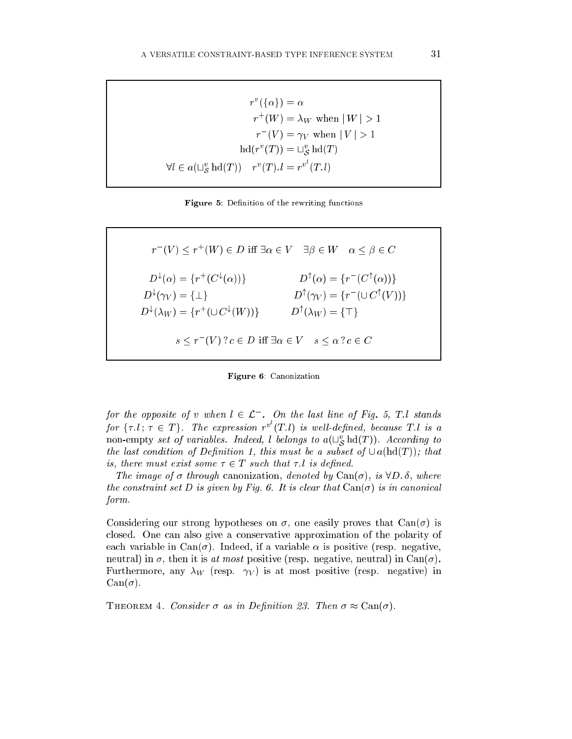$$
\begin{aligned}
r^v(\{\alpha\}) &= \alpha \\
r^+(W) &= \lambda_W \text{ when } |W| > 1 \\
r^-(V) &= \gamma_V \text{ when } |V| > 1 \\
\mathrm{hd}(r^v(T)) &= \sqcup^v_{\mathcal{S}} \mathrm{hd}(T) \\
\forall l \in a(\sqcup^v_{\mathcal{S}} \mathrm{hd}(T)) \quad r^v(T).l &= r^{v^l}(T.l)
\end{aligned}
$$

**Figure 5**: Definition of the rewriting functions

$$
r^-(V) \leq r^+(W) \in D \text{ iff } \exists \alpha \in V \quad \exists \beta \in W \quad \alpha \leq \beta \in C
$$

$$
\begin{aligned}
D^\downarrow(\alpha) &= \{r^+(C^\downarrow(\alpha))\} & D^\uparrow(\alpha) &= \{r^-(C^\uparrow(\alpha))\} \\
D^\downarrow(\gamma_V) &= \{\bot\} & D^\uparrow(\gamma_V) &= \{r^-(\cup C^\uparrow(V))\} \\
D^\downarrow(\lambda_W) &= \{r^+(\cup C^\downarrow(W))\} & D^\uparrow(\lambda_W) &= \{\top\}
\end{aligned}
$$

$$
s \leq r^-(V) \, ? \, c \in D \text{ iff } \exists \alpha \in V \quad s \leq \alpha \, ? \, c \in C
$$

**Figure 6**: Canonization

*for the opposite of $v$ when $l \in \mathcal{L}^-$. On the last line of Fig. 5, $T.l$ stands for $\{\tau.l \,;\, \tau \in T\}$. The expression $r^{v^l}(T.l)$ is well-defined, because $T.l$ is a* non-empty *set of variables. Indeed, $l$ belongs to $a(\sqcup^v_{\mathcal{S}} \mathrm{hd}(T))$. According to the last condition of Definition 1, this must be a subset of $\cup a(\mathrm{hd}(T))$; that is, there must exist some $\tau \in T$ such that $\tau.l$ is defined.*

*The image of $\sigma$ through* canonization*, denoted by $\mathrm{Can}(\sigma)$, is $\forall D.\, \delta$, where the constraint set $D$ is given by Fig. 6. It is clear that $\mathrm{Can}(\sigma)$ is in canonical form.*

Considering our strong hypotheses on $\sigma$, one easily proves that $\mathrm{Can}(\sigma)$ is closed. One can also give a conservative approximation of the polarity of each variable in $\mathrm{Can}(\sigma)$. Indeed, if a variable $\alpha$ is positive (resp. negative, neutral) in $\sigma$, then it is *at most* positive (resp. negative, neutral) in $\mathrm{Can}(\sigma)$. Furthermore, any $\lambda_W$ (resp. $\gamma_V$) is at most positive (resp. negative) in $\mathrm{Can}(\sigma)$.

Theorem 4. *Consider $\sigma$ as in Definition 23. Then $\sigma \approx \mathrm{Can}(\sigma)$.*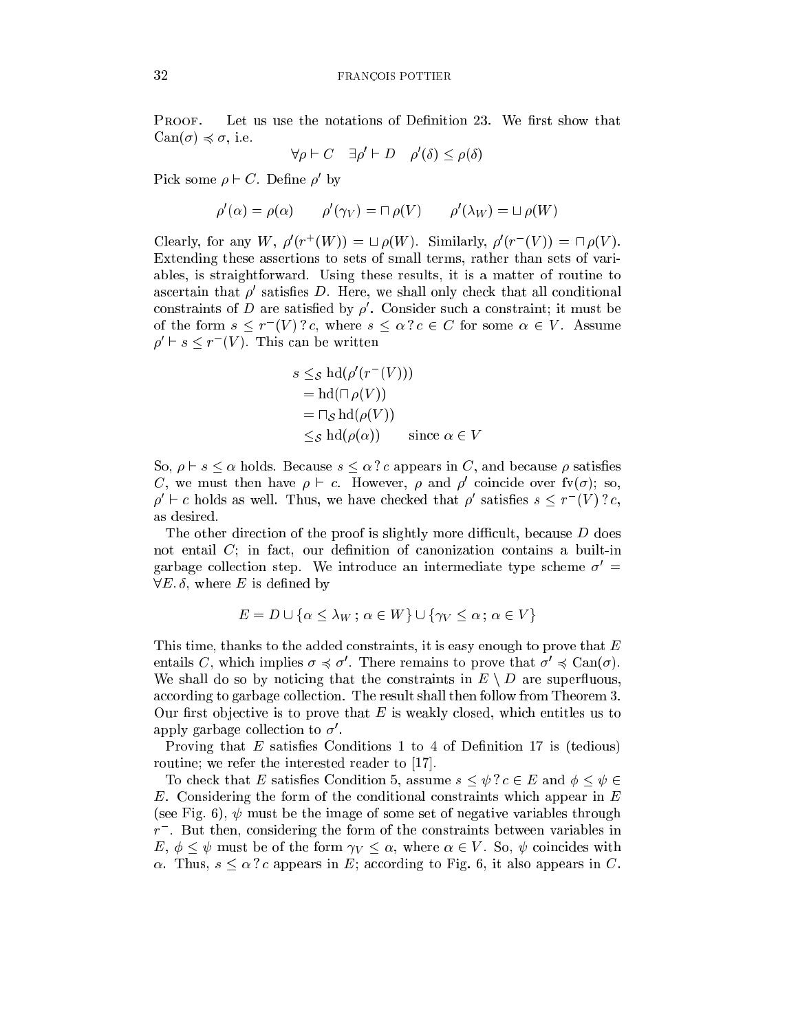PROOF. Let us use the notations of Definition 23. We first show that $\mathrm{Can}(\sigma) \preccurlyeq \sigma$, i.e.

$$\forall \rho \vdash C \quad \exists \rho' \vdash D \quad \rho'(\delta) \leq \rho(\delta)$$

Pick some $\rho \vdash C$. Define $\rho'$ by

$$\rho'(\alpha) = \rho(\alpha) \qquad \rho'(\gamma_V) = \sqcap \rho(V) \qquad \rho'(\lambda_W) = \sqcup \rho(W)$$

Clearly, for any $W$, $\rho'(r^+(W)) = \sqcup \rho(W)$. Similarly, $\rho'(r^-(V)) = \sqcap \rho(V)$. Extending these assertions to sets of small terms, rather than sets of variables, is straightforward. Using these results, it is a matter of routine to ascertain that $\rho'$ satisfies $D$. Here, we shall only check that all conditional constraints of $D$ are satisfied by $\rho'$. Consider such a constraint; it must be of the form $s \leq r^-(V) \mathrel{?} c$, where $s \leq \alpha \mathrel{?} c \in C$ for some $\alpha \in V$. Assume $\rho' \vdash s \leq r^-(V)$. This can be written

$$\begin{aligned} s &\leq_{\mathcal{S}} \mathrm{hd}(\rho'(r^-(V))) \\ &= \mathrm{hd}(\sqcap \rho(V)) \\ &= \sqcap_{\mathcal{S}} \mathrm{hd}(\rho(V)) \\ &\leq_{\mathcal{S}} \mathrm{hd}(\rho(\alpha)) \qquad \text{since } \alpha \in V \end{aligned}$$

So, $\rho \vdash s \leq \alpha$ holds. Because $s \leq \alpha \mathrel{?} c$ appears in $C$, and because $\rho$ satisfies $C$, we must then have $\rho \vdash c$. However, $\rho$ and $\rho'$ coincide over $\mathrm{fv}(\sigma)$; so, $\rho' \vdash c$ holds as well. Thus, we have checked that $\rho'$ satisfies $s \leq r^-(V) \mathrel{?} c$, as desired.

The other direction of the proof is slightly more difficult, because $D$ does not entail $C$; in fact, our definition of canonization contains a built-in garbage collection step. We introduce an intermediate type scheme $\sigma' = \forall E.\, \delta$, where $E$ is defined by

$$E = D \cup \{\alpha \leq \lambda_W \,;\, \alpha \in W\} \cup \{\gamma_V \leq \alpha \,;\, \alpha \in V\}$$

This time, thanks to the added constraints, it is easy enough to prove that $E$ entails $C$, which implies $\sigma \preccurlyeq \sigma'$. There remains to prove that $\sigma' \preccurlyeq \mathrm{Can}(\sigma)$. We shall do so by noticing that the constraints in $E \setminus D$ are superfluous, according to garbage collection. The result shall then follow from Theorem 3. Our first objective is to prove that $E$ is weakly closed, which entitles us to apply garbage collection to $\sigma'$.

Proving that $E$ satisfies Conditions 1 to 4 of Definition 17 is (tedious) routine; we refer the interested reader to [17].

To check that $E$ satisfies Condition 5, assume $s \leq \psi \mathrel{?} c \in E$ and $\phi \leq \psi \in E$. Considering the form of the conditional constraints which appear in $E$ (see Fig. 6), $\psi$ must be the image of some set of negative variables through $r^-$. But then, considering the form of the constraints between variables in $E$, $\phi \leq \psi$ must be of the form $\gamma_V \leq \alpha$, where $\alpha \in V$. So, $\psi$ coincides with $\alpha$. Thus, $s \leq \alpha \mathrel{?} c$ appears in $E$; according to Fig. 6, it also appears in $C$.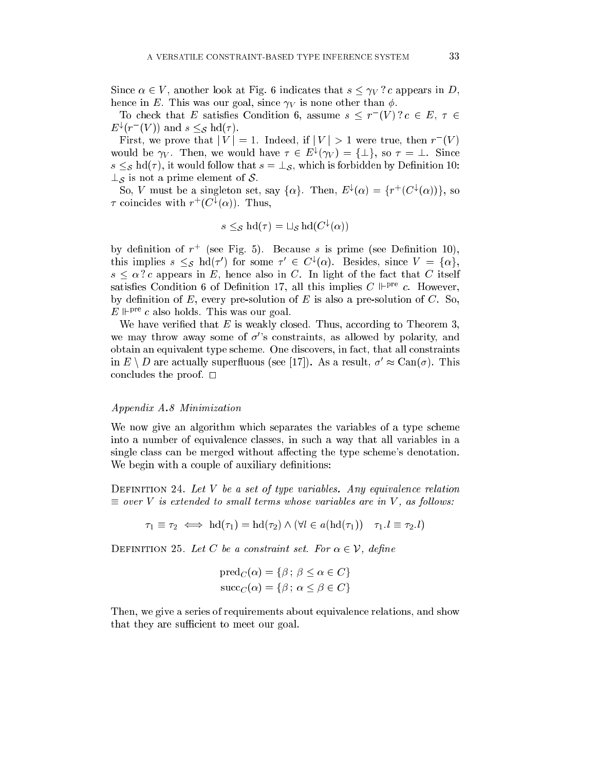Since $\alpha \in V$, another look at Fig. 6 indicates that $s \leq \gamma_V \mathbin{?} c$ appears in $D$, hence in $E$. This was our goal, since $\gamma_V$ is none other than $\phi$.

To check that $E$ satisfies Condition 6, assume $s \leq r^-(V) \mathbin{?} c \in E$, $\tau \in E^{\downarrow}(r^-(V))$ and $s \leq_{\mathcal{S}} \mathrm{hd}(\tau)$.

First, we prove that $|V| = 1$. Indeed, if $|V| > 1$ were true, then $r^-(V)$ would be $\gamma_V$. Then, we would have $\tau \in E^{\downarrow}(\gamma_V) = \{\bot\}$, so $\tau = \bot$. Since $s \leq_{\mathcal{S}} \mathrm{hd}(\tau)$, it would follow that $s = \bot_{\mathcal{S}}$, which is forbidden by Definition 10: $\bot_{\mathcal{S}}$ is not a prime element of $\mathcal{S}$.

So, $V$ must be a singleton set, say $\{\alpha\}$. Then, $E^{\downarrow}(\alpha) = \{r^+(C^{\downarrow}(\alpha))\}$, so $\tau$ coincides with $r^+(C^{\downarrow}(\alpha))$. Thus,

$$s \leq_{\mathcal{S}} \mathrm{hd}(\tau) = \sqcup_{\mathcal{S}} \mathrm{hd}(C^{\downarrow}(\alpha))$$

by definition of $r^+$ (see Fig. 5). Because $s$ is prime (see Definition 10), this implies $s \leq_{\mathcal{S}} \mathrm{hd}(\tau')$ for some $\tau' \in C^{\downarrow}(\alpha)$. Besides, since $V = \{\alpha\}$, $s \leq \alpha \mathbin{?} c$ appears in $E$, hence also in $C$. In light of the fact that $C$ itself satisfies Condition 6 of Definition 17, all this implies $C \Vdash^{\mathrm{pre}} c$. However, by definition of $E$, every pre-solution of $E$ is also a pre-solution of $C$. So, $E \Vdash^{\mathrm{pre}} c$ also holds. This was our goal.

We have verified that $E$ is weakly closed. Thus, according to Theorem 3, we may throw away some of $\sigma'$'s constraints, as allowed by polarity, and obtain an equivalent type scheme. One discovers, in fact, that all constraints in $E \setminus D$ are actually superfluous (see [17]). As a result, $\sigma' \approx \mathrm{Can}(\sigma)$. This concludes the proof. □

*Appendix A.8 Minimization*

We now give an algorithm which separates the variables of a type scheme into a number of equivalence classes, in such a way that all variables in a single class can be merged without affecting the type scheme's denotation. We begin with a couple of auxiliary definitions:

Definition 24. *Let $V$ be a set of type variables. Any equivalence relation $\equiv$ over $V$ is extended to small terms whose variables are in $V$, as follows:*

$$\tau_1 \equiv \tau_2 \iff \mathrm{hd}(\tau_1) = \mathrm{hd}(\tau_2) \wedge (\forall l \in a(\mathrm{hd}(\tau_1)) \quad \tau_1.l \equiv \tau_2.l)$$

Definition 25. *Let $C$ be a constraint set. For $\alpha \in \mathcal{V}$, define*

$$\mathrm{pred}_C(\alpha) = \{\beta \,;\, \beta \leq \alpha \in C\}$$
$$\mathrm{succ}_C(\alpha) = \{\beta \,;\, \alpha \leq \beta \in C\}$$

Then, we give a series of requirements about equivalence relations, and show that they are sufficient to meet our goal.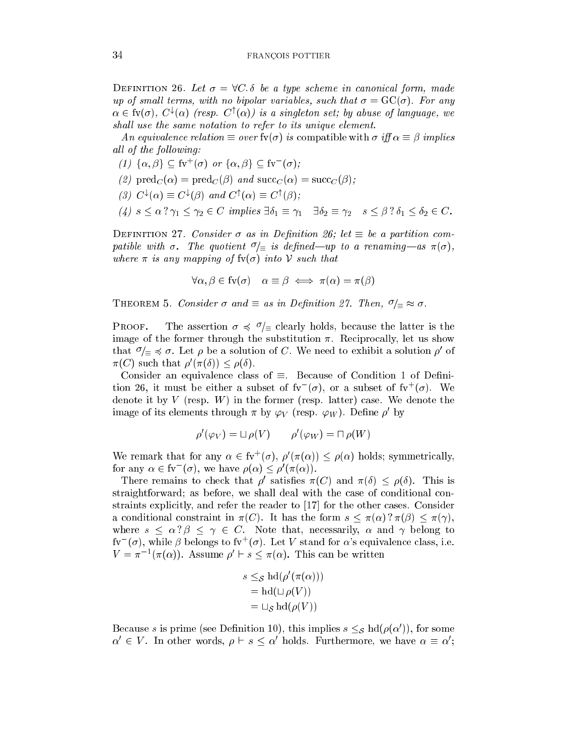Definition 26. *Let $\sigma = \forall C.\,\delta$ be a type scheme in canonical form, made up of small terms, with no bipolar variables, such that $\sigma = \mathrm{GC}(\sigma)$. For any $\alpha \in \mathrm{fv}(\sigma)$, $C^{\downarrow}(\alpha)$ (resp. $C^{\uparrow}(\alpha)$) is a singleton set; by abuse of language, we shall use the same notation to refer to its unique element.*

*An equivalence relation $\equiv$ over $\mathrm{fv}(\sigma)$ is* compatible with $\sigma$ *iff $\alpha \equiv \beta$ implies all of the following:*

*(1) $\{\alpha, \beta\} \subseteq \mathrm{fv}^{+}(\sigma)$ or $\{\alpha, \beta\} \subseteq \mathrm{fv}^{-}(\sigma)$;*

*(2) $\mathrm{pred}_C(\alpha) = \mathrm{pred}_C(\beta)$ and $\mathrm{succ}_C(\alpha) = \mathrm{succ}_C(\beta)$;*

*(3) $C^{\downarrow}(\alpha) \equiv C^{\downarrow}(\beta)$ and $C^{\uparrow}(\alpha) \equiv C^{\uparrow}(\beta)$;*

*(4) $s \leq \alpha \,?\, \gamma_1 \leq \gamma_2 \in C$ implies $\exists \delta_1 \equiv \gamma_1 \quad \exists \delta_2 \equiv \gamma_2 \quad s \leq \beta \,?\, \delta_1 \leq \delta_2 \in C$.*

Definition 27. *Consider $\sigma$ as in Definition 26; let $\equiv$ be a partition compatible with $\sigma$. The quotient $\sigma/_{\equiv}$ is defined—up to a renaming—as $\pi(\sigma)$, where $\pi$ is any mapping of $\mathrm{fv}(\sigma)$ into $\mathcal{V}$ such that*

$$\forall \alpha, \beta \in \mathrm{fv}(\sigma) \quad \alpha \equiv \beta \iff \pi(\alpha) = \pi(\beta)$$

Theorem 5. *Consider $\sigma$ and $\equiv$ as in Definition 27. Then, $\sigma/_{\equiv} \approx \sigma$.*

Proof. The assertion $\sigma \preccurlyeq \sigma/_{\equiv}$ clearly holds, because the latter is the image of the former through the substitution $\pi$. Reciprocally, let us show that $\sigma/_{\equiv} \preccurlyeq \sigma$. Let $\rho$ be a solution of $C$. We need to exhibit a solution $\rho'$ of $\pi(C)$ such that $\rho'(\pi(\delta)) \leq \rho(\delta)$.

Consider an equivalence class of $\equiv$. Because of Condition 1 of Definition 26, it must be either a subset of $\mathrm{fv}^{-}(\sigma)$, or a subset of $\mathrm{fv}^{+}(\sigma)$. We denote it by $V$ (resp. $W$) in the former (resp. latter) case. We denote the image of its elements through $\pi$ by $\varphi_V$ (resp. $\varphi_W$). Define $\rho'$ by

$$\rho'(\varphi_V) = \sqcup \rho(V) \qquad \rho'(\varphi_W) = \sqcap \rho(W)$$

We remark that for any $\alpha \in \mathrm{fv}^{+}(\sigma)$, $\rho'(\pi(\alpha)) \leq \rho(\alpha)$ holds; symmetrically, for any $\alpha \in \mathrm{fv}^{-}(\sigma)$, we have $\rho(\alpha) \leq \rho'(\pi(\alpha))$.

There remains to check that $\rho'$ satisfies $\pi(C)$ and $\pi(\delta) \leq \rho(\delta)$. This is straightforward; as before, we shall deal with the case of conditional constraints explicitly, and refer the reader to [17] for the other cases. Consider a conditional constraint in $\pi(C)$. It has the form $s \leq \pi(\alpha) \,?\, \pi(\beta) \leq \pi(\gamma)$, where $s \leq \alpha \,?\, \beta \leq \gamma \in C$. Note that, necessarily, $\alpha$ and $\gamma$ belong to $\mathrm{fv}^{-}(\sigma)$, while $\beta$ belongs to $\mathrm{fv}^{+}(\sigma)$. Let $V$ stand for $\alpha$'s equivalence class, i.e. $V = \pi^{-1}(\pi(\alpha))$. Assume $\rho' \vdash s \leq \pi(\alpha)$. This can be written

$$\begin{aligned} s &\leq_{\mathcal{S}} \mathrm{hd}(\rho'(\pi(\alpha))) \\ &= \mathrm{hd}(\sqcup \rho(V)) \\ &= \sqcup_{\mathcal{S}} \mathrm{hd}(\rho(V)) \end{aligned}$$

Because $s$ is prime (see Definition 10), this implies $s \leq_{\mathcal{S}} \mathrm{hd}(\rho(\alpha'))$, for some $\alpha' \in V$. In other words, $\rho \vdash s \leq \alpha'$ holds. Furthermore, we have $\alpha \equiv \alpha'$;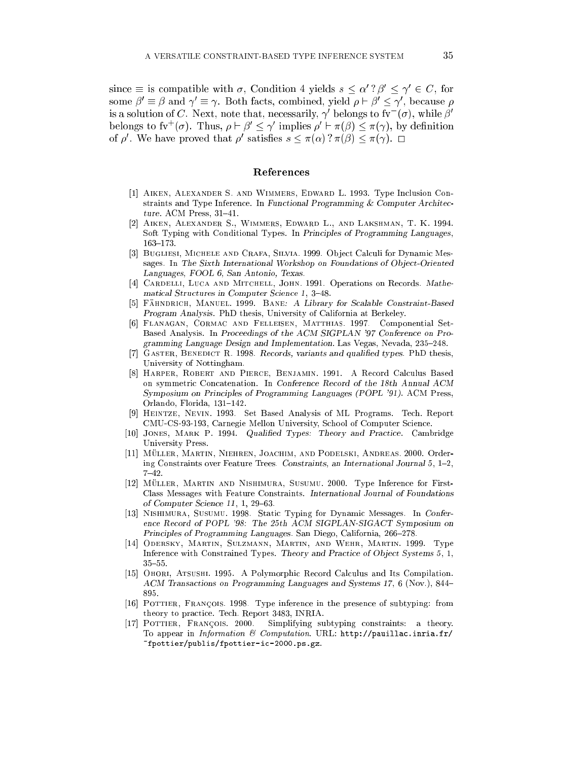since $\equiv$ is compatible with $\sigma$, Condition 4 yields $s \leq \alpha' \, ? \, \beta' \leq \gamma' \in C$, for some $\beta' \equiv \beta$ and $\gamma' \equiv \gamma$. Both facts, combined, yield $\rho \vdash \beta' \leq \gamma'$, because $\rho$ is a solution of $C$. Next, note that, necessarily, $\gamma'$ belongs to $\mathrm{fv}^-(\sigma)$, while $\beta'$ belongs to $\mathrm{fv}^+(\sigma)$. Thus, $\rho \vdash \beta' \leq \gamma'$ implies $\rho' \vdash \pi(\beta) \leq \pi(\gamma)$, by definition of $\rho'$. We have proved that $\rho'$ satisfies $s \leq \pi(\alpha) \, ? \, \pi(\beta) \leq \pi(\gamma)$. □

## References

[1] Aiken, Alexander S. and Wimmers, Edward L. 1993. Type Inclusion Constraints and Type Inference. In *Functional Programming & Computer Architecture*. ACM Press, 31–41.

[2] Aiken, Alexander S., Wimmers, Edward L., and Lakshman, T. K. 1994. Soft Typing with Conditional Types. In *Principles of Programming Languages*, 163–173.

[3] Bugliesi, Michele and Crafa, Silvia. 1999. Object Calculi for Dynamic Messages. In *The Sixth International Workshop on Foundations of Object-Oriented Languages, FOOL 6, San Antonio, Texas*.

[4] Cardelli, Luca and Mitchell, John. 1991. Operations on Records. *Mathematical Structures in Computer Science 1*, 3–48.

[5] Fähndrich, Manuel. 1999. *Bane: A Library for Scalable Constraint-Based Program Analysis*. PhD thesis, University of California at Berkeley.

[6] Flanagan, Cormac and Felleisen, Matthias. 1997. Componential Set-Based Analysis. In *Proceedings of the ACM SIGPLAN '97 Conference on Programming Language Design and Implementation*. Las Vegas, Nevada, 235–248.

[7] Gaster, Benedict R. 1998. *Records, variants and qualified types*. PhD thesis, University of Nottingham.

[8] Harper, Robert and Pierce, Benjamin. 1991. A Record Calculus Based on symmetric Concatenation. In *Conference Record of the 18th Annual ACM Symposium on Principles of Programming Languages (POPL '91)*. ACM Press, Orlando, Florida, 131–142.

[9] Heintze, Nevin. 1993. Set Based Analysis of ML Programs. Tech. Report CMU-CS-93-193, Carnegie Mellon University, School of Computer Science.

[10] Jones, Mark P. 1994. *Qualified Types: Theory and Practice*. Cambridge University Press.

[11] Müller, Martin, Niehren, Joachim, and Podelski, Andreas. 2000. Ordering Constraints over Feature Trees. *Constraints, an International Journal 5*, 1–2, 7–42.

[12] Müller, Martin and Nishimura, Susumu. 2000. Type Inference for First-Class Messages with Feature Constraints. *International Journal of Foundations of Computer Science 11*, 1, 29–63.

[13] Nishimura, Susumu. 1998. Static Typing for Dynamic Messages. In *Conference Record of POPL '98: The 25th ACM SIGPLAN-SIGACT Symposium on Principles of Programming Languages*. San Diego, California, 266–278.

[14] Odersky, Martin, Sulzmann, Martin, and Wehr, Martin. 1999. Type Inference with Constrained Types. *Theory and Practice of Object Systems 5*, 1, 35–55.

[15] Ohori, Atsushi. 1995. A Polymorphic Record Calculus and Its Compilation. *ACM Transactions on Programming Languages and Systems 17*, 6 (Nov.), 844–895.

[16] Pottier, François. 1998. Type inference in the presence of subtyping: from theory to practice. Tech. Report 3483, INRIA.

[17] Pottier, François. 2000. Simplifying subtyping constraints: a theory. To appear in *Information & Computation*. URL: `http://pauillac.inria.fr/~fpottier/publis/fpottier-ic-2000.ps.gz`.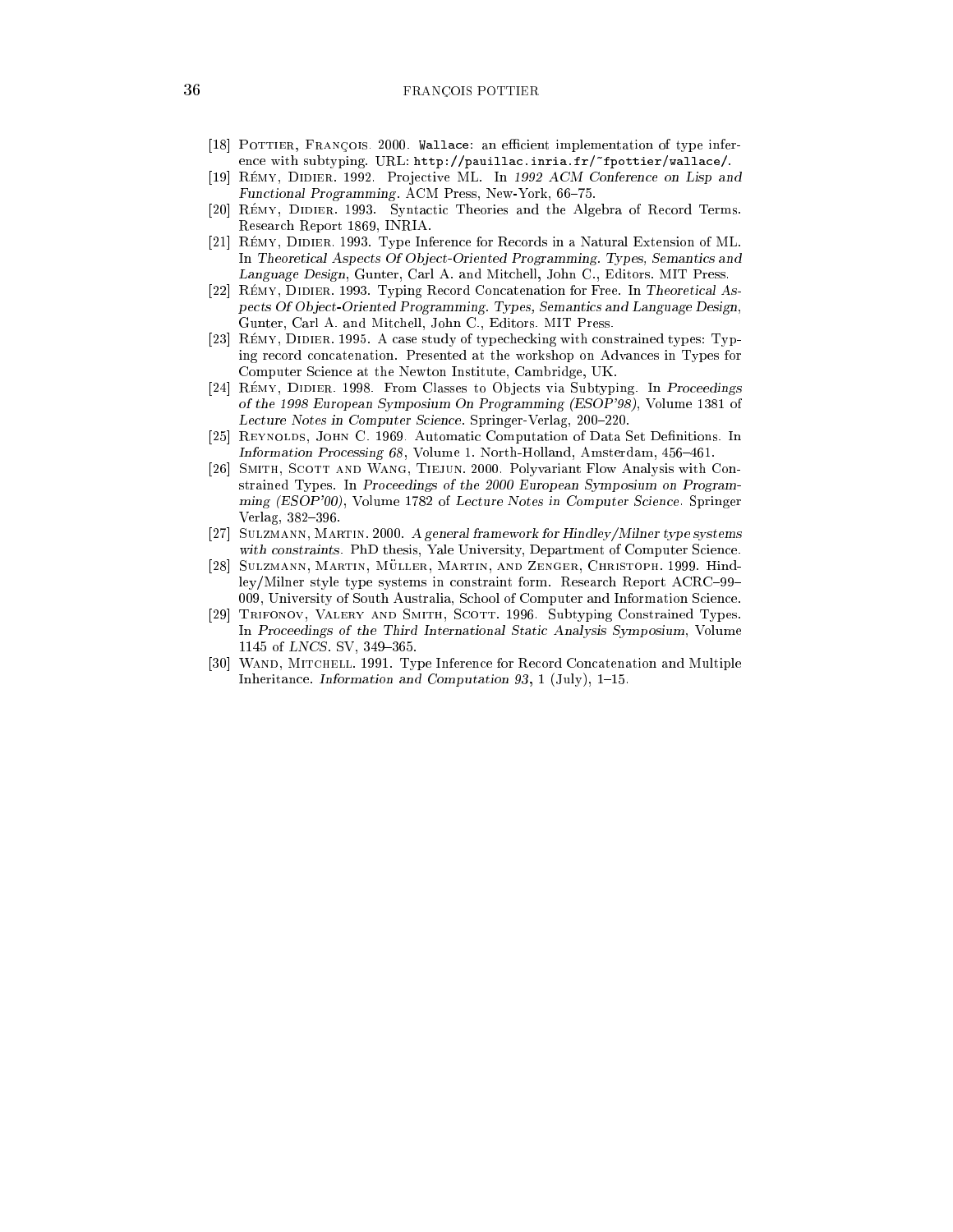[18] Pottier, François. 2000. `Wallace`: an efficient implementation of type inference with subtyping. URL: `http://pauillac.inria.fr/~fpottier/wallace/`.

[19] Rémy, Didier. 1992. Projective ML. In *1992 ACM Conference on Lisp and Functional Programming*. ACM Press, New-York, 66–75.

[20] Rémy, Didier. 1993. Syntactic Theories and the Algebra of Record Terms. Research Report 1869, INRIA.

[21] Rémy, Didier. 1993. Type Inference for Records in a Natural Extension of ML. In *Theoretical Aspects Of Object-Oriented Programming. Types, Semantics and Language Design*, Gunter, Carl A. and Mitchell, John C., Editors. MIT Press.

[22] Rémy, Didier. 1993. Typing Record Concatenation for Free. In *Theoretical Aspects Of Object-Oriented Programming. Types, Semantics and Language Design*, Gunter, Carl A. and Mitchell, John C., Editors. MIT Press.

[23] Rémy, Didier. 1995. A case study of typechecking with constrained types: Typing record concatenation. Presented at the workshop on Advances in Types for Computer Science at the Newton Institute, Cambridge, UK.

[24] Rémy, Didier. 1998. From Classes to Objects via Subtyping. In *Proceedings of the 1998 European Symposium On Programming (ESOP'98)*, Volume 1381 of *Lecture Notes in Computer Science*. Springer-Verlag, 200–220.

[25] Reynolds, John C. 1969. Automatic Computation of Data Set Definitions. In *Information Processing 68*, Volume 1. North-Holland, Amsterdam, 456–461.

[26] Smith, Scott and Wang, Tiejun. 2000. Polyvariant Flow Analysis with Constrained Types. In *Proceedings of the 2000 European Symposium on Programming (ESOP'00)*, Volume 1782 of *Lecture Notes in Computer Science*. Springer Verlag, 382–396.

[27] Sulzmann, Martin. 2000. *A general framework for Hindley/Milner type systems with constraints*. PhD thesis, Yale University, Department of Computer Science.

[28] Sulzmann, Martin, Müller, Martin, and Zenger, Christoph. 1999. Hindley/Milner style type systems in constraint form. Research Report ACRC–99–009, University of South Australia, School of Computer and Information Science.

[29] Trifonov, Valery and Smith, Scott. 1996. Subtyping Constrained Types. In *Proceedings of the Third International Static Analysis Symposium*, Volume 1145 of *LNCS*. SV, 349–365.

[30] Wand, Mitchell. 1991. Type Inference for Record Concatenation and Multiple Inheritance. *Information and Computation 93*, 1 (July), 1–15.